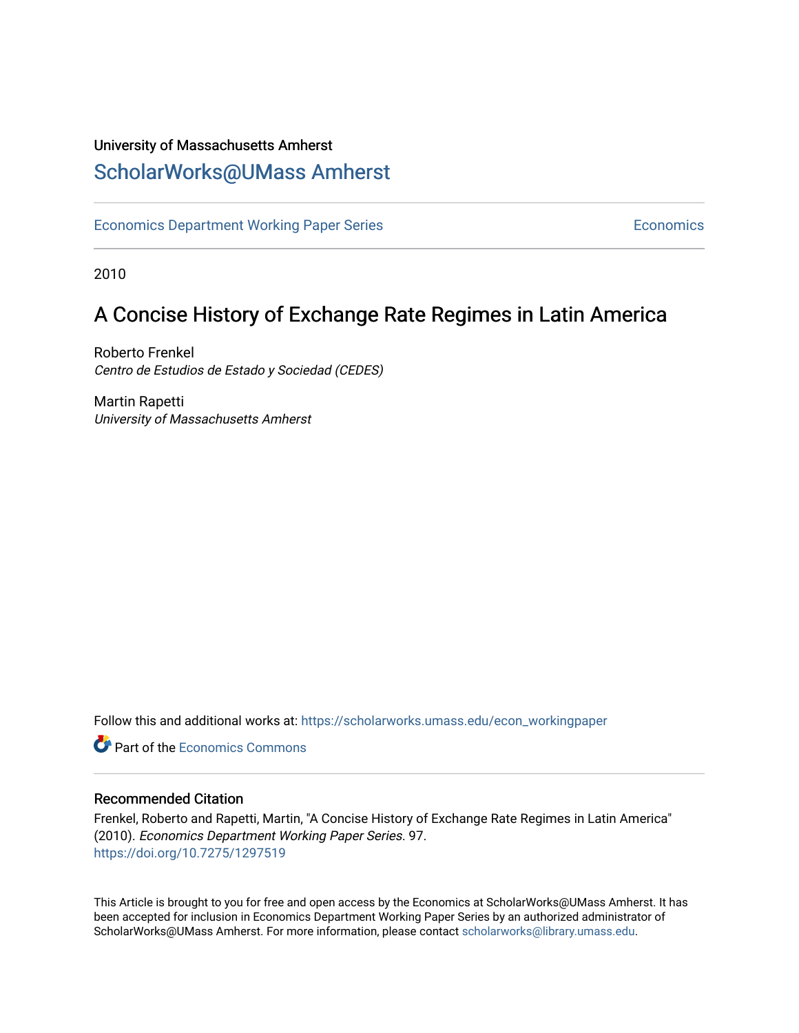University of Massachusetts Amherst

# ScholarWorks@UMass Amherst

Economics Department Working Paper Series | Economics

2010

# A Concise History of Exchange Rate Regimes in Latin America

Roberto Frenkel
*Centro de Estudios de Estado y Sociedad (CEDES)*

Martin Rapetti
*University of Massachusetts Amherst*

Follow this and additional works at: https://scholarworks.umass.edu/econ_workingpaper

Part of the Economics Commons

## Recommended Citation

Frenkel, Roberto and Rapetti, Martin, "A Concise History of Exchange Rate Regimes in Latin America" (2010). *Economics Department Working Paper Series*. 97.
https://doi.org/10.7275/1297519

This Article is brought to you for free and open access by the Economics at ScholarWorks@UMass Amherst. It has been accepted for inclusion in Economics Department Working Paper Series by an authorized administrator of ScholarWorks@UMass Amherst. For more information, please contact scholarworks@library.umass.edu.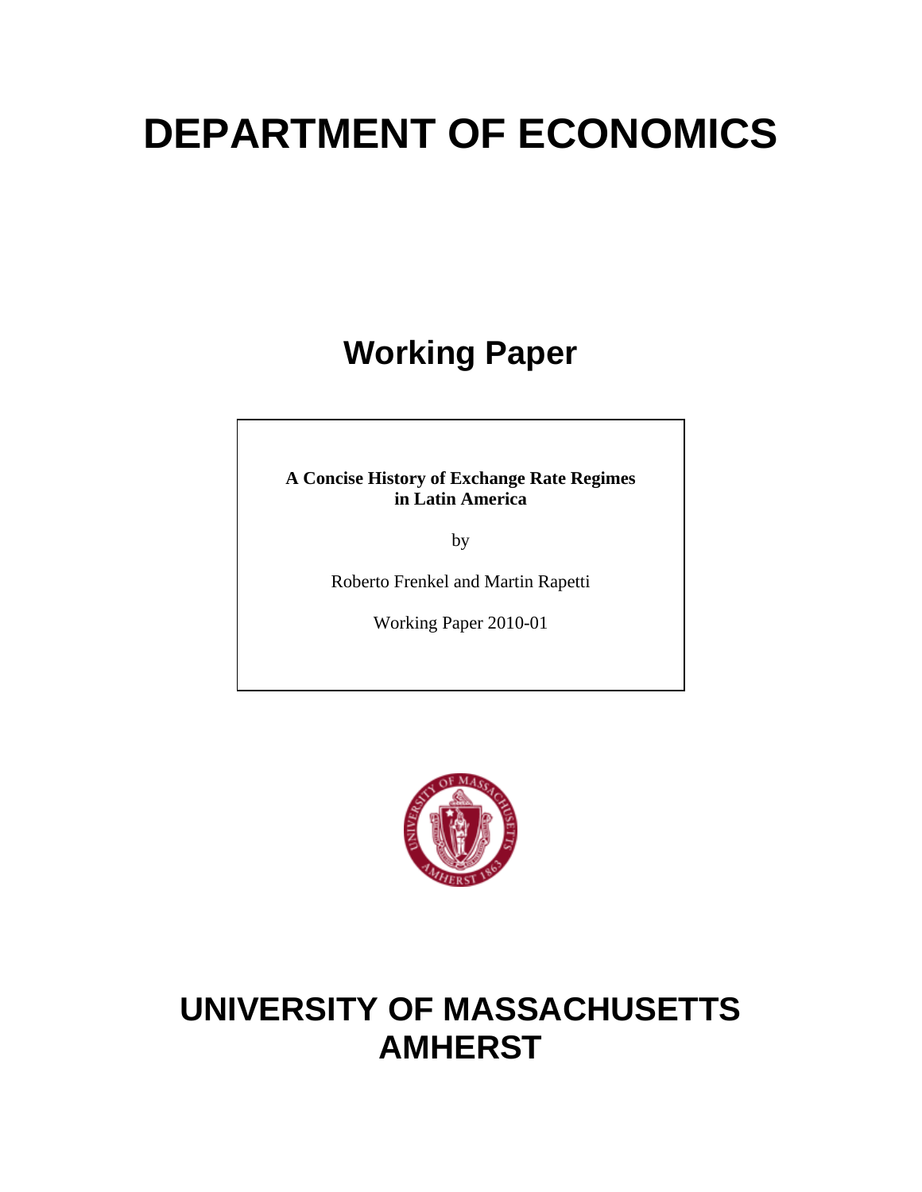# DEPARTMENT OF ECONOMICS

## Working Paper

**A Concise History of Exchange Rate Regimes in Latin America**

by

Roberto Frenkel and Martin Rapetti

Working Paper 2010-01

# UNIVERSITY OF MASSACHUSETTS AMHERST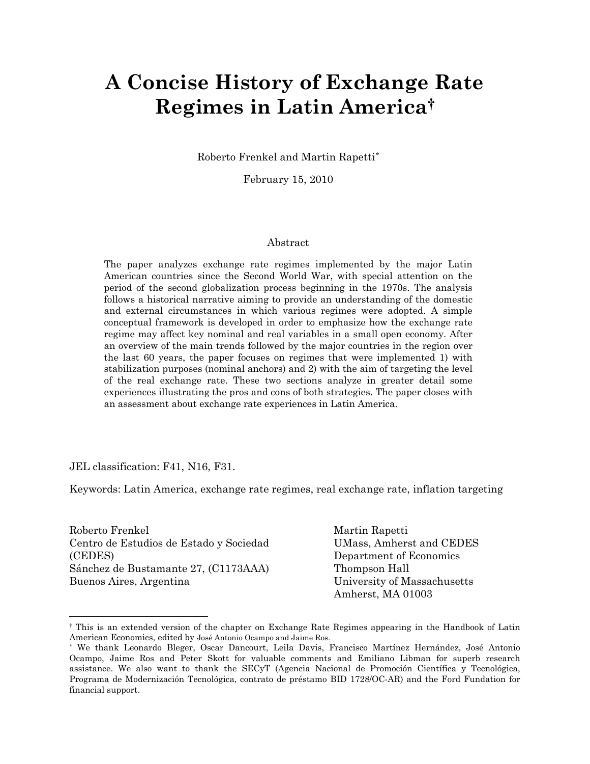# A Concise History of Exchange Rate Regimes in Latin America†

Roberto Frenkel and Martin Rapetti*

February 15, 2010

## Abstract

The paper analyzes exchange rate regimes implemented by the major Latin American countries since the Second World War, with special attention on the period of the second globalization process beginning in the 1970s. The analysis follows a historical narrative aiming to provide an understanding of the domestic and external circumstances in which various regimes were adopted. A simple conceptual framework is developed in order to emphasize how the exchange rate regime may affect key nominal and real variables in a small open economy. After an overview of the main trends followed by the major countries in the region over the last 60 years, the paper focuses on regimes that were implemented 1) with stabilization purposes (nominal anchors) and 2) with the aim of targeting the level of the real exchange rate. These two sections analyze in greater detail some experiences illustrating the pros and cons of both strategies. The paper closes with an assessment about exchange rate experiences in Latin America.

JEL classification: F41, N16, F31.

Keywords: Latin America, exchange rate regimes, real exchange rate, inflation targeting

Roberto Frenkel
Centro de Estudios de Estado y Sociedad (CEDES)
Sánchez de Bustamante 27, (C1173AAA)
Buenos Aires, Argentina

Martin Rapetti
UMass, Amherst and CEDES
Department of Economics
Thompson Hall
University of Massachusetts
Amherst, MA 01003

---

† This is an extended version of the chapter on Exchange Rate Regimes appearing in the Handbook of Latin American Economics, edited by José Antonio Ocampo and Jaime Ros.

* We thank Leonardo Bleger, Oscar Dancourt, Leila Davis, Francisco Martínez Hernández, José Antonio Ocampo, Jaime Ros and Peter Skott for valuable comments and Emiliano Libman for superb research assistance. We also want to thank the SECyT (Agencia Nacional de Promoción Científica y Tecnológica, Programa de Modernización Tecnológica, contrato de préstamo BID 1728/OC-AR) and the Ford Fundation for financial support.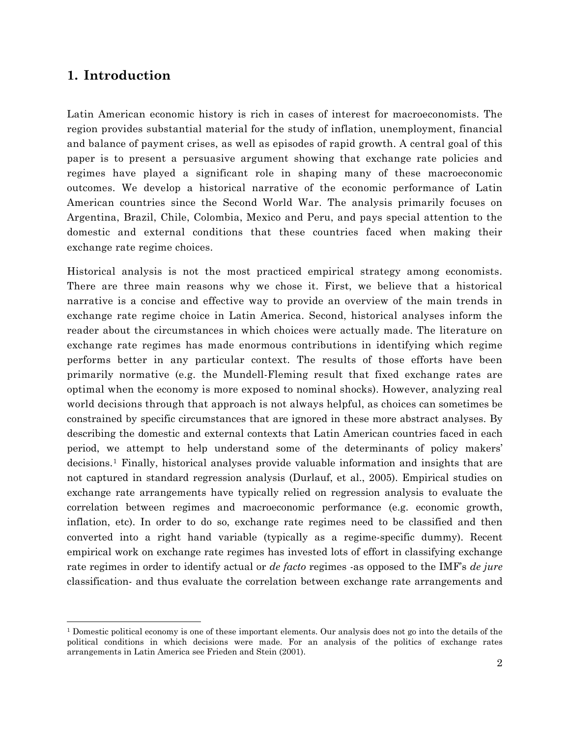## 1. Introduction

Latin American economic history is rich in cases of interest for macroeconomists. The region provides substantial material for the study of inflation, unemployment, financial and balance of payment crises, as well as episodes of rapid growth. A central goal of this paper is to present a persuasive argument showing that exchange rate policies and regimes have played a significant role in shaping many of these macroeconomic outcomes. We develop a historical narrative of the economic performance of Latin American countries since the Second World War. The analysis primarily focuses on Argentina, Brazil, Chile, Colombia, Mexico and Peru, and pays special attention to the domestic and external conditions that these countries faced when making their exchange rate regime choices.

Historical analysis is not the most practiced empirical strategy among economists. There are three main reasons why we chose it. First, we believe that a historical narrative is a concise and effective way to provide an overview of the main trends in exchange rate regime choice in Latin America. Second, historical analyses inform the reader about the circumstances in which choices were actually made. The literature on exchange rate regimes has made enormous contributions in identifying which regime performs better in any particular context. The results of those efforts have been primarily normative (e.g. the Mundell-Fleming result that fixed exchange rates are optimal when the economy is more exposed to nominal shocks). However, analyzing real world decisions through that approach is not always helpful, as choices can sometimes be constrained by specific circumstances that are ignored in these more abstract analyses. By describing the domestic and external contexts that Latin American countries faced in each period, we attempt to help understand some of the determinants of policy makers' decisions.[1] Finally, historical analyses provide valuable information and insights that are not captured in standard regression analysis (Durlauf, et al., 2005). Empirical studies on exchange rate arrangements have typically relied on regression analysis to evaluate the correlation between regimes and macroeconomic performance (e.g. economic growth, inflation, etc). In order to do so, exchange rate regimes need to be classified and then converted into a right hand variable (typically as a regime-specific dummy). Recent empirical work on exchange rate regimes has invested lots of effort in classifying exchange rate regimes in order to identify actual or *de facto* regimes -as opposed to the IMF's *de jure* classification- and thus evaluate the correlation between exchange rate arrangements and

[1] Domestic political economy is one of these important elements. Our analysis does not go into the details of the political conditions in which decisions were made. For an analysis of the politics of exchange rates arrangements in Latin America see Frieden and Stein (2001).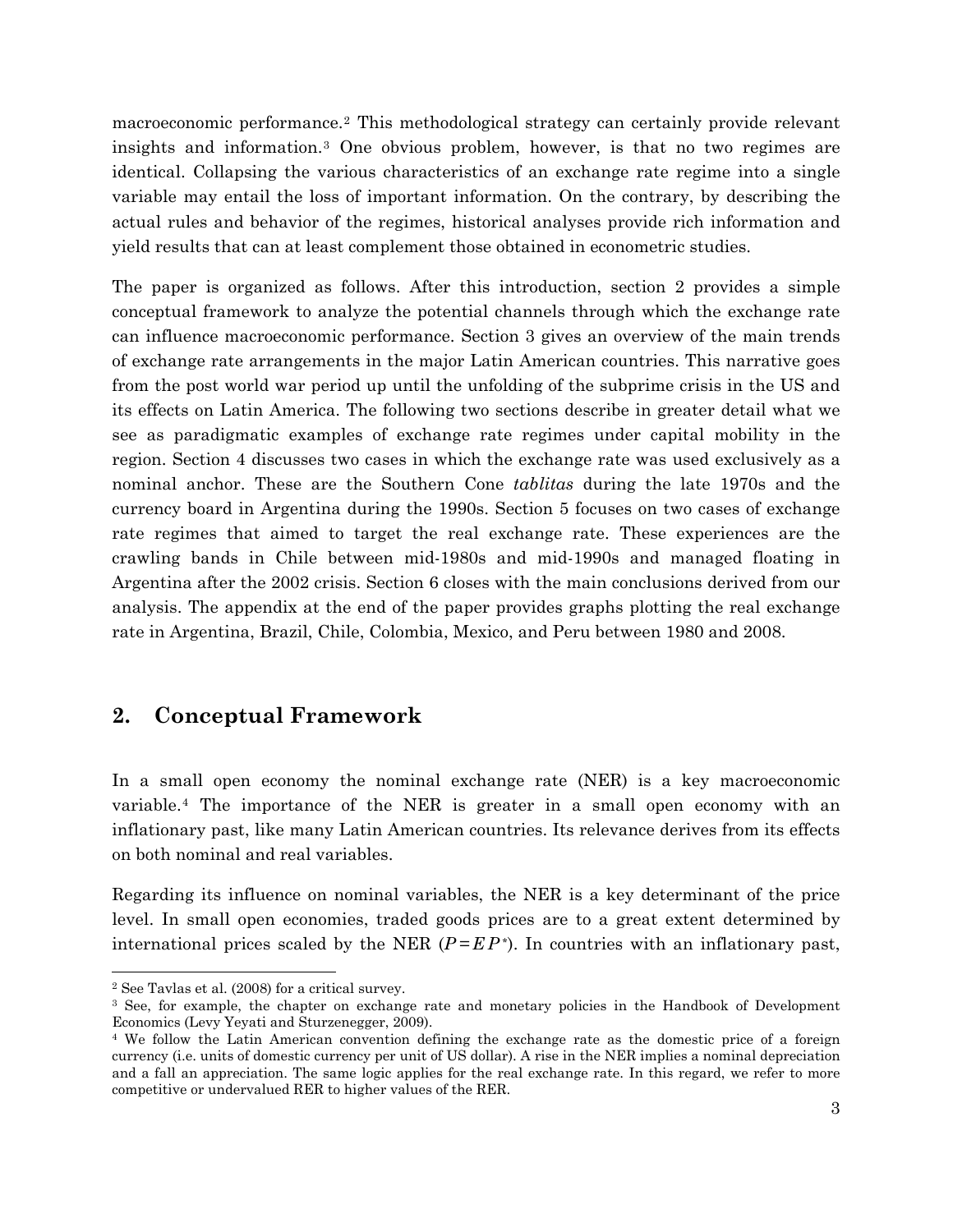macroeconomic performance.[2] This methodological strategy can certainly provide relevant insights and information.[3] One obvious problem, however, is that no two regimes are identical. Collapsing the various characteristics of an exchange rate regime into a single variable may entail the loss of important information. On the contrary, by describing the actual rules and behavior of the regimes, historical analyses provide rich information and yield results that can at least complement those obtained in econometric studies.

The paper is organized as follows. After this introduction, section 2 provides a simple conceptual framework to analyze the potential channels through which the exchange rate can influence macroeconomic performance. Section 3 gives an overview of the main trends of exchange rate arrangements in the major Latin American countries. This narrative goes from the post world war period up until the unfolding of the subprime crisis in the US and its effects on Latin America. The following two sections describe in greater detail what we see as paradigmatic examples of exchange rate regimes under capital mobility in the region. Section 4 discusses two cases in which the exchange rate was used exclusively as a nominal anchor. These are the Southern Cone *tablitas* during the late 1970s and the currency board in Argentina during the 1990s. Section 5 focuses on two cases of exchange rate regimes that aimed to target the real exchange rate. These experiences are the crawling bands in Chile between mid-1980s and mid-1990s and managed floating in Argentina after the 2002 crisis. Section 6 closes with the main conclusions derived from our analysis. The appendix at the end of the paper provides graphs plotting the real exchange rate in Argentina, Brazil, Chile, Colombia, Mexico, and Peru between 1980 and 2008.

## 2. Conceptual Framework

In a small open economy the nominal exchange rate (NER) is a key macroeconomic variable.[4] The importance of the NER is greater in a small open economy with an inflationary past, like many Latin American countries. Its relevance derives from its effects on both nominal and real variables.

Regarding its influence on nominal variables, the NER is a key determinant of the price level. In small open economies, traded goods prices are to a great extent determined by international prices scaled by the NER ($P = EP^*$). In countries with an inflationary past,

---

[2] See Tavlas et al. (2008) for a critical survey.

[3] See, for example, the chapter on exchange rate and monetary policies in the Handbook of Development Economics (Levy Yeyati and Sturzenegger, 2009).

[4] We follow the Latin American convention defining the exchange rate as the domestic price of a foreign currency (i.e. units of domestic currency per unit of US dollar). A rise in the NER implies a nominal depreciation and a fall an appreciation. The same logic applies for the real exchange rate. In this regard, we refer to more competitive or undervalued RER to higher values of the RER.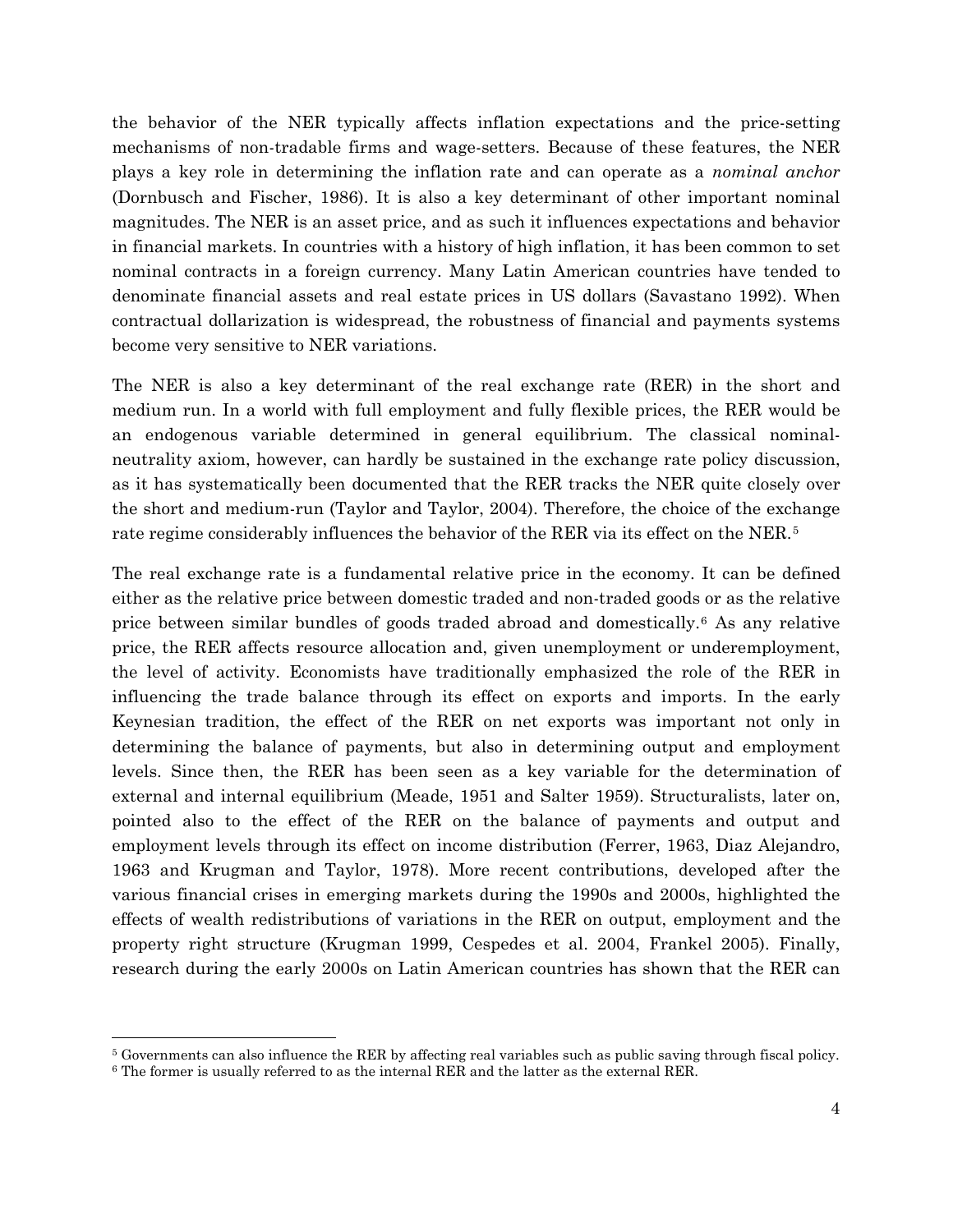the behavior of the NER typically affects inflation expectations and the price-setting mechanisms of non-tradable firms and wage-setters. Because of these features, the NER plays a key role in determining the inflation rate and can operate as a *nominal anchor* (Dornbusch and Fischer, 1986). It is also a key determinant of other important nominal magnitudes. The NER is an asset price, and as such it influences expectations and behavior in financial markets. In countries with a history of high inflation, it has been common to set nominal contracts in a foreign currency. Many Latin American countries have tended to denominate financial assets and real estate prices in US dollars (Savastano 1992). When contractual dollarization is widespread, the robustness of financial and payments systems become very sensitive to NER variations.

The NER is also a key determinant of the real exchange rate (RER) in the short and medium run. In a world with full employment and fully flexible prices, the RER would be an endogenous variable determined in general equilibrium. The classical nominal-neutrality axiom, however, can hardly be sustained in the exchange rate policy discussion, as it has systematically been documented that the RER tracks the NER quite closely over the short and medium-run (Taylor and Taylor, 2004). Therefore, the choice of the exchange rate regime considerably influences the behavior of the RER via its effect on the NER.[5]

The real exchange rate is a fundamental relative price in the economy. It can be defined either as the relative price between domestic traded and non-traded goods or as the relative price between similar bundles of goods traded abroad and domestically.[6] As any relative price, the RER affects resource allocation and, given unemployment or underemployment, the level of activity. Economists have traditionally emphasized the role of the RER in influencing the trade balance through its effect on exports and imports. In the early Keynesian tradition, the effect of the RER on net exports was important not only in determining the balance of payments, but also in determining output and employment levels. Since then, the RER has been seen as a key variable for the determination of external and internal equilibrium (Meade, 1951 and Salter 1959). Structuralists, later on, pointed also to the effect of the RER on the balance of payments and output and employment levels through its effect on income distribution (Ferrer, 1963, Diaz Alejandro, 1963 and Krugman and Taylor, 1978). More recent contributions, developed after the various financial crises in emerging markets during the 1990s and 2000s, highlighted the effects of wealth redistributions of variations in the RER on output, employment and the property right structure (Krugman 1999, Cespedes et al. 2004, Frankel 2005). Finally, research during the early 2000s on Latin American countries has shown that the RER can

[5] Governments can also influence the RER by affecting real variables such as public saving through fiscal policy.

[6] The former is usually referred to as the internal RER and the latter as the external RER.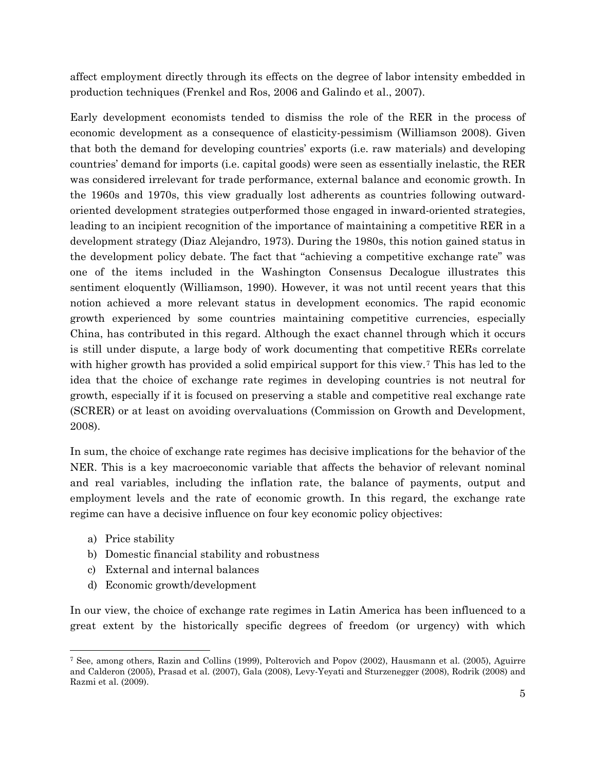affect employment directly through its effects on the degree of labor intensity embedded in production techniques (Frenkel and Ros, 2006 and Galindo et al., 2007).

Early development economists tended to dismiss the role of the RER in the process of economic development as a consequence of elasticity-pessimism (Williamson 2008). Given that both the demand for developing countries' exports (i.e. raw materials) and developing countries' demand for imports (i.e. capital goods) were seen as essentially inelastic, the RER was considered irrelevant for trade performance, external balance and economic growth. In the 1960s and 1970s, this view gradually lost adherents as countries following outward-oriented development strategies outperformed those engaged in inward-oriented strategies, leading to an incipient recognition of the importance of maintaining a competitive RER in a development strategy (Diaz Alejandro, 1973). During the 1980s, this notion gained status in the development policy debate. The fact that "achieving a competitive exchange rate" was one of the items included in the Washington Consensus Decalogue illustrates this sentiment eloquently (Williamson, 1990). However, it was not until recent years that this notion achieved a more relevant status in development economics. The rapid economic growth experienced by some countries maintaining competitive currencies, especially China, has contributed in this regard. Although the exact channel through which it occurs is still under dispute, a large body of work documenting that competitive RERs correlate with higher growth has provided a solid empirical support for this view.[7] This has led to the idea that the choice of exchange rate regimes in developing countries is not neutral for growth, especially if it is focused on preserving a stable and competitive real exchange rate (SCRER) or at least on avoiding overvaluations (Commission on Growth and Development, 2008).

In sum, the choice of exchange rate regimes has decisive implications for the behavior of the NER. This is a key macroeconomic variable that affects the behavior of relevant nominal and real variables, including the inflation rate, the balance of payments, output and employment levels and the rate of economic growth. In this regard, the exchange rate regime can have a decisive influence on four key economic policy objectives:

a) Price stability
b) Domestic financial stability and robustness
c) External and internal balances
d) Economic growth/development

In our view, the choice of exchange rate regimes in Latin America has been influenced to a great extent by the historically specific degrees of freedom (or urgency) with which

[7] See, among others, Razin and Collins (1999), Polterovich and Popov (2002), Hausmann et al. (2005), Aguirre and Calderon (2005), Prasad et al. (2007), Gala (2008), Levy-Yeyati and Sturzenegger (2008), Rodrik (2008) and Razmi et al. (2009).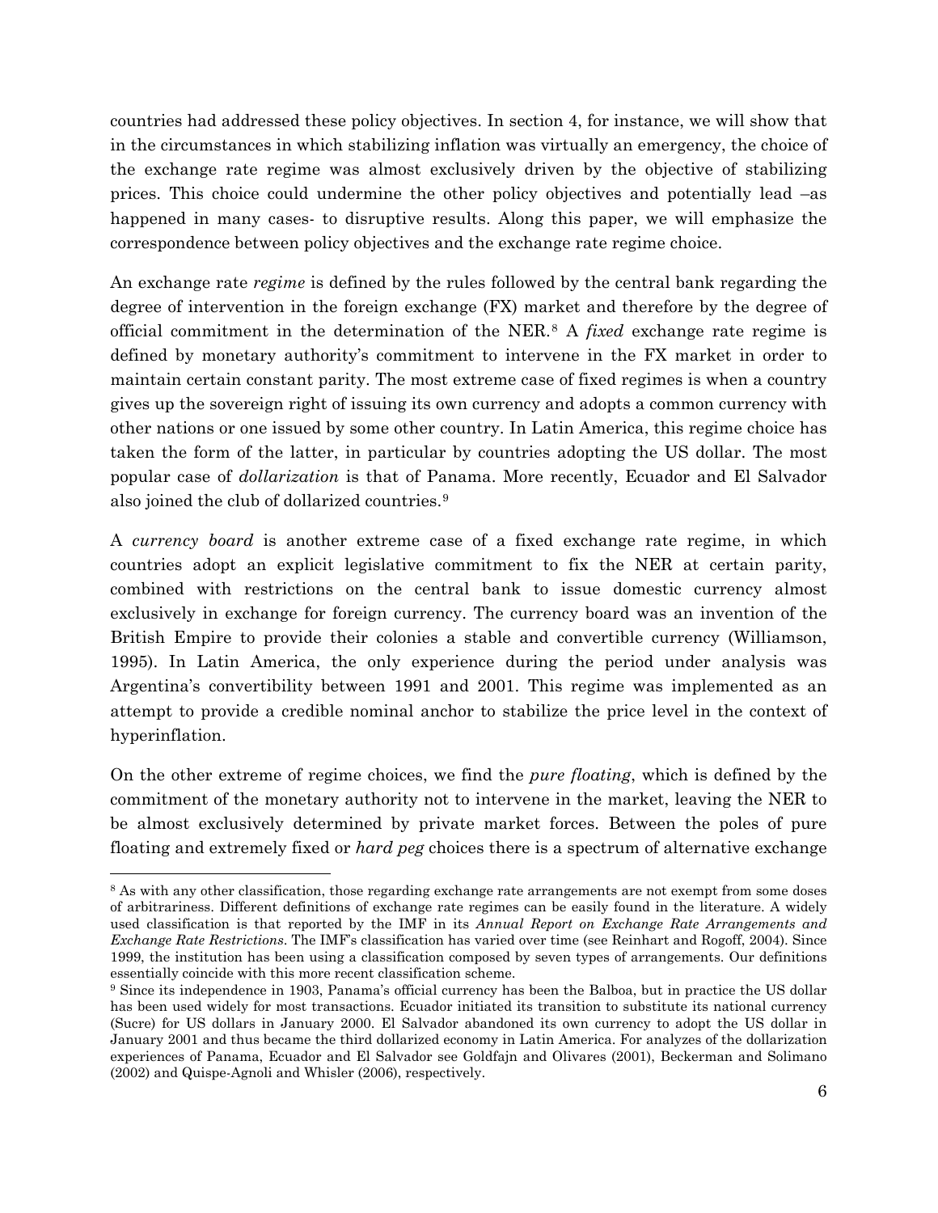countries had addressed these policy objectives. In section 4, for instance, we will show that in the circumstances in which stabilizing inflation was virtually an emergency, the choice of the exchange rate regime was almost exclusively driven by the objective of stabilizing prices. This choice could undermine the other policy objectives and potentially lead –as happened in many cases- to disruptive results. Along this paper, we will emphasize the correspondence between policy objectives and the exchange rate regime choice.

An exchange rate *regime* is defined by the rules followed by the central bank regarding the degree of intervention in the foreign exchange (FX) market and therefore by the degree of official commitment in the determination of the NER.[8] A *fixed* exchange rate regime is defined by monetary authority's commitment to intervene in the FX market in order to maintain certain constant parity. The most extreme case of fixed regimes is when a country gives up the sovereign right of issuing its own currency and adopts a common currency with other nations or one issued by some other country. In Latin America, this regime choice has taken the form of the latter, in particular by countries adopting the US dollar. The most popular case of *dollarization* is that of Panama. More recently, Ecuador and El Salvador also joined the club of dollarized countries.[9]

A *currency board* is another extreme case of a fixed exchange rate regime, in which countries adopt an explicit legislative commitment to fix the NER at certain parity, combined with restrictions on the central bank to issue domestic currency almost exclusively in exchange for foreign currency. The currency board was an invention of the British Empire to provide their colonies a stable and convertible currency (Williamson, 1995). In Latin America, the only experience during the period under analysis was Argentina's convertibility between 1991 and 2001. This regime was implemented as an attempt to provide a credible nominal anchor to stabilize the price level in the context of hyperinflation.

On the other extreme of regime choices, we find the *pure floating*, which is defined by the commitment of the monetary authority not to intervene in the market, leaving the NER to be almost exclusively determined by private market forces. Between the poles of pure floating and extremely fixed or *hard peg* choices there is a spectrum of alternative exchange

---

[8] As with any other classification, those regarding exchange rate arrangements are not exempt from some doses of arbitrariness. Different definitions of exchange rate regimes can be easily found in the literature. A widely used classification is that reported by the IMF in its *Annual Report on Exchange Rate Arrangements and Exchange Rate Restrictions*. The IMF's classification has varied over time (see Reinhart and Rogoff, 2004). Since 1999, the institution has been using a classification composed by seven types of arrangements. Our definitions essentially coincide with this more recent classification scheme.

[9] Since its independence in 1903, Panama's official currency has been the Balboa, but in practice the US dollar has been used widely for most transactions. Ecuador initiated its transition to substitute its national currency (Sucre) for US dollars in January 2000. El Salvador abandoned its own currency to adopt the US dollar in January 2001 and thus became the third dollarized economy in Latin America. For analyzes of the dollarization experiences of Panama, Ecuador and El Salvador see Goldfajn and Olivares (2001), Beckerman and Solimano (2002) and Quispe-Agnoli and Whisler (2006), respectively.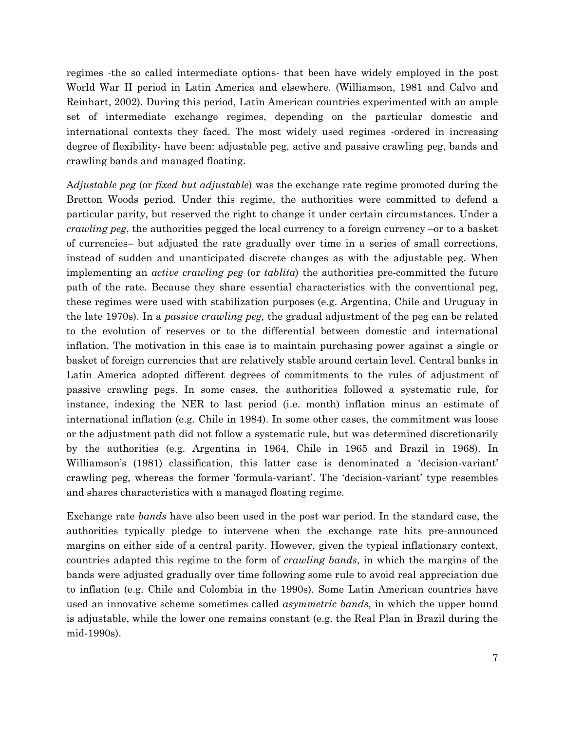regimes -the so called intermediate options- that been have widely employed in the post World War II period in Latin America and elsewhere. (Williamson, 1981 and Calvo and Reinhart, 2002). During this period, Latin American countries experimented with an ample set of intermediate exchange regimes, depending on the particular domestic and international contexts they faced. The most widely used regimes -ordered in increasing degree of flexibility- have been: adjustable peg, active and passive crawling peg, bands and crawling bands and managed floating.

A*djustable peg* (or *fixed but adjustable*) was the exchange rate regime promoted during the Bretton Woods period. Under this regime, the authorities were committed to defend a particular parity, but reserved the right to change it under certain circumstances. Under a *crawling peg*, the authorities pegged the local currency to a foreign currency –or to a basket of currencies– but adjusted the rate gradually over time in a series of small corrections, instead of sudden and unanticipated discrete changes as with the adjustable peg. When implementing an *active crawling peg* (or *tablita*) the authorities pre-committed the future path of the rate. Because they share essential characteristics with the conventional peg, these regimes were used with stabilization purposes (e.g. Argentina, Chile and Uruguay in the late 1970s). In a *passive crawling peg,* the gradual adjustment of the peg can be related to the evolution of reserves or to the differential between domestic and international inflation. The motivation in this case is to maintain purchasing power against a single or basket of foreign currencies that are relatively stable around certain level. Central banks in Latin America adopted different degrees of commitments to the rules of adjustment of passive crawling pegs. In some cases, the authorities followed a systematic rule, for instance, indexing the NER to last period (i.e. month) inflation minus an estimate of international inflation (e.g. Chile in 1984). In some other cases, the commitment was loose or the adjustment path did not follow a systematic rule, but was determined discretionarily by the authorities (e.g. Argentina in 1964, Chile in 1965 and Brazil in 1968). In Williamson's (1981) classification, this latter case is denominated a 'decision-variant' crawling peg, whereas the former 'formula-variant'. The 'decision-variant' type resembles and shares characteristics with a managed floating regime.

Exchange rate *bands* have also been used in the post war period. In the standard case, the authorities typically pledge to intervene when the exchange rate hits pre-announced margins on either side of a central parity. However, given the typical inflationary context, countries adapted this regime to the form of *crawling bands*, in which the margins of the bands were adjusted gradually over time following some rule to avoid real appreciation due to inflation (e.g. Chile and Colombia in the 1990s). Some Latin American countries have used an innovative scheme sometimes called *asymmetric bands*, in which the upper bound is adjustable, while the lower one remains constant (e.g. the Real Plan in Brazil during the mid-1990s).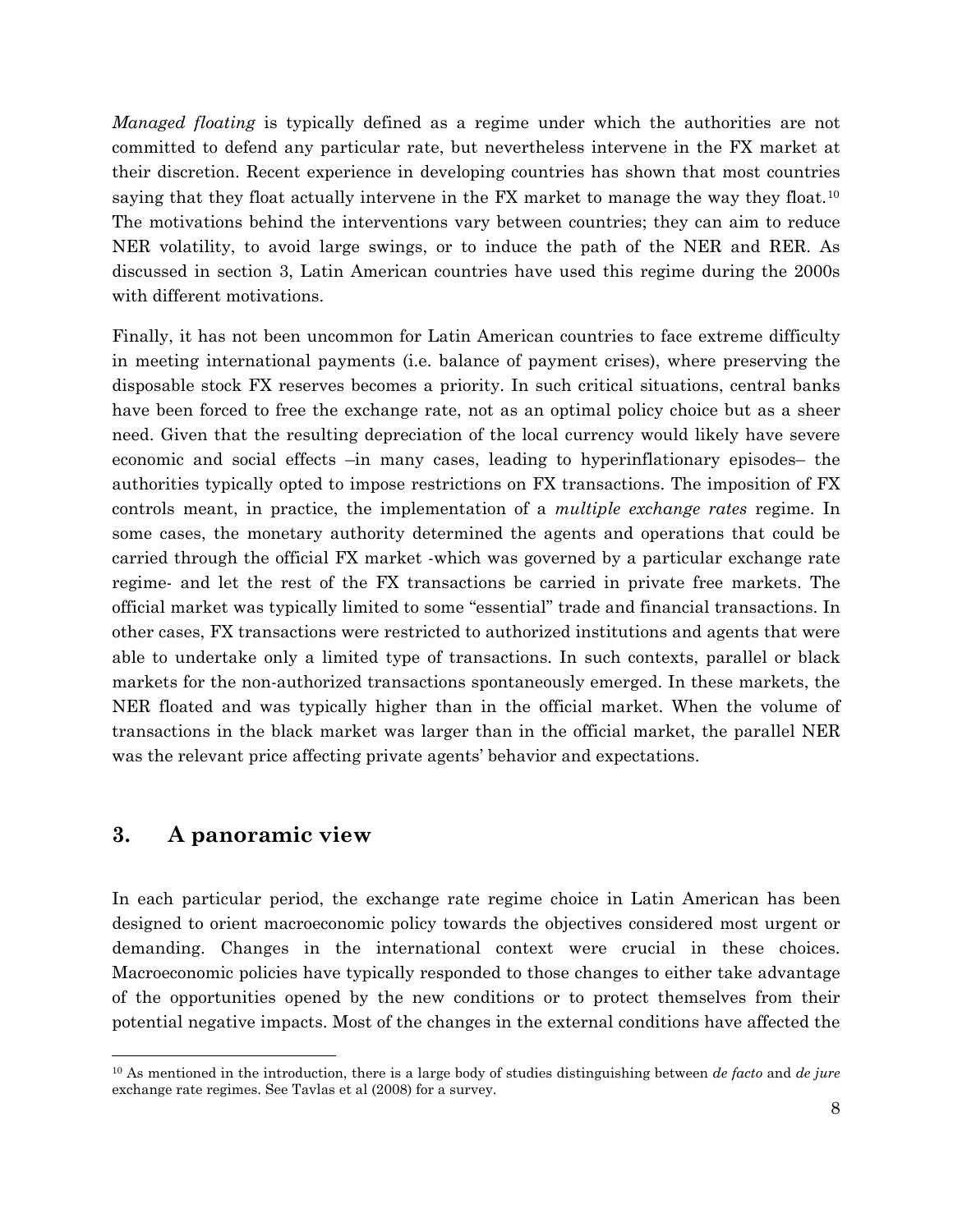*Managed floating* is typically defined as a regime under which the authorities are not committed to defend any particular rate, but nevertheless intervene in the FX market at their discretion. Recent experience in developing countries has shown that most countries saying that they float actually intervene in the FX market to manage the way they float.[10] The motivations behind the interventions vary between countries; they can aim to reduce NER volatility, to avoid large swings, or to induce the path of the NER and RER. As discussed in section 3, Latin American countries have used this regime during the 2000s with different motivations.

Finally, it has not been uncommon for Latin American countries to face extreme difficulty in meeting international payments (i.e. balance of payment crises), where preserving the disposable stock FX reserves becomes a priority. In such critical situations, central banks have been forced to free the exchange rate, not as an optimal policy choice but as a sheer need. Given that the resulting depreciation of the local currency would likely have severe economic and social effects –in many cases, leading to hyperinflationary episodes– the authorities typically opted to impose restrictions on FX transactions. The imposition of FX controls meant, in practice, the implementation of a *multiple exchange rates* regime. In some cases, the monetary authority determined the agents and operations that could be carried through the official FX market -which was governed by a particular exchange rate regime- and let the rest of the FX transactions be carried in private free markets. The official market was typically limited to some "essential" trade and financial transactions. In other cases, FX transactions were restricted to authorized institutions and agents that were able to undertake only a limited type of transactions. In such contexts, parallel or black markets for the non-authorized transactions spontaneously emerged. In these markets, the NER floated and was typically higher than in the official market. When the volume of transactions in the black market was larger than in the official market, the parallel NER was the relevant price affecting private agents' behavior and expectations.

## 3. A panoramic view

In each particular period, the exchange rate regime choice in Latin American has been designed to orient macroeconomic policy towards the objectives considered most urgent or demanding. Changes in the international context were crucial in these choices. Macroeconomic policies have typically responded to those changes to either take advantage of the opportunities opened by the new conditions or to protect themselves from their potential negative impacts. Most of the changes in the external conditions have affected the

[10] As mentioned in the introduction, there is a large body of studies distinguishing between *de facto* and *de jure* exchange rate regimes. See Tavlas et al (2008) for a survey.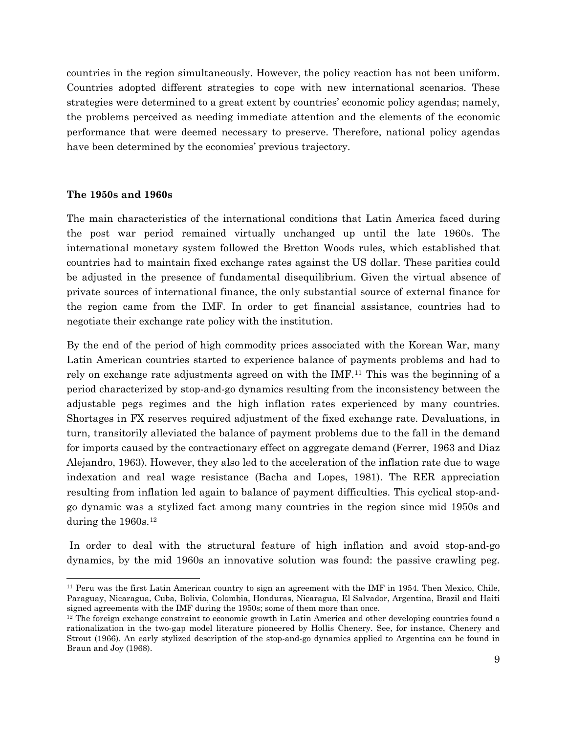countries in the region simultaneously. However, the policy reaction has not been uniform. Countries adopted different strategies to cope with new international scenarios. These strategies were determined to a great extent by countries' economic policy agendas; namely, the problems perceived as needing immediate attention and the elements of the economic performance that were deemed necessary to preserve. Therefore, national policy agendas have been determined by the economies' previous trajectory.

**The 1950s and 1960s**

The main characteristics of the international conditions that Latin America faced during the post war period remained virtually unchanged up until the late 1960s. The international monetary system followed the Bretton Woods rules, which established that countries had to maintain fixed exchange rates against the US dollar. These parities could be adjusted in the presence of fundamental disequilibrium. Given the virtual absence of private sources of international finance, the only substantial source of external finance for the region came from the IMF. In order to get financial assistance, countries had to negotiate their exchange rate policy with the institution.

By the end of the period of high commodity prices associated with the Korean War, many Latin American countries started to experience balance of payments problems and had to rely on exchange rate adjustments agreed on with the IMF.[11] This was the beginning of a period characterized by stop-and-go dynamics resulting from the inconsistency between the adjustable pegs regimes and the high inflation rates experienced by many countries. Shortages in FX reserves required adjustment of the fixed exchange rate. Devaluations, in turn, transitorily alleviated the balance of payment problems due to the fall in the demand for imports caused by the contractionary effect on aggregate demand (Ferrer, 1963 and Diaz Alejandro, 1963). However, they also led to the acceleration of the inflation rate due to wage indexation and real wage resistance (Bacha and Lopes, 1981). The RER appreciation resulting from inflation led again to balance of payment difficulties. This cyclical stop-and-go dynamic was a stylized fact among many countries in the region since mid 1950s and during the 1960s.[12]

In order to deal with the structural feature of high inflation and avoid stop-and-go dynamics, by the mid 1960s an innovative solution was found: the passive crawling peg.

---

[11] Peru was the first Latin American country to sign an agreement with the IMF in 1954. Then Mexico, Chile, Paraguay, Nicaragua, Cuba, Bolivia, Colombia, Honduras, Nicaragua, El Salvador, Argentina, Brazil and Haiti signed agreements with the IMF during the 1950s; some of them more than once.

[12] The foreign exchange constraint to economic growth in Latin America and other developing countries found a rationalization in the two-gap model literature pioneered by Hollis Chenery. See, for instance, Chenery and Strout (1966). An early stylized description of the stop-and-go dynamics applied to Argentina can be found in Braun and Joy (1968).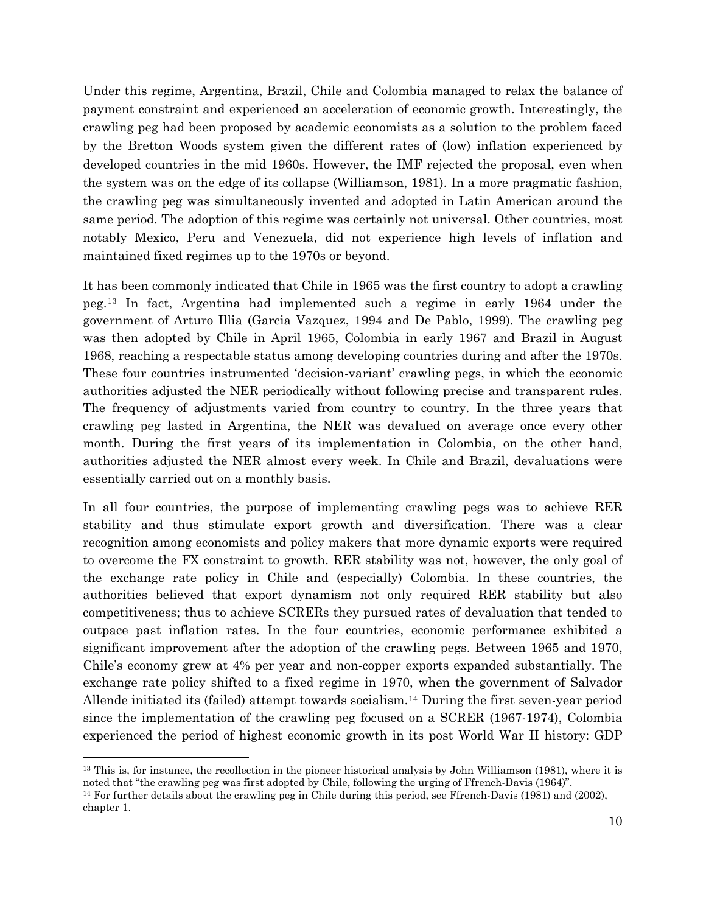Under this regime, Argentina, Brazil, Chile and Colombia managed to relax the balance of payment constraint and experienced an acceleration of economic growth. Interestingly, the crawling peg had been proposed by academic economists as a solution to the problem faced by the Bretton Woods system given the different rates of (low) inflation experienced by developed countries in the mid 1960s. However, the IMF rejected the proposal, even when the system was on the edge of its collapse (Williamson, 1981). In a more pragmatic fashion, the crawling peg was simultaneously invented and adopted in Latin American around the same period. The adoption of this regime was certainly not universal. Other countries, most notably Mexico, Peru and Venezuela, did not experience high levels of inflation and maintained fixed regimes up to the 1970s or beyond.

It has been commonly indicated that Chile in 1965 was the first country to adopt a crawling peg.[13] In fact, Argentina had implemented such a regime in early 1964 under the government of Arturo Illia (Garcia Vazquez, 1994 and De Pablo, 1999). The crawling peg was then adopted by Chile in April 1965, Colombia in early 1967 and Brazil in August 1968, reaching a respectable status among developing countries during and after the 1970s. These four countries instrumented 'decision-variant' crawling pegs, in which the economic authorities adjusted the NER periodically without following precise and transparent rules. The frequency of adjustments varied from country to country. In the three years that crawling peg lasted in Argentina, the NER was devalued on average once every other month. During the first years of its implementation in Colombia, on the other hand, authorities adjusted the NER almost every week. In Chile and Brazil, devaluations were essentially carried out on a monthly basis.

In all four countries, the purpose of implementing crawling pegs was to achieve RER stability and thus stimulate export growth and diversification. There was a clear recognition among economists and policy makers that more dynamic exports were required to overcome the FX constraint to growth. RER stability was not, however, the only goal of the exchange rate policy in Chile and (especially) Colombia. In these countries, the authorities believed that export dynamism not only required RER stability but also competitiveness; thus to achieve SCRERs they pursued rates of devaluation that tended to outpace past inflation rates. In the four countries, economic performance exhibited a significant improvement after the adoption of the crawling pegs. Between 1965 and 1970, Chile's economy grew at 4% per year and non-copper exports expanded substantially. The exchange rate policy shifted to a fixed regime in 1970, when the government of Salvador Allende initiated its (failed) attempt towards socialism.[14] During the first seven-year period since the implementation of the crawling peg focused on a SCRER (1967-1974), Colombia experienced the period of highest economic growth in its post World War II history: GDP

[13] This is, for instance, the recollection in the pioneer historical analysis by John Williamson (1981), where it is noted that "the crawling peg was first adopted by Chile, following the urging of Ffrench-Davis (1964)".

[14] For further details about the crawling peg in Chile during this period, see Ffrench-Davis (1981) and (2002), chapter 1.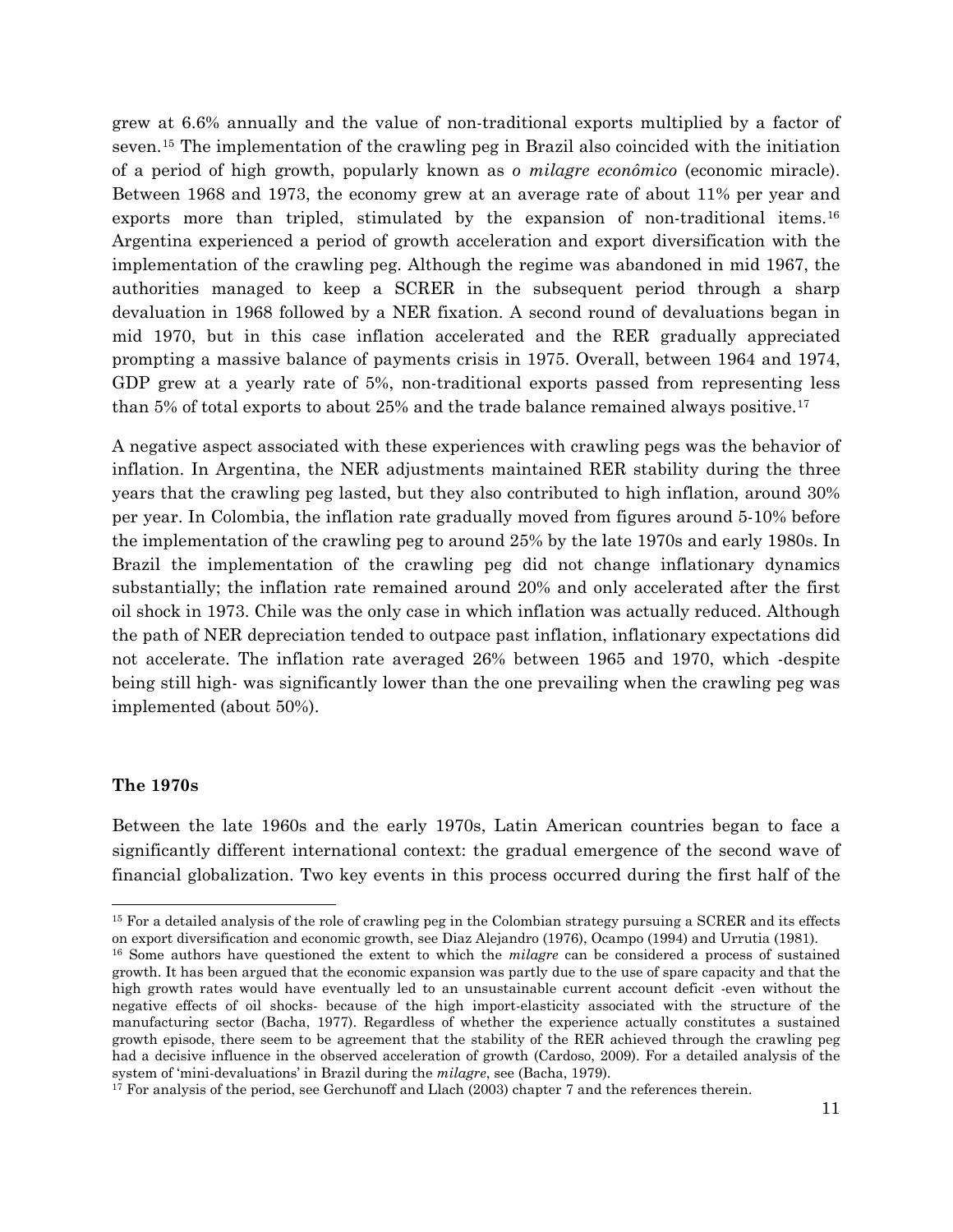grew at 6.6% annually and the value of non-traditional exports multiplied by a factor of seven.[15] The implementation of the crawling peg in Brazil also coincided with the initiation of a period of high growth, popularly known as *o milagre econômico* (economic miracle). Between 1968 and 1973, the economy grew at an average rate of about 11% per year and exports more than tripled, stimulated by the expansion of non-traditional items.[16] Argentina experienced a period of growth acceleration and export diversification with the implementation of the crawling peg. Although the regime was abandoned in mid 1967, the authorities managed to keep a SCRER in the subsequent period through a sharp devaluation in 1968 followed by a NER fixation. A second round of devaluations began in mid 1970, but in this case inflation accelerated and the RER gradually appreciated prompting a massive balance of payments crisis in 1975. Overall, between 1964 and 1974, GDP grew at a yearly rate of 5%, non-traditional exports passed from representing less than 5% of total exports to about 25% and the trade balance remained always positive.[17]

A negative aspect associated with these experiences with crawling pegs was the behavior of inflation. In Argentina, the NER adjustments maintained RER stability during the three years that the crawling peg lasted, but they also contributed to high inflation, around 30% per year. In Colombia, the inflation rate gradually moved from figures around 5-10% before the implementation of the crawling peg to around 25% by the late 1970s and early 1980s. In Brazil the implementation of the crawling peg did not change inflationary dynamics substantially; the inflation rate remained around 20% and only accelerated after the first oil shock in 1973. Chile was the only case in which inflation was actually reduced. Although the path of NER depreciation tended to outpace past inflation, inflationary expectations did not accelerate. The inflation rate averaged 26% between 1965 and 1970, which -despite being still high- was significantly lower than the one prevailing when the crawling peg was implemented (about 50%).

**The 1970s**

Between the late 1960s and the early 1970s, Latin American countries began to face a significantly different international context: the gradual emergence of the second wave of financial globalization. Two key events in this process occurred during the first half of the

[15] For a detailed analysis of the role of crawling peg in the Colombian strategy pursuing a SCRER and its effects on export diversification and economic growth, see Diaz Alejandro (1976), Ocampo (1994) and Urrutia (1981).

[16] Some authors have questioned the extent to which the *milagre* can be considered a process of sustained growth. It has been argued that the economic expansion was partly due to the use of spare capacity and that the high growth rates would have eventually led to an unsustainable current account deficit -even without the negative effects of oil shocks- because of the high import-elasticity associated with the structure of the manufacturing sector (Bacha, 1977). Regardless of whether the experience actually constitutes a sustained growth episode, there seem to be agreement that the stability of the RER achieved through the crawling peg had a decisive influence in the observed acceleration of growth (Cardoso, 2009). For a detailed analysis of the system of 'mini-devaluations' in Brazil during the *milagre*, see (Bacha, 1979).

[17] For analysis of the period, see Gerchunoff and Llach (2003) chapter 7 and the references therein.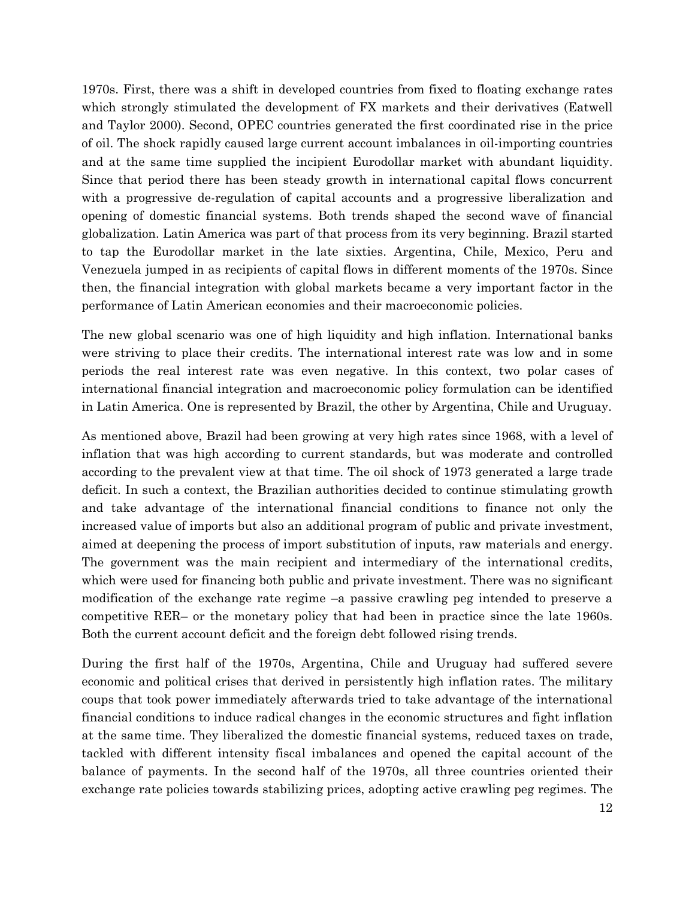1970s. First, there was a shift in developed countries from fixed to floating exchange rates which strongly stimulated the development of FX markets and their derivatives (Eatwell and Taylor 2000). Second, OPEC countries generated the first coordinated rise in the price of oil. The shock rapidly caused large current account imbalances in oil-importing countries and at the same time supplied the incipient Eurodollar market with abundant liquidity. Since that period there has been steady growth in international capital flows concurrent with a progressive de-regulation of capital accounts and a progressive liberalization and opening of domestic financial systems. Both trends shaped the second wave of financial globalization. Latin America was part of that process from its very beginning. Brazil started to tap the Eurodollar market in the late sixties. Argentina, Chile, Mexico, Peru and Venezuela jumped in as recipients of capital flows in different moments of the 1970s. Since then, the financial integration with global markets became a very important factor in the performance of Latin American economies and their macroeconomic policies.

The new global scenario was one of high liquidity and high inflation. International banks were striving to place their credits. The international interest rate was low and in some periods the real interest rate was even negative. In this context, two polar cases of international financial integration and macroeconomic policy formulation can be identified in Latin America. One is represented by Brazil, the other by Argentina, Chile and Uruguay.

As mentioned above, Brazil had been growing at very high rates since 1968, with a level of inflation that was high according to current standards, but was moderate and controlled according to the prevalent view at that time. The oil shock of 1973 generated a large trade deficit. In such a context, the Brazilian authorities decided to continue stimulating growth and take advantage of the international financial conditions to finance not only the increased value of imports but also an additional program of public and private investment, aimed at deepening the process of import substitution of inputs, raw materials and energy. The government was the main recipient and intermediary of the international credits, which were used for financing both public and private investment. There was no significant modification of the exchange rate regime –a passive crawling peg intended to preserve a competitive RER– or the monetary policy that had been in practice since the late 1960s. Both the current account deficit and the foreign debt followed rising trends.

During the first half of the 1970s, Argentina, Chile and Uruguay had suffered severe economic and political crises that derived in persistently high inflation rates. The military coups that took power immediately afterwards tried to take advantage of the international financial conditions to induce radical changes in the economic structures and fight inflation at the same time. They liberalized the domestic financial systems, reduced taxes on trade, tackled with different intensity fiscal imbalances and opened the capital account of the balance of payments. In the second half of the 1970s, all three countries oriented their exchange rate policies towards stabilizing prices, adopting active crawling peg regimes. The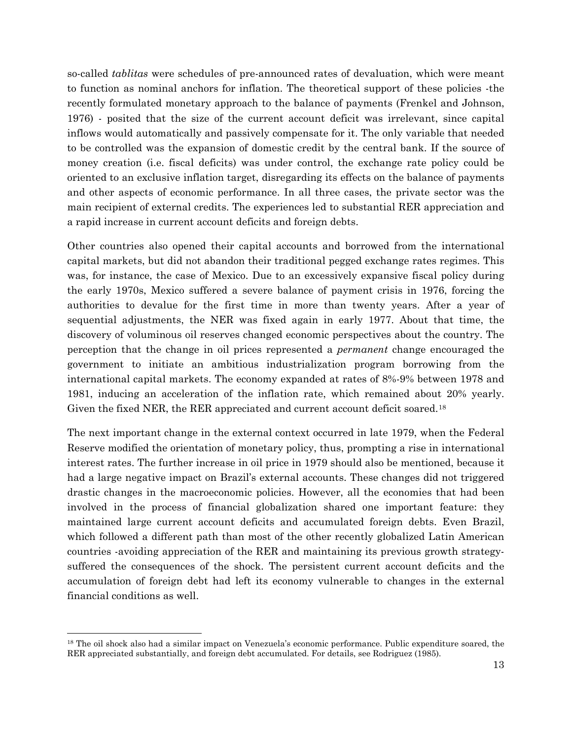so-called *tablitas* were schedules of pre-announced rates of devaluation, which were meant to function as nominal anchors for inflation. The theoretical support of these policies -the recently formulated monetary approach to the balance of payments (Frenkel and Johnson, 1976) - posited that the size of the current account deficit was irrelevant, since capital inflows would automatically and passively compensate for it. The only variable that needed to be controlled was the expansion of domestic credit by the central bank. If the source of money creation (i.e. fiscal deficits) was under control, the exchange rate policy could be oriented to an exclusive inflation target, disregarding its effects on the balance of payments and other aspects of economic performance. In all three cases, the private sector was the main recipient of external credits. The experiences led to substantial RER appreciation and a rapid increase in current account deficits and foreign debts.

Other countries also opened their capital accounts and borrowed from the international capital markets, but did not abandon their traditional pegged exchange rates regimes. This was, for instance, the case of Mexico. Due to an excessively expansive fiscal policy during the early 1970s, Mexico suffered a severe balance of payment crisis in 1976, forcing the authorities to devalue for the first time in more than twenty years. After a year of sequential adjustments, the NER was fixed again in early 1977. About that time, the discovery of voluminous oil reserves changed economic perspectives about the country. The perception that the change in oil prices represented a *permanent* change encouraged the government to initiate an ambitious industrialization program borrowing from the international capital markets. The economy expanded at rates of 8%-9% between 1978 and 1981, inducing an acceleration of the inflation rate, which remained about 20% yearly. Given the fixed NER, the RER appreciated and current account deficit soared.[18]

The next important change in the external context occurred in late 1979, when the Federal Reserve modified the orientation of monetary policy, thus, prompting a rise in international interest rates. The further increase in oil price in 1979 should also be mentioned, because it had a large negative impact on Brazil's external accounts. These changes did not triggered drastic changes in the macroeconomic policies. However, all the economies that had been involved in the process of financial globalization shared one important feature: they maintained large current account deficits and accumulated foreign debts. Even Brazil, which followed a different path than most of the other recently globalized Latin American countries -avoiding appreciation of the RER and maintaining its previous growth strategy- suffered the consequences of the shock. The persistent current account deficits and the accumulation of foreign debt had left its economy vulnerable to changes in the external financial conditions as well.

[18] The oil shock also had a similar impact on Venezuela's economic performance. Public expenditure soared, the RER appreciated substantially, and foreign debt accumulated. For details, see Rodriguez (1985).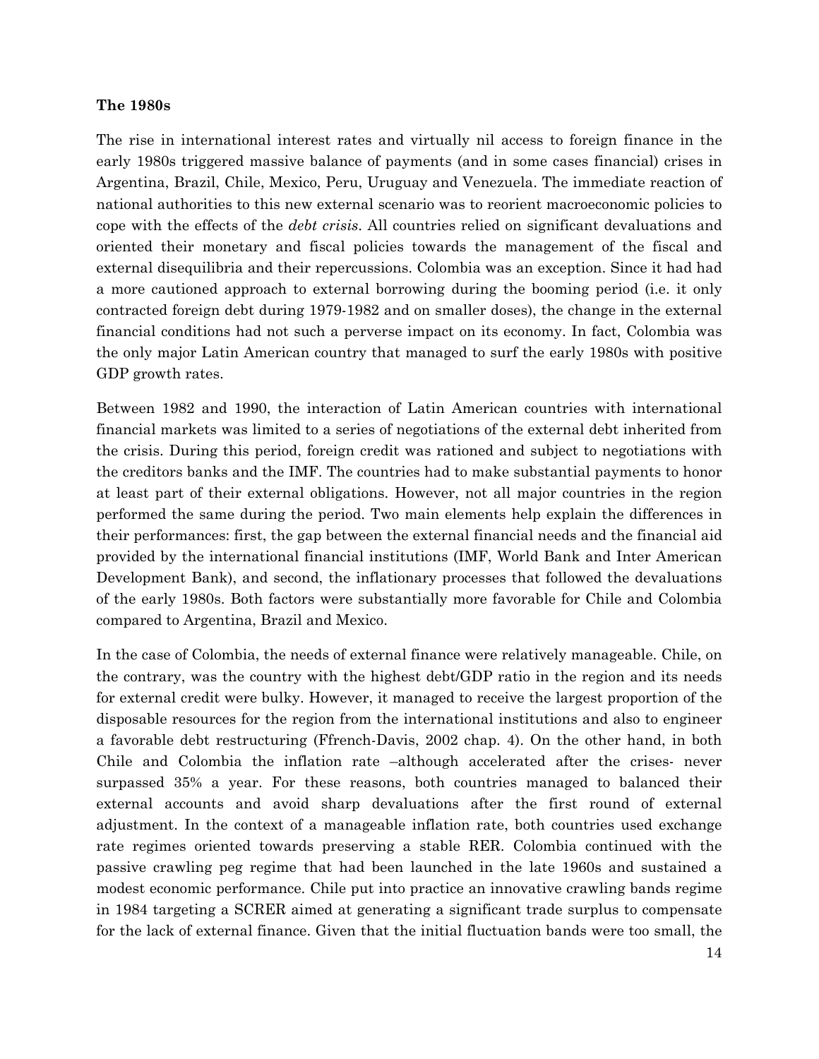**The 1980s**

The rise in international interest rates and virtually nil access to foreign finance in the early 1980s triggered massive balance of payments (and in some cases financial) crises in Argentina, Brazil, Chile, Mexico, Peru, Uruguay and Venezuela. The immediate reaction of national authorities to this new external scenario was to reorient macroeconomic policies to cope with the effects of the *debt crisis*. All countries relied on significant devaluations and oriented their monetary and fiscal policies towards the management of the fiscal and external disequilibria and their repercussions. Colombia was an exception. Since it had had a more cautioned approach to external borrowing during the booming period (i.e. it only contracted foreign debt during 1979-1982 and on smaller doses), the change in the external financial conditions had not such a perverse impact on its economy. In fact, Colombia was the only major Latin American country that managed to surf the early 1980s with positive GDP growth rates.

Between 1982 and 1990, the interaction of Latin American countries with international financial markets was limited to a series of negotiations of the external debt inherited from the crisis. During this period, foreign credit was rationed and subject to negotiations with the creditors banks and the IMF. The countries had to make substantial payments to honor at least part of their external obligations. However, not all major countries in the region performed the same during the period. Two main elements help explain the differences in their performances: first, the gap between the external financial needs and the financial aid provided by the international financial institutions (IMF, World Bank and Inter American Development Bank), and second, the inflationary processes that followed the devaluations of the early 1980s. Both factors were substantially more favorable for Chile and Colombia compared to Argentina, Brazil and Mexico.

In the case of Colombia, the needs of external finance were relatively manageable. Chile, on the contrary, was the country with the highest debt/GDP ratio in the region and its needs for external credit were bulky. However, it managed to receive the largest proportion of the disposable resources for the region from the international institutions and also to engineer a favorable debt restructuring (Ffrench-Davis, 2002 chap. 4). On the other hand, in both Chile and Colombia the inflation rate –although accelerated after the crises- never surpassed 35% a year. For these reasons, both countries managed to balanced their external accounts and avoid sharp devaluations after the first round of external adjustment. In the context of a manageable inflation rate, both countries used exchange rate regimes oriented towards preserving a stable RER. Colombia continued with the passive crawling peg regime that had been launched in the late 1960s and sustained a modest economic performance. Chile put into practice an innovative crawling bands regime in 1984 targeting a SCRER aimed at generating a significant trade surplus to compensate for the lack of external finance. Given that the initial fluctuation bands were too small, the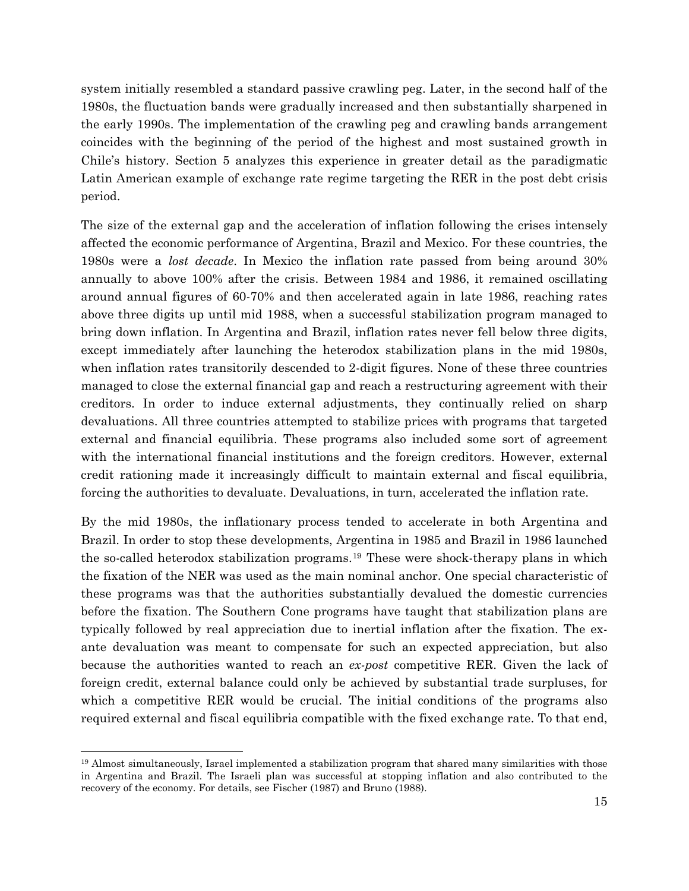system initially resembled a standard passive crawling peg. Later, in the second half of the 1980s, the fluctuation bands were gradually increased and then substantially sharpened in the early 1990s. The implementation of the crawling peg and crawling bands arrangement coincides with the beginning of the period of the highest and most sustained growth in Chile's history. Section 5 analyzes this experience in greater detail as the paradigmatic Latin American example of exchange rate regime targeting the RER in the post debt crisis period.

The size of the external gap and the acceleration of inflation following the crises intensely affected the economic performance of Argentina, Brazil and Mexico. For these countries, the 1980s were a *lost decade*. In Mexico the inflation rate passed from being around 30% annually to above 100% after the crisis. Between 1984 and 1986, it remained oscillating around annual figures of 60-70% and then accelerated again in late 1986, reaching rates above three digits up until mid 1988, when a successful stabilization program managed to bring down inflation. In Argentina and Brazil, inflation rates never fell below three digits, except immediately after launching the heterodox stabilization plans in the mid 1980s, when inflation rates transitorily descended to 2-digit figures. None of these three countries managed to close the external financial gap and reach a restructuring agreement with their creditors. In order to induce external adjustments, they continually relied on sharp devaluations. All three countries attempted to stabilize prices with programs that targeted external and financial equilibria. These programs also included some sort of agreement with the international financial institutions and the foreign creditors. However, external credit rationing made it increasingly difficult to maintain external and fiscal equilibria, forcing the authorities to devaluate. Devaluations, in turn, accelerated the inflation rate.

By the mid 1980s, the inflationary process tended to accelerate in both Argentina and Brazil. In order to stop these developments, Argentina in 1985 and Brazil in 1986 launched the so-called heterodox stabilization programs.[19] These were shock-therapy plans in which the fixation of the NER was used as the main nominal anchor. One special characteristic of these programs was that the authorities substantially devalued the domestic currencies before the fixation. The Southern Cone programs have taught that stabilization plans are typically followed by real appreciation due to inertial inflation after the fixation. The ex-ante devaluation was meant to compensate for such an expected appreciation, but also because the authorities wanted to reach an *ex-post* competitive RER. Given the lack of foreign credit, external balance could only be achieved by substantial trade surpluses, for which a competitive RER would be crucial. The initial conditions of the programs also required external and fiscal equilibria compatible with the fixed exchange rate. To that end,

[19] Almost simultaneously, Israel implemented a stabilization program that shared many similarities with those in Argentina and Brazil. The Israeli plan was successful at stopping inflation and also contributed to the recovery of the economy. For details, see Fischer (1987) and Bruno (1988).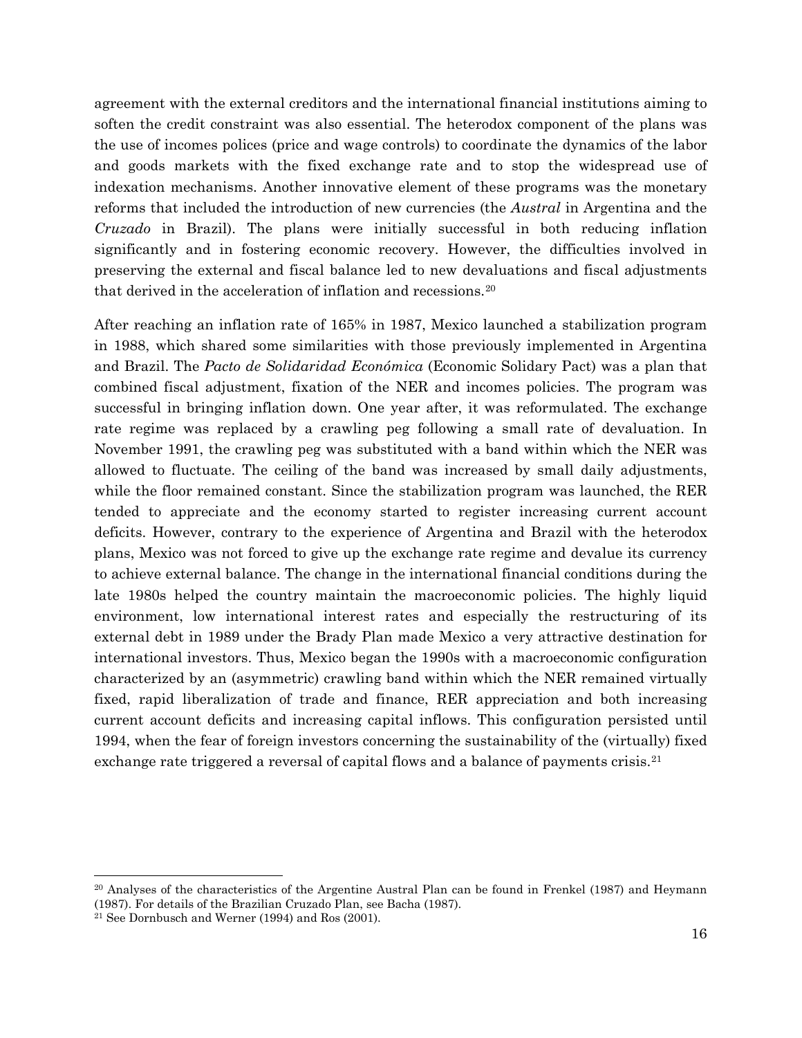agreement with the external creditors and the international financial institutions aiming to soften the credit constraint was also essential. The heterodox component of the plans was the use of incomes polices (price and wage controls) to coordinate the dynamics of the labor and goods markets with the fixed exchange rate and to stop the widespread use of indexation mechanisms. Another innovative element of these programs was the monetary reforms that included the introduction of new currencies (the *Austral* in Argentina and the *Cruzado* in Brazil). The plans were initially successful in both reducing inflation significantly and in fostering economic recovery. However, the difficulties involved in preserving the external and fiscal balance led to new devaluations and fiscal adjustments that derived in the acceleration of inflation and recessions.[20]

After reaching an inflation rate of 165% in 1987, Mexico launched a stabilization program in 1988, which shared some similarities with those previously implemented in Argentina and Brazil. The *Pacto de Solidaridad Económica* (Economic Solidary Pact) was a plan that combined fiscal adjustment, fixation of the NER and incomes policies. The program was successful in bringing inflation down. One year after, it was reformulated. The exchange rate regime was replaced by a crawling peg following a small rate of devaluation. In November 1991, the crawling peg was substituted with a band within which the NER was allowed to fluctuate. The ceiling of the band was increased by small daily adjustments, while the floor remained constant. Since the stabilization program was launched, the RER tended to appreciate and the economy started to register increasing current account deficits. However, contrary to the experience of Argentina and Brazil with the heterodox plans, Mexico was not forced to give up the exchange rate regime and devalue its currency to achieve external balance. The change in the international financial conditions during the late 1980s helped the country maintain the macroeconomic policies. The highly liquid environment, low international interest rates and especially the restructuring of its external debt in 1989 under the Brady Plan made Mexico a very attractive destination for international investors. Thus, Mexico began the 1990s with a macroeconomic configuration characterized by an (asymmetric) crawling band within which the NER remained virtually fixed, rapid liberalization of trade and finance, RER appreciation and both increasing current account deficits and increasing capital inflows. This configuration persisted until 1994, when the fear of foreign investors concerning the sustainability of the (virtually) fixed exchange rate triggered a reversal of capital flows and a balance of payments crisis.[21]

[20] Analyses of the characteristics of the Argentine Austral Plan can be found in Frenkel (1987) and Heymann (1987). For details of the Brazilian Cruzado Plan, see Bacha (1987).

[21] See Dornbusch and Werner (1994) and Ros (2001).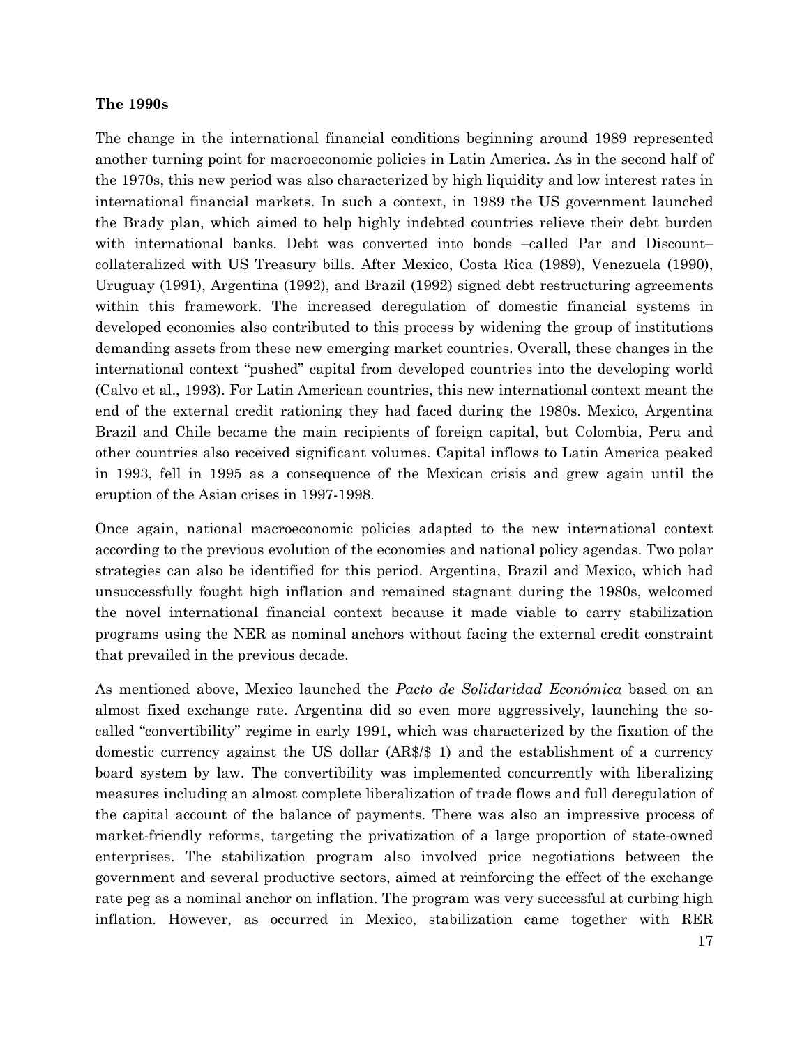**The 1990s**

The change in the international financial conditions beginning around 1989 represented another turning point for macroeconomic policies in Latin America. As in the second half of the 1970s, this new period was also characterized by high liquidity and low interest rates in international financial markets. In such a context, in 1989 the US government launched the Brady plan, which aimed to help highly indebted countries relieve their debt burden with international banks. Debt was converted into bonds –called Par and Discount– collateralized with US Treasury bills. After Mexico, Costa Rica (1989), Venezuela (1990), Uruguay (1991), Argentina (1992), and Brazil (1992) signed debt restructuring agreements within this framework. The increased deregulation of domestic financial systems in developed economies also contributed to this process by widening the group of institutions demanding assets from these new emerging market countries. Overall, these changes in the international context "pushed" capital from developed countries into the developing world (Calvo et al., 1993). For Latin American countries, this new international context meant the end of the external credit rationing they had faced during the 1980s. Mexico, Argentina Brazil and Chile became the main recipients of foreign capital, but Colombia, Peru and other countries also received significant volumes. Capital inflows to Latin America peaked in 1993, fell in 1995 as a consequence of the Mexican crisis and grew again until the eruption of the Asian crises in 1997-1998.

Once again, national macroeconomic policies adapted to the new international context according to the previous evolution of the economies and national policy agendas. Two polar strategies can also be identified for this period. Argentina, Brazil and Mexico, which had unsuccessfully fought high inflation and remained stagnant during the 1980s, welcomed the novel international financial context because it made viable to carry stabilization programs using the NER as nominal anchors without facing the external credit constraint that prevailed in the previous decade.

As mentioned above, Mexico launched the *Pacto de Solidaridad Económica* based on an almost fixed exchange rate. Argentina did so even more aggressively, launching the so-called "convertibility" regime in early 1991, which was characterized by the fixation of the domestic currency against the US dollar (AR$/$ 1) and the establishment of a currency board system by law. The convertibility was implemented concurrently with liberalizing measures including an almost complete liberalization of trade flows and full deregulation of the capital account of the balance of payments. There was also an impressive process of market-friendly reforms, targeting the privatization of a large proportion of state-owned enterprises. The stabilization program also involved price negotiations between the government and several productive sectors, aimed at reinforcing the effect of the exchange rate peg as a nominal anchor on inflation. The program was very successful at curbing high inflation. However, as occurred in Mexico, stabilization came together with RER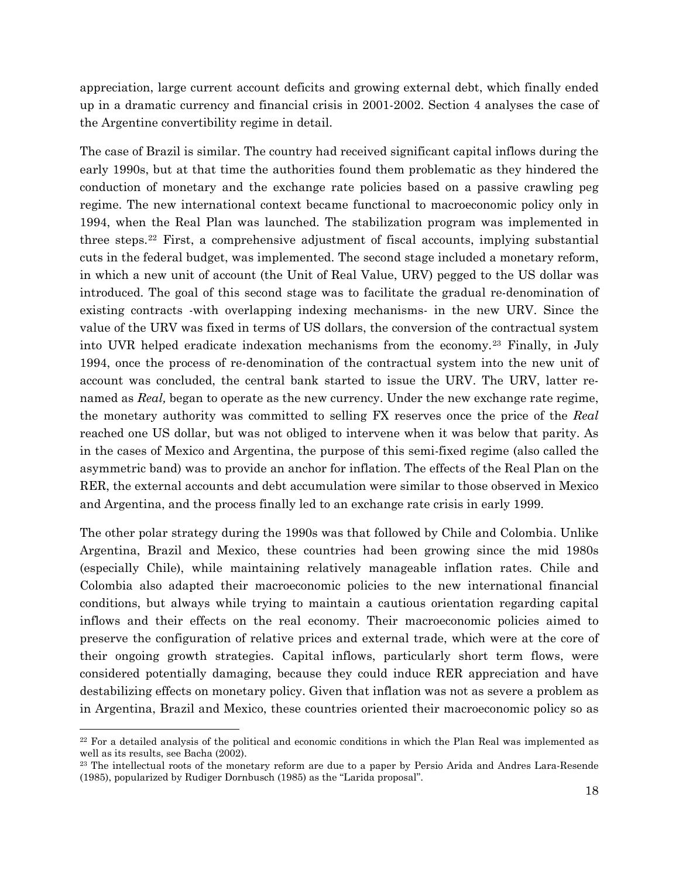appreciation, large current account deficits and growing external debt, which finally ended up in a dramatic currency and financial crisis in 2001-2002. Section 4 analyses the case of the Argentine convertibility regime in detail.

The case of Brazil is similar. The country had received significant capital inflows during the early 1990s, but at that time the authorities found them problematic as they hindered the conduction of monetary and the exchange rate policies based on a passive crawling peg regime. The new international context became functional to macroeconomic policy only in 1994, when the Real Plan was launched. The stabilization program was implemented in three steps.[22] First, a comprehensive adjustment of fiscal accounts, implying substantial cuts in the federal budget, was implemented. The second stage included a monetary reform, in which a new unit of account (the Unit of Real Value, URV) pegged to the US dollar was introduced. The goal of this second stage was to facilitate the gradual re-denomination of existing contracts -with overlapping indexing mechanisms- in the new URV. Since the value of the URV was fixed in terms of US dollars, the conversion of the contractual system into UVR helped eradicate indexation mechanisms from the economy.[23] Finally, in July 1994, once the process of re-denomination of the contractual system into the new unit of account was concluded, the central bank started to issue the URV. The URV, latter re-named as *Real,* began to operate as the new currency. Under the new exchange rate regime, the monetary authority was committed to selling FX reserves once the price of the *Real* reached one US dollar, but was not obliged to intervene when it was below that parity. As in the cases of Mexico and Argentina, the purpose of this semi-fixed regime (also called the asymmetric band) was to provide an anchor for inflation. The effects of the Real Plan on the RER, the external accounts and debt accumulation were similar to those observed in Mexico and Argentina, and the process finally led to an exchange rate crisis in early 1999.

The other polar strategy during the 1990s was that followed by Chile and Colombia. Unlike Argentina, Brazil and Mexico, these countries had been growing since the mid 1980s (especially Chile), while maintaining relatively manageable inflation rates. Chile and Colombia also adapted their macroeconomic policies to the new international financial conditions, but always while trying to maintain a cautious orientation regarding capital inflows and their effects on the real economy. Their macroeconomic policies aimed to preserve the configuration of relative prices and external trade, which were at the core of their ongoing growth strategies. Capital inflows, particularly short term flows, were considered potentially damaging, because they could induce RER appreciation and have destabilizing effects on monetary policy. Given that inflation was not as severe a problem as in Argentina, Brazil and Mexico, these countries oriented their macroeconomic policy so as

[22] For a detailed analysis of the political and economic conditions in which the Plan Real was implemented as well as its results, see Bacha (2002).

[23] The intellectual roots of the monetary reform are due to a paper by Persio Arida and Andres Lara-Resende (1985), popularized by Rudiger Dornbusch (1985) as the "Larida proposal".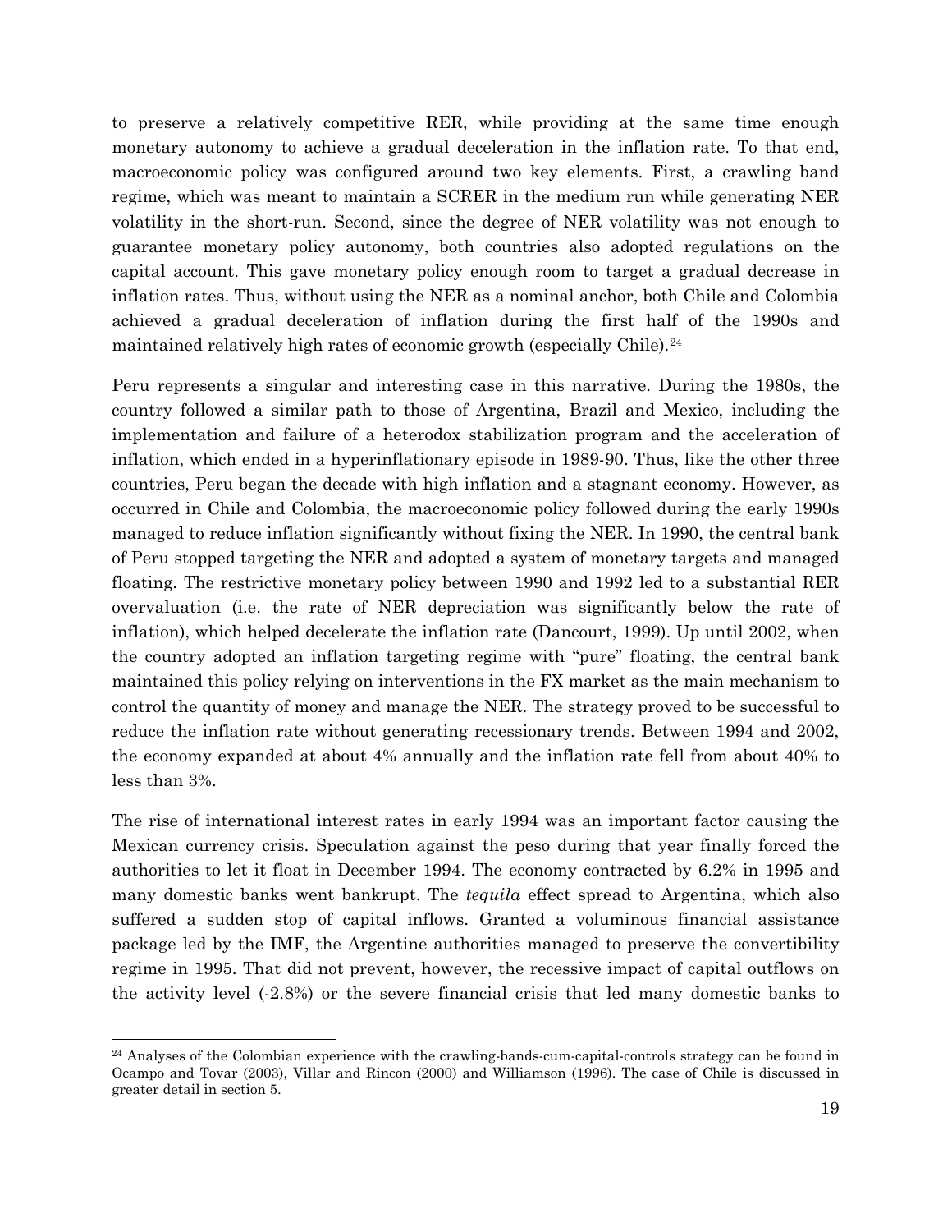to preserve a relatively competitive RER, while providing at the same time enough monetary autonomy to achieve a gradual deceleration in the inflation rate. To that end, macroeconomic policy was configured around two key elements. First, a crawling band regime, which was meant to maintain a SCRER in the medium run while generating NER volatility in the short-run. Second, since the degree of NER volatility was not enough to guarantee monetary policy autonomy, both countries also adopted regulations on the capital account. This gave monetary policy enough room to target a gradual decrease in inflation rates. Thus, without using the NER as a nominal anchor, both Chile and Colombia achieved a gradual deceleration of inflation during the first half of the 1990s and maintained relatively high rates of economic growth (especially Chile).[24]

Peru represents a singular and interesting case in this narrative. During the 1980s, the country followed a similar path to those of Argentina, Brazil and Mexico, including the implementation and failure of a heterodox stabilization program and the acceleration of inflation, which ended in a hyperinflationary episode in 1989-90. Thus, like the other three countries, Peru began the decade with high inflation and a stagnant economy. However, as occurred in Chile and Colombia, the macroeconomic policy followed during the early 1990s managed to reduce inflation significantly without fixing the NER. In 1990, the central bank of Peru stopped targeting the NER and adopted a system of monetary targets and managed floating. The restrictive monetary policy between 1990 and 1992 led to a substantial RER overvaluation (i.e. the rate of NER depreciation was significantly below the rate of inflation), which helped decelerate the inflation rate (Dancourt, 1999). Up until 2002, when the country adopted an inflation targeting regime with "pure" floating, the central bank maintained this policy relying on interventions in the FX market as the main mechanism to control the quantity of money and manage the NER. The strategy proved to be successful to reduce the inflation rate without generating recessionary trends. Between 1994 and 2002, the economy expanded at about 4% annually and the inflation rate fell from about 40% to less than 3%.

The rise of international interest rates in early 1994 was an important factor causing the Mexican currency crisis. Speculation against the peso during that year finally forced the authorities to let it float in December 1994. The economy contracted by 6.2% in 1995 and many domestic banks went bankrupt. The *tequila* effect spread to Argentina, which also suffered a sudden stop of capital inflows. Granted a voluminous financial assistance package led by the IMF, the Argentine authorities managed to preserve the convertibility regime in 1995. That did not prevent, however, the recessive impact of capital outflows on the activity level (-2.8%) or the severe financial crisis that led many domestic banks to

[24] Analyses of the Colombian experience with the crawling-bands-cum-capital-controls strategy can be found in Ocampo and Tovar (2003), Villar and Rincon (2000) and Williamson (1996). The case of Chile is discussed in greater detail in section 5.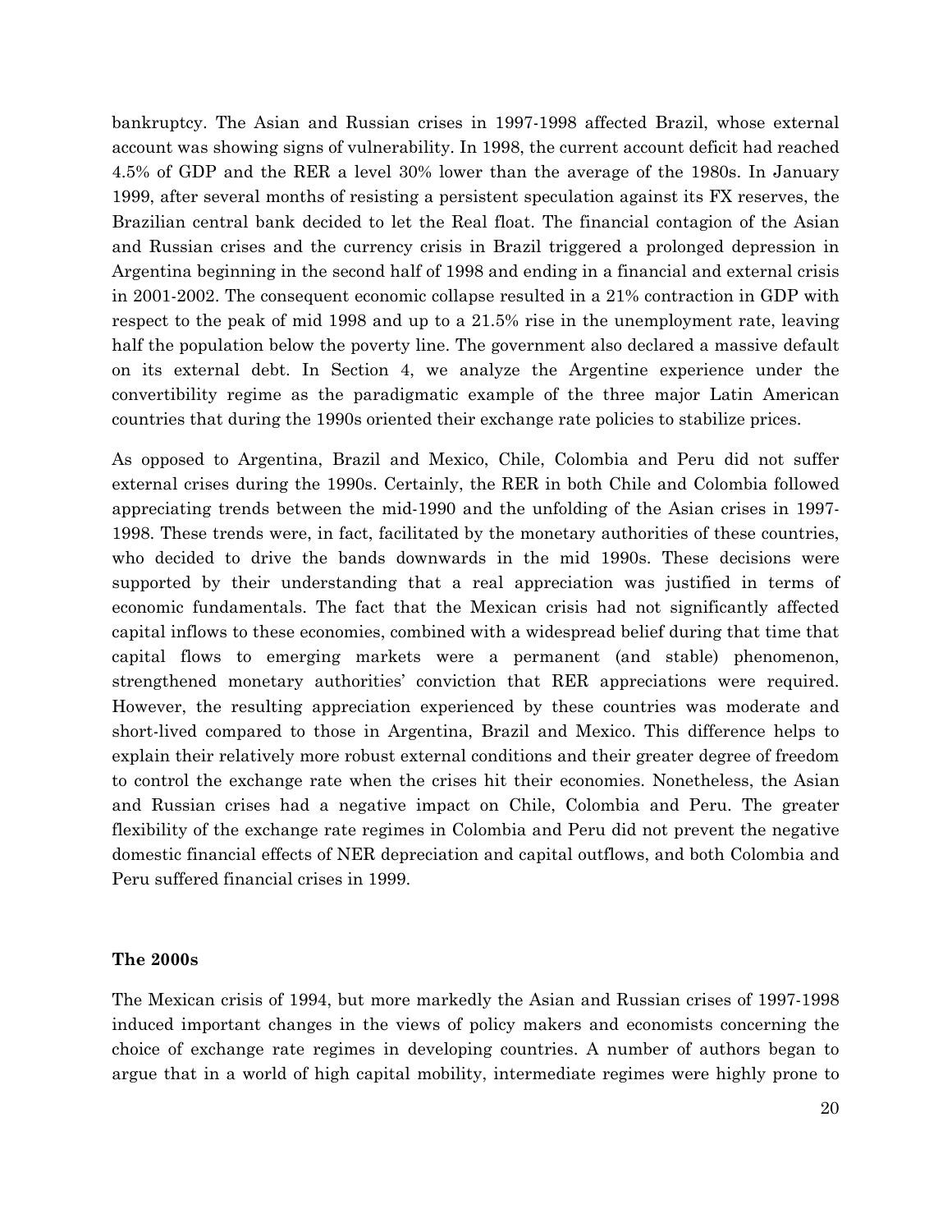bankruptcy. The Asian and Russian crises in 1997-1998 affected Brazil, whose external account was showing signs of vulnerability. In 1998, the current account deficit had reached 4.5% of GDP and the RER a level 30% lower than the average of the 1980s. In January 1999, after several months of resisting a persistent speculation against its FX reserves, the Brazilian central bank decided to let the Real float. The financial contagion of the Asian and Russian crises and the currency crisis in Brazil triggered a prolonged depression in Argentina beginning in the second half of 1998 and ending in a financial and external crisis in 2001-2002. The consequent economic collapse resulted in a 21% contraction in GDP with respect to the peak of mid 1998 and up to a 21.5% rise in the unemployment rate, leaving half the population below the poverty line. The government also declared a massive default on its external debt. In Section 4, we analyze the Argentine experience under the convertibility regime as the paradigmatic example of the three major Latin American countries that during the 1990s oriented their exchange rate policies to stabilize prices.

As opposed to Argentina, Brazil and Mexico, Chile, Colombia and Peru did not suffer external crises during the 1990s. Certainly, the RER in both Chile and Colombia followed appreciating trends between the mid-1990 and the unfolding of the Asian crises in 1997-1998. These trends were, in fact, facilitated by the monetary authorities of these countries, who decided to drive the bands downwards in the mid 1990s. These decisions were supported by their understanding that a real appreciation was justified in terms of economic fundamentals. The fact that the Mexican crisis had not significantly affected capital inflows to these economies, combined with a widespread belief during that time that capital flows to emerging markets were a permanent (and stable) phenomenon, strengthened monetary authorities' conviction that RER appreciations were required. However, the resulting appreciation experienced by these countries was moderate and short-lived compared to those in Argentina, Brazil and Mexico. This difference helps to explain their relatively more robust external conditions and their greater degree of freedom to control the exchange rate when the crises hit their economies. Nonetheless, the Asian and Russian crises had a negative impact on Chile, Colombia and Peru. The greater flexibility of the exchange rate regimes in Colombia and Peru did not prevent the negative domestic financial effects of NER depreciation and capital outflows, and both Colombia and Peru suffered financial crises in 1999.

**The 2000s**

The Mexican crisis of 1994, but more markedly the Asian and Russian crises of 1997-1998 induced important changes in the views of policy makers and economists concerning the choice of exchange rate regimes in developing countries. A number of authors began to argue that in a world of high capital mobility, intermediate regimes were highly prone to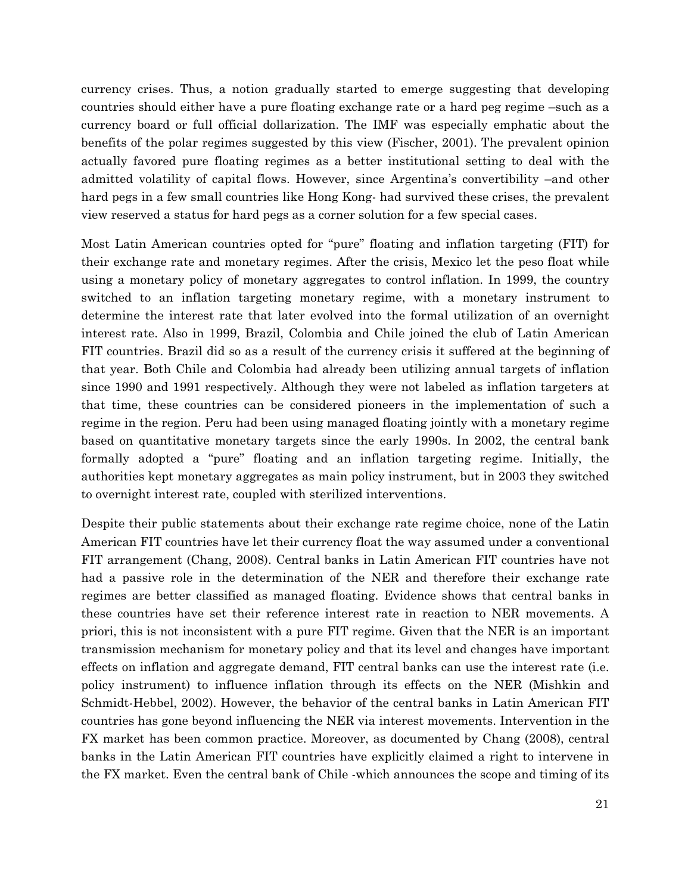currency crises. Thus, a notion gradually started to emerge suggesting that developing countries should either have a pure floating exchange rate or a hard peg regime –such as a currency board or full official dollarization. The IMF was especially emphatic about the benefits of the polar regimes suggested by this view (Fischer, 2001). The prevalent opinion actually favored pure floating regimes as a better institutional setting to deal with the admitted volatility of capital flows. However, since Argentina's convertibility –and other hard pegs in a few small countries like Hong Kong- had survived these crises, the prevalent view reserved a status for hard pegs as a corner solution for a few special cases.

Most Latin American countries opted for "pure" floating and inflation targeting (FIT) for their exchange rate and monetary regimes. After the crisis, Mexico let the peso float while using a monetary policy of monetary aggregates to control inflation. In 1999, the country switched to an inflation targeting monetary regime, with a monetary instrument to determine the interest rate that later evolved into the formal utilization of an overnight interest rate. Also in 1999, Brazil, Colombia and Chile joined the club of Latin American FIT countries. Brazil did so as a result of the currency crisis it suffered at the beginning of that year. Both Chile and Colombia had already been utilizing annual targets of inflation since 1990 and 1991 respectively. Although they were not labeled as inflation targeters at that time, these countries can be considered pioneers in the implementation of such a regime in the region. Peru had been using managed floating jointly with a monetary regime based on quantitative monetary targets since the early 1990s. In 2002, the central bank formally adopted a "pure" floating and an inflation targeting regime. Initially, the authorities kept monetary aggregates as main policy instrument, but in 2003 they switched to overnight interest rate, coupled with sterilized interventions.

Despite their public statements about their exchange rate regime choice, none of the Latin American FIT countries have let their currency float the way assumed under a conventional FIT arrangement (Chang, 2008). Central banks in Latin American FIT countries have not had a passive role in the determination of the NER and therefore their exchange rate regimes are better classified as managed floating. Evidence shows that central banks in these countries have set their reference interest rate in reaction to NER movements. A priori, this is not inconsistent with a pure FIT regime. Given that the NER is an important transmission mechanism for monetary policy and that its level and changes have important effects on inflation and aggregate demand, FIT central banks can use the interest rate (i.e. policy instrument) to influence inflation through its effects on the NER (Mishkin and Schmidt-Hebbel, 2002). However, the behavior of the central banks in Latin American FIT countries has gone beyond influencing the NER via interest movements. Intervention in the FX market has been common practice. Moreover, as documented by Chang (2008), central banks in the Latin American FIT countries have explicitly claimed a right to intervene in the FX market. Even the central bank of Chile -which announces the scope and timing of its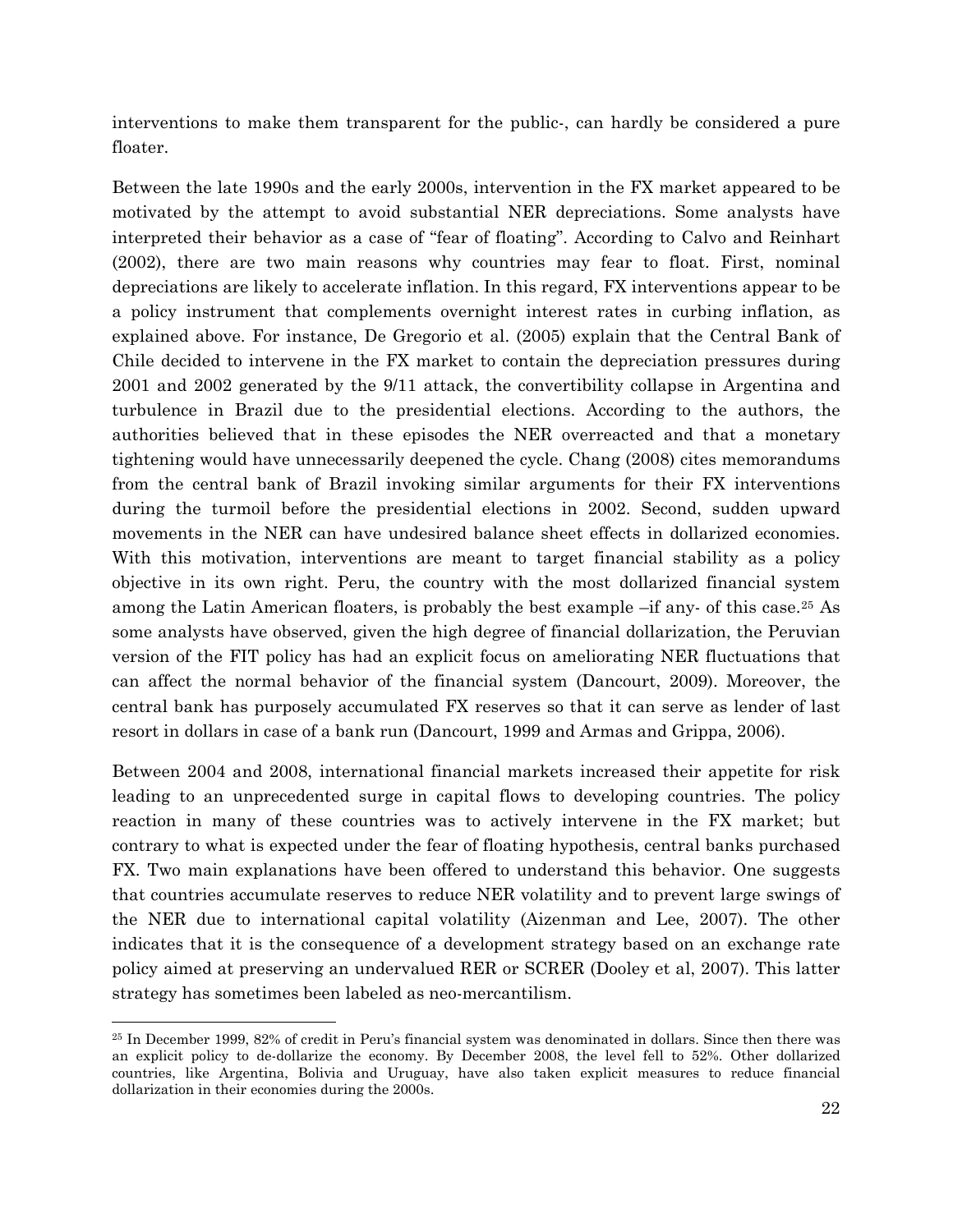interventions to make them transparent for the public-, can hardly be considered a pure floater.

Between the late 1990s and the early 2000s, intervention in the FX market appeared to be motivated by the attempt to avoid substantial NER depreciations. Some analysts have interpreted their behavior as a case of "fear of floating". According to Calvo and Reinhart (2002), there are two main reasons why countries may fear to float. First, nominal depreciations are likely to accelerate inflation. In this regard, FX interventions appear to be a policy instrument that complements overnight interest rates in curbing inflation, as explained above. For instance, De Gregorio et al. (2005) explain that the Central Bank of Chile decided to intervene in the FX market to contain the depreciation pressures during 2001 and 2002 generated by the 9/11 attack, the convertibility collapse in Argentina and turbulence in Brazil due to the presidential elections. According to the authors, the authorities believed that in these episodes the NER overreacted and that a monetary tightening would have unnecessarily deepened the cycle. Chang (2008) cites memorandums from the central bank of Brazil invoking similar arguments for their FX interventions during the turmoil before the presidential elections in 2002. Second, sudden upward movements in the NER can have undesired balance sheet effects in dollarized economies. With this motivation, interventions are meant to target financial stability as a policy objective in its own right. Peru, the country with the most dollarized financial system among the Latin American floaters, is probably the best example –if any- of this case.[25] As some analysts have observed, given the high degree of financial dollarization, the Peruvian version of the FIT policy has had an explicit focus on ameliorating NER fluctuations that can affect the normal behavior of the financial system (Dancourt, 2009). Moreover, the central bank has purposely accumulated FX reserves so that it can serve as lender of last resort in dollars in case of a bank run (Dancourt, 1999 and Armas and Grippa, 2006).

Between 2004 and 2008, international financial markets increased their appetite for risk leading to an unprecedented surge in capital flows to developing countries. The policy reaction in many of these countries was to actively intervene in the FX market; but contrary to what is expected under the fear of floating hypothesis, central banks purchased FX. Two main explanations have been offered to understand this behavior. One suggests that countries accumulate reserves to reduce NER volatility and to prevent large swings of the NER due to international capital volatility (Aizenman and Lee, 2007). The other indicates that it is the consequence of a development strategy based on an exchange rate policy aimed at preserving an undervalued RER or SCRER (Dooley et al, 2007). This latter strategy has sometimes been labeled as neo-mercantilism.

[25] In December 1999, 82% of credit in Peru's financial system was denominated in dollars. Since then there was an explicit policy to de-dollarize the economy. By December 2008, the level fell to 52%. Other dollarized countries, like Argentina, Bolivia and Uruguay, have also taken explicit measures to reduce financial dollarization in their economies during the 2000s.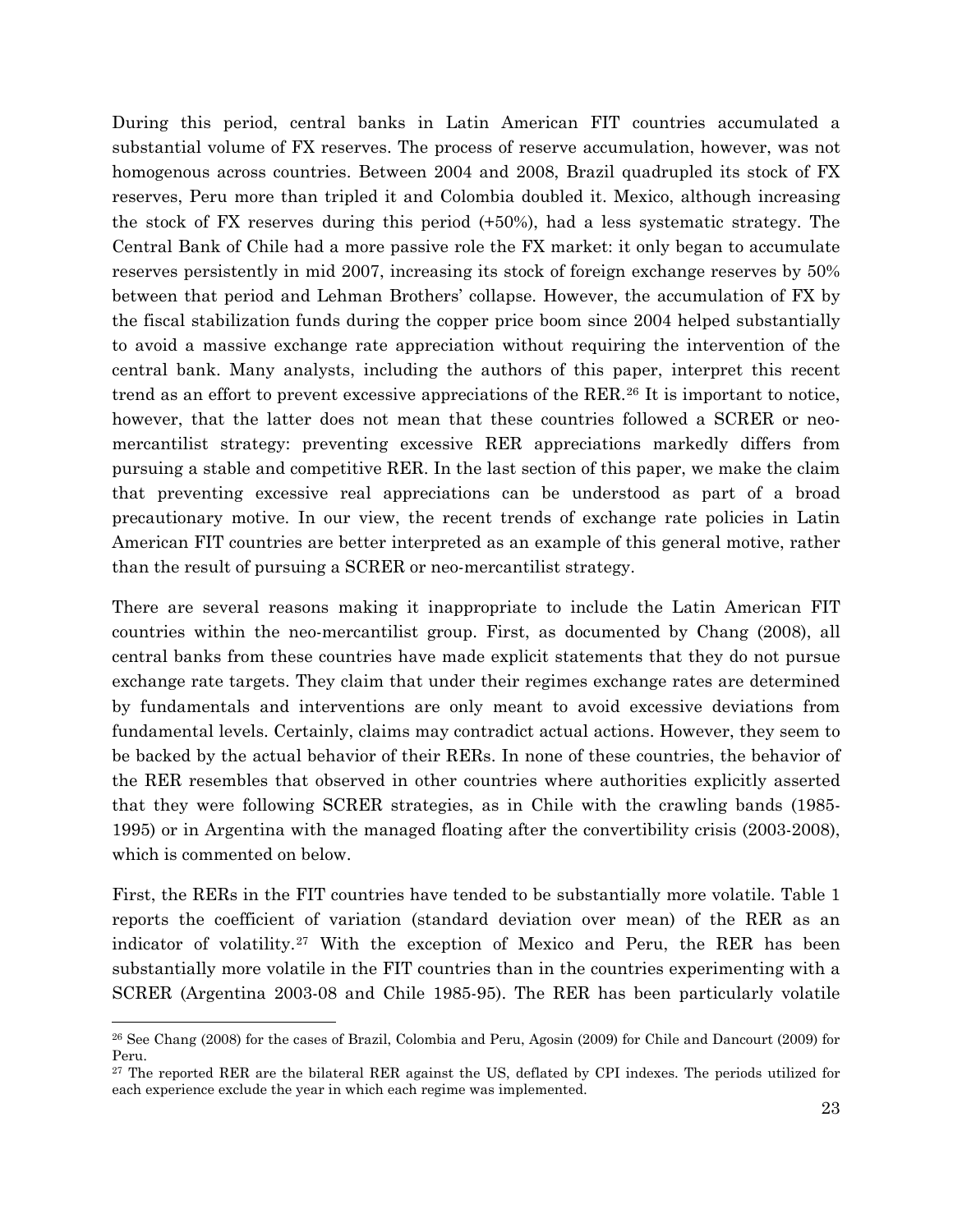During this period, central banks in Latin American FIT countries accumulated a substantial volume of FX reserves. The process of reserve accumulation, however, was not homogenous across countries. Between 2004 and 2008, Brazil quadrupled its stock of FX reserves, Peru more than tripled it and Colombia doubled it. Mexico, although increasing the stock of FX reserves during this period (+50%), had a less systematic strategy. The Central Bank of Chile had a more passive role the FX market: it only began to accumulate reserves persistently in mid 2007, increasing its stock of foreign exchange reserves by 50% between that period and Lehman Brothers' collapse. However, the accumulation of FX by the fiscal stabilization funds during the copper price boom since 2004 helped substantially to avoid a massive exchange rate appreciation without requiring the intervention of the central bank. Many analysts, including the authors of this paper, interpret this recent trend as an effort to prevent excessive appreciations of the RER.[26] It is important to notice, however, that the latter does not mean that these countries followed a SCRER or neo-mercantilist strategy: preventing excessive RER appreciations markedly differs from pursuing a stable and competitive RER. In the last section of this paper, we make the claim that preventing excessive real appreciations can be understood as part of a broad precautionary motive. In our view, the recent trends of exchange rate policies in Latin American FIT countries are better interpreted as an example of this general motive, rather than the result of pursuing a SCRER or neo-mercantilist strategy.

There are several reasons making it inappropriate to include the Latin American FIT countries within the neo-mercantilist group. First, as documented by Chang (2008), all central banks from these countries have made explicit statements that they do not pursue exchange rate targets. They claim that under their regimes exchange rates are determined by fundamentals and interventions are only meant to avoid excessive deviations from fundamental levels. Certainly, claims may contradict actual actions. However, they seem to be backed by the actual behavior of their RERs. In none of these countries, the behavior of the RER resembles that observed in other countries where authorities explicitly asserted that they were following SCRER strategies, as in Chile with the crawling bands (1985-1995) or in Argentina with the managed floating after the convertibility crisis (2003-2008), which is commented on below.

First, the RERs in the FIT countries have tended to be substantially more volatile. Table 1 reports the coefficient of variation (standard deviation over mean) of the RER as an indicator of volatility.[27] With the exception of Mexico and Peru, the RER has been substantially more volatile in the FIT countries than in the countries experimenting with a SCRER (Argentina 2003-08 and Chile 1985-95). The RER has been particularly volatile

[26] See Chang (2008) for the cases of Brazil, Colombia and Peru, Agosin (2009) for Chile and Dancourt (2009) for Peru.

[27] The reported RER are the bilateral RER against the US, deflated by CPI indexes. The periods utilized for each experience exclude the year in which each regime was implemented.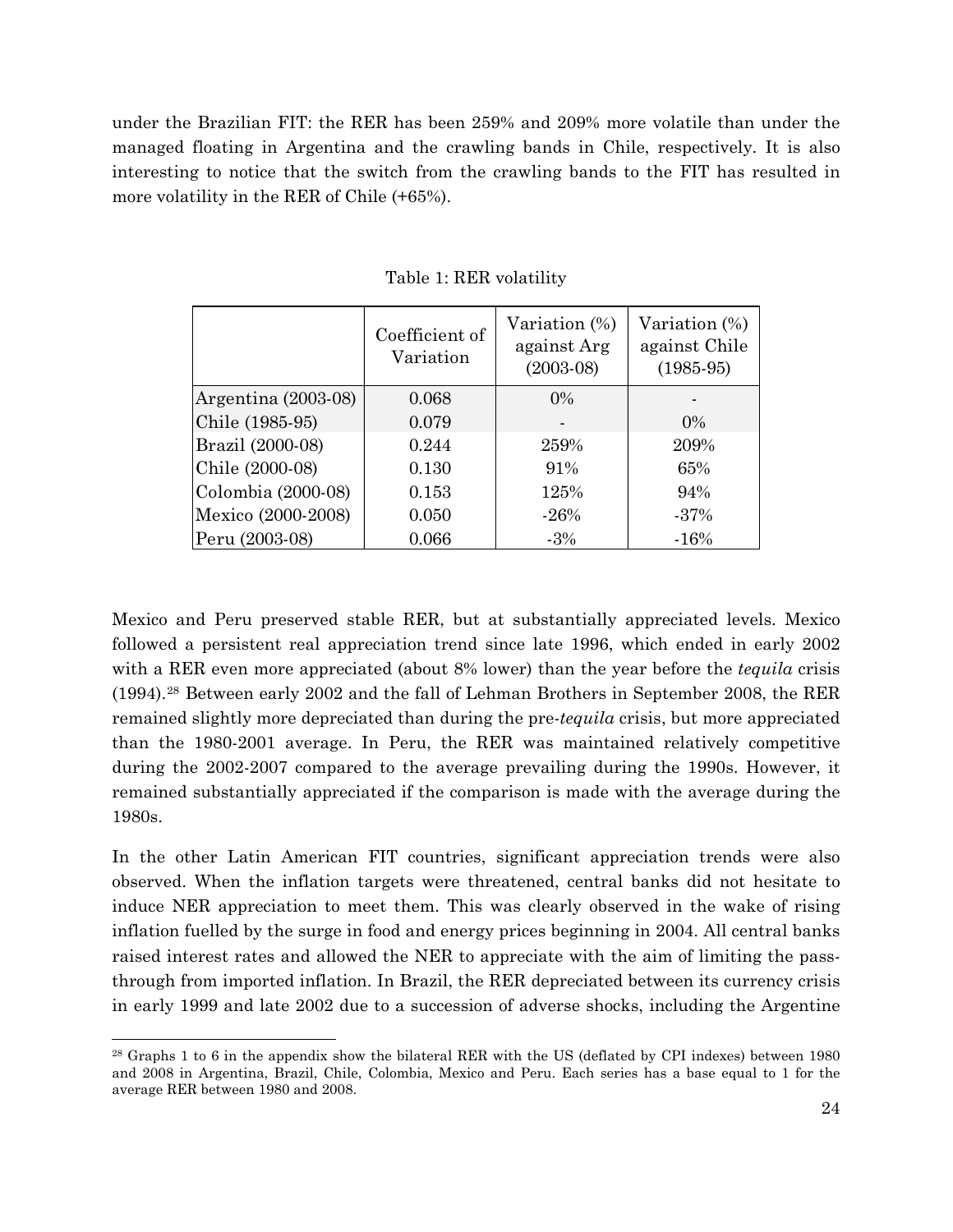under the Brazilian FIT: the RER has been 259% and 209% more volatile than under the managed floating in Argentina and the crawling bands in Chile, respectively. It is also interesting to notice that the switch from the crawling bands to the FIT has resulted in more volatility in the RER of Chile (+65%).

Table 1: RER volatility

| | Coefficient of Variation | Variation (%) against Arg (2003-08) | Variation (%) against Chile (1985-95) |
|---|---|---|---|
| Argentina (2003-08) | 0.068 | 0% | - |
| Chile (1985-95) | 0.079 | - | 0% |
| Brazil (2000-08) | 0.244 | 259% | 209% |
| Chile (2000-08) | 0.130 | 91% | 65% |
| Colombia (2000-08) | 0.153 | 125% | 94% |
| Mexico (2000-2008) | 0.050 | -26% | -37% |
| Peru (2003-08) | 0.066 | -3% | -16% |

Mexico and Peru preserved stable RER, but at substantially appreciated levels. Mexico followed a persistent real appreciation trend since late 1996, which ended in early 2002 with a RER even more appreciated (about 8% lower) than the year before the *tequila* crisis (1994).[28] Between early 2002 and the fall of Lehman Brothers in September 2008, the RER remained slightly more depreciated than during the pre-*tequila* crisis, but more appreciated than the 1980-2001 average. In Peru, the RER was maintained relatively competitive during the 2002-2007 compared to the average prevailing during the 1990s. However, it remained substantially appreciated if the comparison is made with the average during the 1980s.

In the other Latin American FIT countries, significant appreciation trends were also observed. When the inflation targets were threatened, central banks did not hesitate to induce NER appreciation to meet them. This was clearly observed in the wake of rising inflation fuelled by the surge in food and energy prices beginning in 2004. All central banks raised interest rates and allowed the NER to appreciate with the aim of limiting the pass-through from imported inflation. In Brazil, the RER depreciated between its currency crisis in early 1999 and late 2002 due to a succession of adverse shocks, including the Argentine

[28] Graphs 1 to 6 in the appendix show the bilateral RER with the US (deflated by CPI indexes) between 1980 and 2008 in Argentina, Brazil, Chile, Colombia, Mexico and Peru. Each series has a base equal to 1 for the average RER between 1980 and 2008.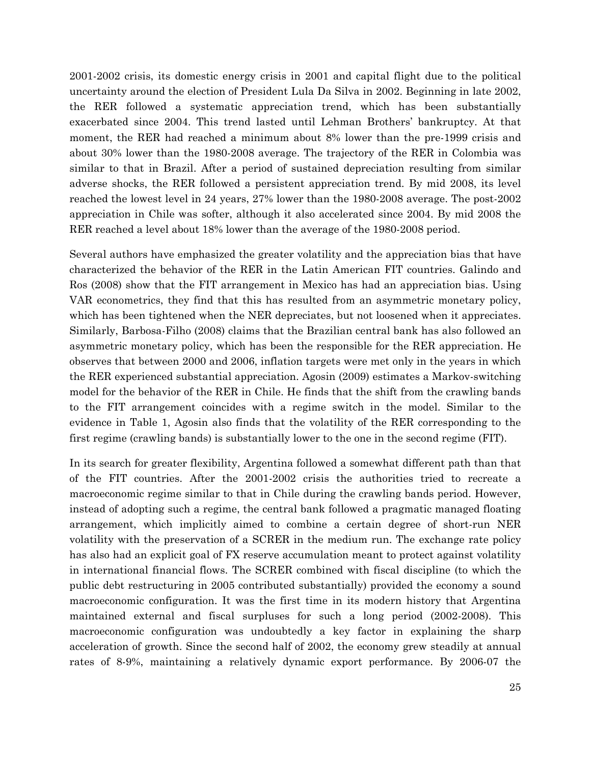2001-2002 crisis, its domestic energy crisis in 2001 and capital flight due to the political uncertainty around the election of President Lula Da Silva in 2002. Beginning in late 2002, the RER followed a systematic appreciation trend, which has been substantially exacerbated since 2004. This trend lasted until Lehman Brothers' bankruptcy. At that moment, the RER had reached a minimum about 8% lower than the pre-1999 crisis and about 30% lower than the 1980-2008 average. The trajectory of the RER in Colombia was similar to that in Brazil. After a period of sustained depreciation resulting from similar adverse shocks, the RER followed a persistent appreciation trend. By mid 2008, its level reached the lowest level in 24 years, 27% lower than the 1980-2008 average. The post-2002 appreciation in Chile was softer, although it also accelerated since 2004. By mid 2008 the RER reached a level about 18% lower than the average of the 1980-2008 period.

Several authors have emphasized the greater volatility and the appreciation bias that have characterized the behavior of the RER in the Latin American FIT countries. Galindo and Ros (2008) show that the FIT arrangement in Mexico has had an appreciation bias. Using VAR econometrics, they find that this has resulted from an asymmetric monetary policy, which has been tightened when the NER depreciates, but not loosened when it appreciates. Similarly, Barbosa-Filho (2008) claims that the Brazilian central bank has also followed an asymmetric monetary policy, which has been the responsible for the RER appreciation. He observes that between 2000 and 2006, inflation targets were met only in the years in which the RER experienced substantial appreciation. Agosin (2009) estimates a Markov-switching model for the behavior of the RER in Chile. He finds that the shift from the crawling bands to the FIT arrangement coincides with a regime switch in the model. Similar to the evidence in Table 1, Agosin also finds that the volatility of the RER corresponding to the first regime (crawling bands) is substantially lower to the one in the second regime (FIT).

In its search for greater flexibility, Argentina followed a somewhat different path than that of the FIT countries. After the 2001-2002 crisis the authorities tried to recreate a macroeconomic regime similar to that in Chile during the crawling bands period. However, instead of adopting such a regime, the central bank followed a pragmatic managed floating arrangement, which implicitly aimed to combine a certain degree of short-run NER volatility with the preservation of a SCRER in the medium run. The exchange rate policy has also had an explicit goal of FX reserve accumulation meant to protect against volatility in international financial flows. The SCRER combined with fiscal discipline (to which the public debt restructuring in 2005 contributed substantially) provided the economy a sound macroeconomic configuration. It was the first time in its modern history that Argentina maintained external and fiscal surpluses for such a long period (2002-2008). This macroeconomic configuration was undoubtedly a key factor in explaining the sharp acceleration of growth. Since the second half of 2002, the economy grew steadily at annual rates of 8-9%, maintaining a relatively dynamic export performance. By 2006-07 the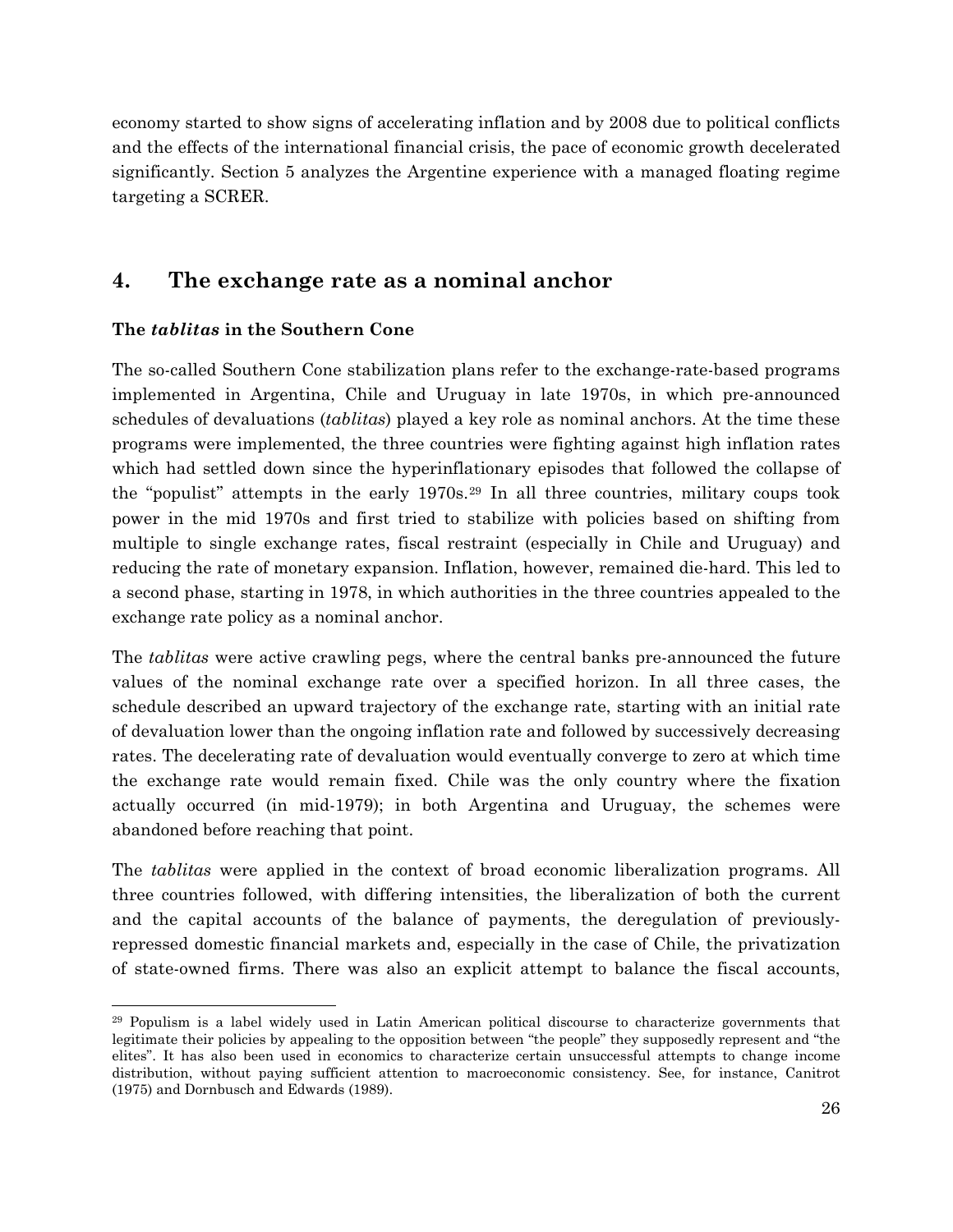economy started to show signs of accelerating inflation and by 2008 due to political conflicts and the effects of the international financial crisis, the pace of economic growth decelerated significantly. Section 5 analyzes the Argentine experience with a managed floating regime targeting a SCRER.

## 4. The exchange rate as a nominal anchor

### The *tablitas* in the Southern Cone

The so-called Southern Cone stabilization plans refer to the exchange-rate-based programs implemented in Argentina, Chile and Uruguay in late 1970s, in which pre-announced schedules of devaluations (*tablitas*) played a key role as nominal anchors. At the time these programs were implemented, the three countries were fighting against high inflation rates which had settled down since the hyperinflationary episodes that followed the collapse of the "populist" attempts in the early 1970s.[29] In all three countries, military coups took power in the mid 1970s and first tried to stabilize with policies based on shifting from multiple to single exchange rates, fiscal restraint (especially in Chile and Uruguay) and reducing the rate of monetary expansion. Inflation, however, remained die-hard. This led to a second phase, starting in 1978, in which authorities in the three countries appealed to the exchange rate policy as a nominal anchor.

The *tablitas* were active crawling pegs, where the central banks pre-announced the future values of the nominal exchange rate over a specified horizon. In all three cases, the schedule described an upward trajectory of the exchange rate, starting with an initial rate of devaluation lower than the ongoing inflation rate and followed by successively decreasing rates. The decelerating rate of devaluation would eventually converge to zero at which time the exchange rate would remain fixed. Chile was the only country where the fixation actually occurred (in mid-1979); in both Argentina and Uruguay, the schemes were abandoned before reaching that point.

The *tablitas* were applied in the context of broad economic liberalization programs. All three countries followed, with differing intensities, the liberalization of both the current and the capital accounts of the balance of payments, the deregulation of previously-repressed domestic financial markets and, especially in the case of Chile, the privatization of state-owned firms. There was also an explicit attempt to balance the fiscal accounts,

[29] Populism is a label widely used in Latin American political discourse to characterize governments that legitimate their policies by appealing to the opposition between "the people" they supposedly represent and "the elites". It has also been used in economics to characterize certain unsuccessful attempts to change income distribution, without paying sufficient attention to macroeconomic consistency. See, for instance, Canitrot (1975) and Dornbusch and Edwards (1989).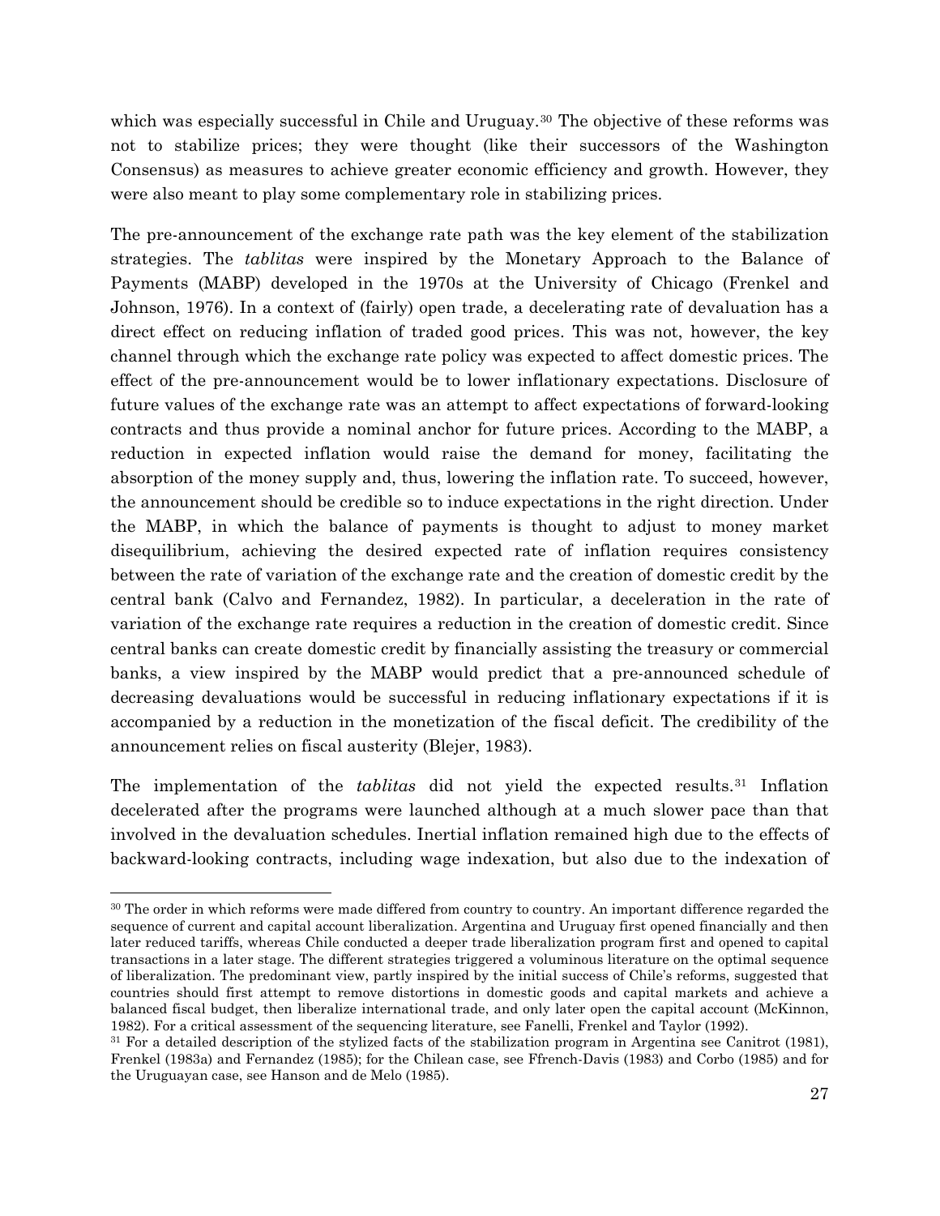which was especially successful in Chile and Uruguay.[30] The objective of these reforms was not to stabilize prices; they were thought (like their successors of the Washington Consensus) as measures to achieve greater economic efficiency and growth. However, they were also meant to play some complementary role in stabilizing prices.

The pre-announcement of the exchange rate path was the key element of the stabilization strategies. The *tablitas* were inspired by the Monetary Approach to the Balance of Payments (MABP) developed in the 1970s at the University of Chicago (Frenkel and Johnson, 1976). In a context of (fairly) open trade, a decelerating rate of devaluation has a direct effect on reducing inflation of traded good prices. This was not, however, the key channel through which the exchange rate policy was expected to affect domestic prices. The effect of the pre-announcement would be to lower inflationary expectations. Disclosure of future values of the exchange rate was an attempt to affect expectations of forward-looking contracts and thus provide a nominal anchor for future prices. According to the MABP, a reduction in expected inflation would raise the demand for money, facilitating the absorption of the money supply and, thus, lowering the inflation rate. To succeed, however, the announcement should be credible so to induce expectations in the right direction. Under the MABP, in which the balance of payments is thought to adjust to money market disequilibrium, achieving the desired expected rate of inflation requires consistency between the rate of variation of the exchange rate and the creation of domestic credit by the central bank (Calvo and Fernandez, 1982). In particular, a deceleration in the rate of variation of the exchange rate requires a reduction in the creation of domestic credit. Since central banks can create domestic credit by financially assisting the treasury or commercial banks, a view inspired by the MABP would predict that a pre-announced schedule of decreasing devaluations would be successful in reducing inflationary expectations if it is accompanied by a reduction in the monetization of the fiscal deficit. The credibility of the announcement relies on fiscal austerity (Blejer, 1983).

The implementation of the *tablitas* did not yield the expected results.[31] Inflation decelerated after the programs were launched although at a much slower pace than that involved in the devaluation schedules. Inertial inflation remained high due to the effects of backward-looking contracts, including wage indexation, but also due to the indexation of

[30] The order in which reforms were made differed from country to country. An important difference regarded the sequence of current and capital account liberalization. Argentina and Uruguay first opened financially and then later reduced tariffs, whereas Chile conducted a deeper trade liberalization program first and opened to capital transactions in a later stage. The different strategies triggered a voluminous literature on the optimal sequence of liberalization. The predominant view, partly inspired by the initial success of Chile's reforms, suggested that countries should first attempt to remove distortions in domestic goods and capital markets and achieve a balanced fiscal budget, then liberalize international trade, and only later open the capital account (McKinnon, 1982). For a critical assessment of the sequencing literature, see Fanelli, Frenkel and Taylor (1992).

[31] For a detailed description of the stylized facts of the stabilization program in Argentina see Canitrot (1981), Frenkel (1983a) and Fernandez (1985); for the Chilean case, see Ffrench-Davis (1983) and Corbo (1985) and for the Uruguayan case, see Hanson and de Melo (1985).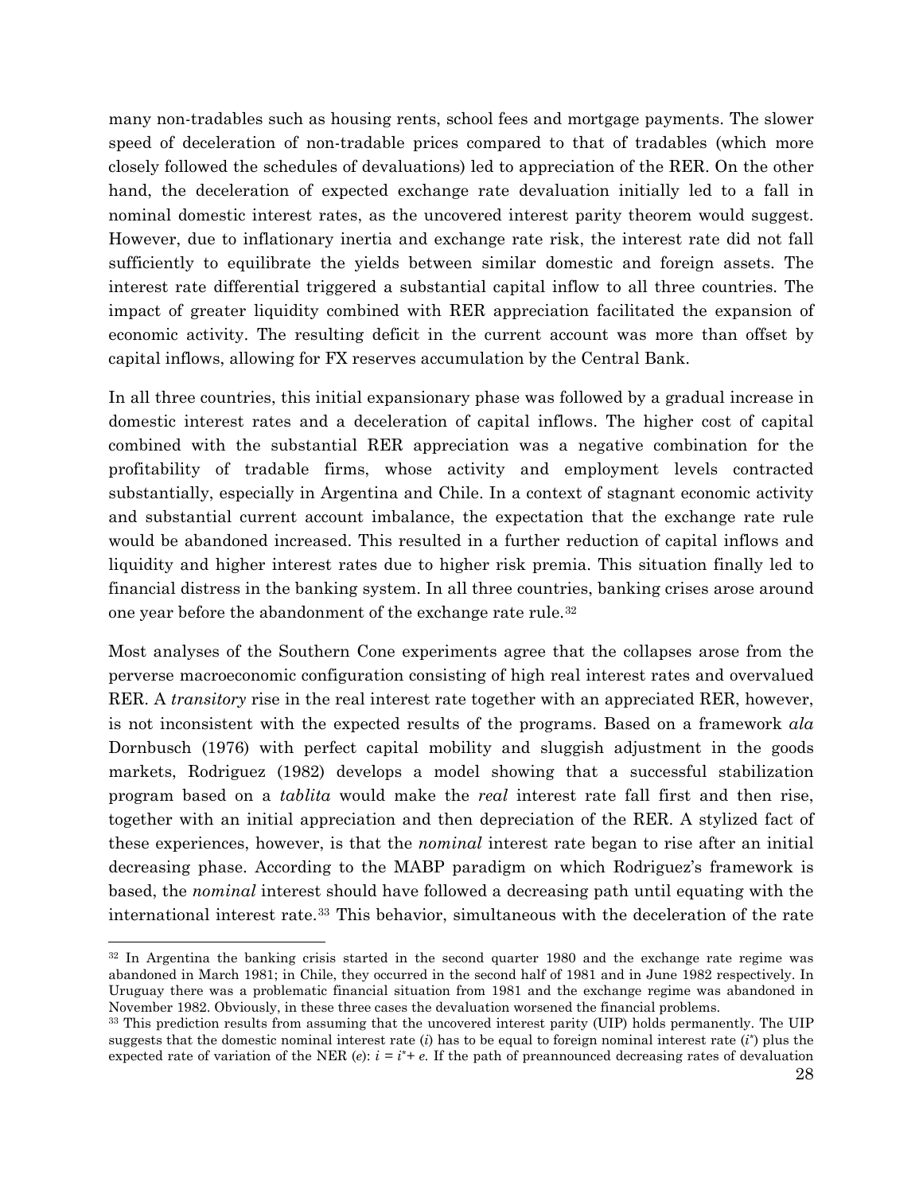many non-tradables such as housing rents, school fees and mortgage payments. The slower speed of deceleration of non-tradable prices compared to that of tradables (which more closely followed the schedules of devaluations) led to appreciation of the RER. On the other hand, the deceleration of expected exchange rate devaluation initially led to a fall in nominal domestic interest rates, as the uncovered interest parity theorem would suggest. However, due to inflationary inertia and exchange rate risk, the interest rate did not fall sufficiently to equilibrate the yields between similar domestic and foreign assets. The interest rate differential triggered a substantial capital inflow to all three countries. The impact of greater liquidity combined with RER appreciation facilitated the expansion of economic activity. The resulting deficit in the current account was more than offset by capital inflows, allowing for FX reserves accumulation by the Central Bank.

In all three countries, this initial expansionary phase was followed by a gradual increase in domestic interest rates and a deceleration of capital inflows. The higher cost of capital combined with the substantial RER appreciation was a negative combination for the profitability of tradable firms, whose activity and employment levels contracted substantially, especially in Argentina and Chile. In a context of stagnant economic activity and substantial current account imbalance, the expectation that the exchange rate rule would be abandoned increased. This resulted in a further reduction of capital inflows and liquidity and higher interest rates due to higher risk premia. This situation finally led to financial distress in the banking system. In all three countries, banking crises arose around one year before the abandonment of the exchange rate rule.[32]

Most analyses of the Southern Cone experiments agree that the collapses arose from the perverse macroeconomic configuration consisting of high real interest rates and overvalued RER. A *transitory* rise in the real interest rate together with an appreciated RER, however, is not inconsistent with the expected results of the programs. Based on a framework *ala* Dornbusch (1976) with perfect capital mobility and sluggish adjustment in the goods markets, Rodriguez (1982) develops a model showing that a successful stabilization program based on a *tablita* would make the *real* interest rate fall first and then rise, together with an initial appreciation and then depreciation of the RER. A stylized fact of these experiences, however, is that the *nominal* interest rate began to rise after an initial decreasing phase. According to the MABP paradigm on which Rodriguez's framework is based, the *nominal* interest should have followed a decreasing path until equating with the international interest rate.[33] This behavior, simultaneous with the deceleration of the rate

---

[32] In Argentina the banking crisis started in the second quarter 1980 and the exchange rate regime was abandoned in March 1981; in Chile, they occurred in the second half of 1981 and in June 1982 respectively. In Uruguay there was a problematic financial situation from 1981 and the exchange regime was abandoned in November 1982. Obviously, in these three cases the devaluation worsened the financial problems.

[33] This prediction results from assuming that the uncovered interest parity (UIP) holds permanently. The UIP suggests that the domestic nominal interest rate ($i$) has to be equal to foreign nominal interest rate ($i^*$) plus the expected rate of variation of the NER ($e$): $i = i^* + e$. If the path of preannounced decreasing rates of devaluation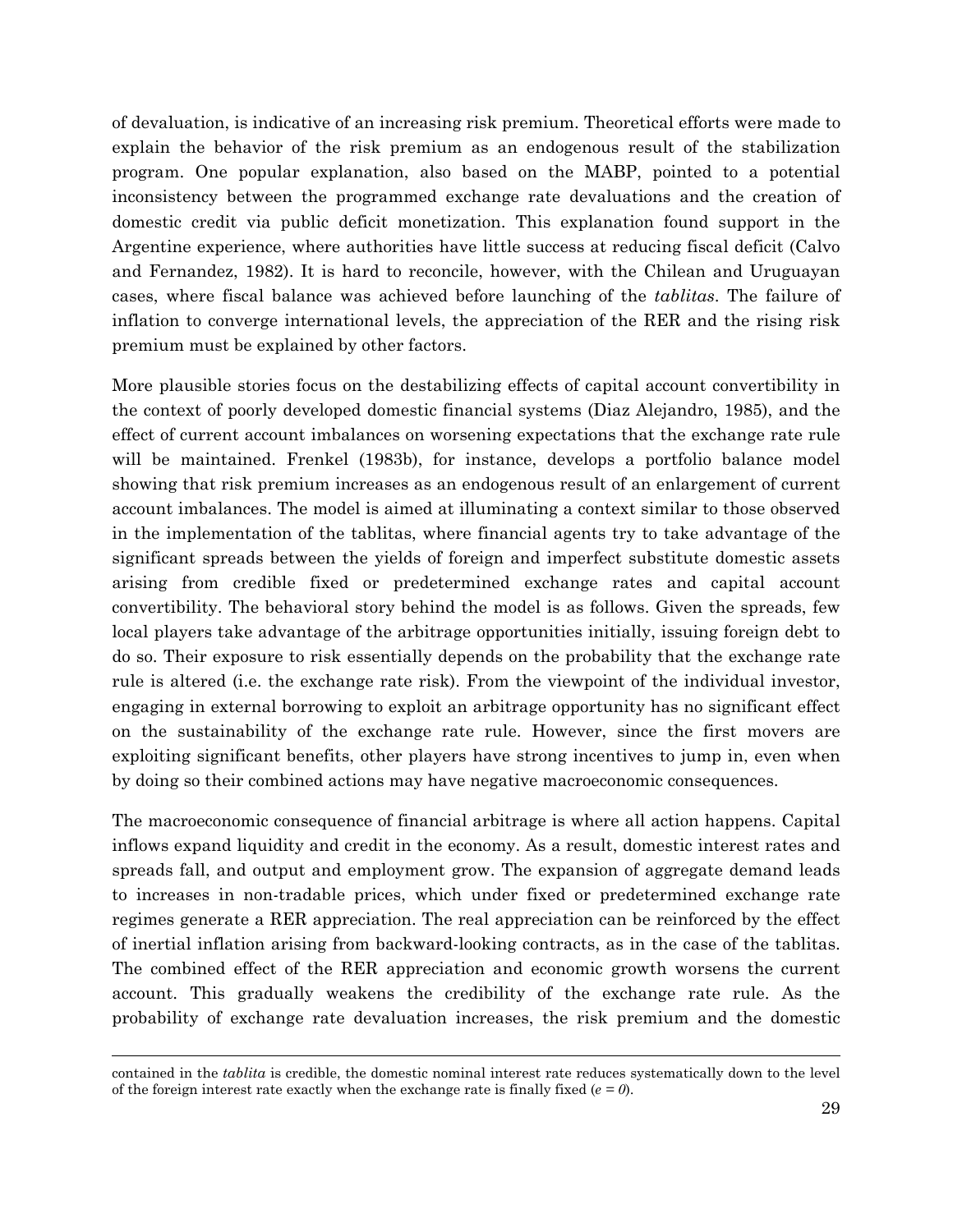of devaluation, is indicative of an increasing risk premium. Theoretical efforts were made to explain the behavior of the risk premium as an endogenous result of the stabilization program. One popular explanation, also based on the MABP, pointed to a potential inconsistency between the programmed exchange rate devaluations and the creation of domestic credit via public deficit monetization. This explanation found support in the Argentine experience, where authorities have little success at reducing fiscal deficit (Calvo and Fernandez, 1982). It is hard to reconcile, however, with the Chilean and Uruguayan cases, where fiscal balance was achieved before launching of the *tablitas*. The failure of inflation to converge international levels, the appreciation of the RER and the rising risk premium must be explained by other factors.

More plausible stories focus on the destabilizing effects of capital account convertibility in the context of poorly developed domestic financial systems (Diaz Alejandro, 1985), and the effect of current account imbalances on worsening expectations that the exchange rate rule will be maintained. Frenkel (1983b), for instance, develops a portfolio balance model showing that risk premium increases as an endogenous result of an enlargement of current account imbalances. The model is aimed at illuminating a context similar to those observed in the implementation of the tablitas, where financial agents try to take advantage of the significant spreads between the yields of foreign and imperfect substitute domestic assets arising from credible fixed or predetermined exchange rates and capital account convertibility. The behavioral story behind the model is as follows. Given the spreads, few local players take advantage of the arbitrage opportunities initially, issuing foreign debt to do so. Their exposure to risk essentially depends on the probability that the exchange rate rule is altered (i.e. the exchange rate risk). From the viewpoint of the individual investor, engaging in external borrowing to exploit an arbitrage opportunity has no significant effect on the sustainability of the exchange rate rule. However, since the first movers are exploiting significant benefits, other players have strong incentives to jump in, even when by doing so their combined actions may have negative macroeconomic consequences.

The macroeconomic consequence of financial arbitrage is where all action happens. Capital inflows expand liquidity and credit in the economy. As a result, domestic interest rates and spreads fall, and output and employment grow. The expansion of aggregate demand leads to increases in non-tradable prices, which under fixed or predetermined exchange rate regimes generate a RER appreciation. The real appreciation can be reinforced by the effect of inertial inflation arising from backward-looking contracts, as in the case of the tablitas. The combined effect of the RER appreciation and economic growth worsens the current account. This gradually weakens the credibility of the exchange rate rule. As the probability of exchange rate devaluation increases, the risk premium and the domestic

contained in the *tablita* is credible, the domestic nominal interest rate reduces systematically down to the level of the foreign interest rate exactly when the exchange rate is finally fixed ($e = 0$).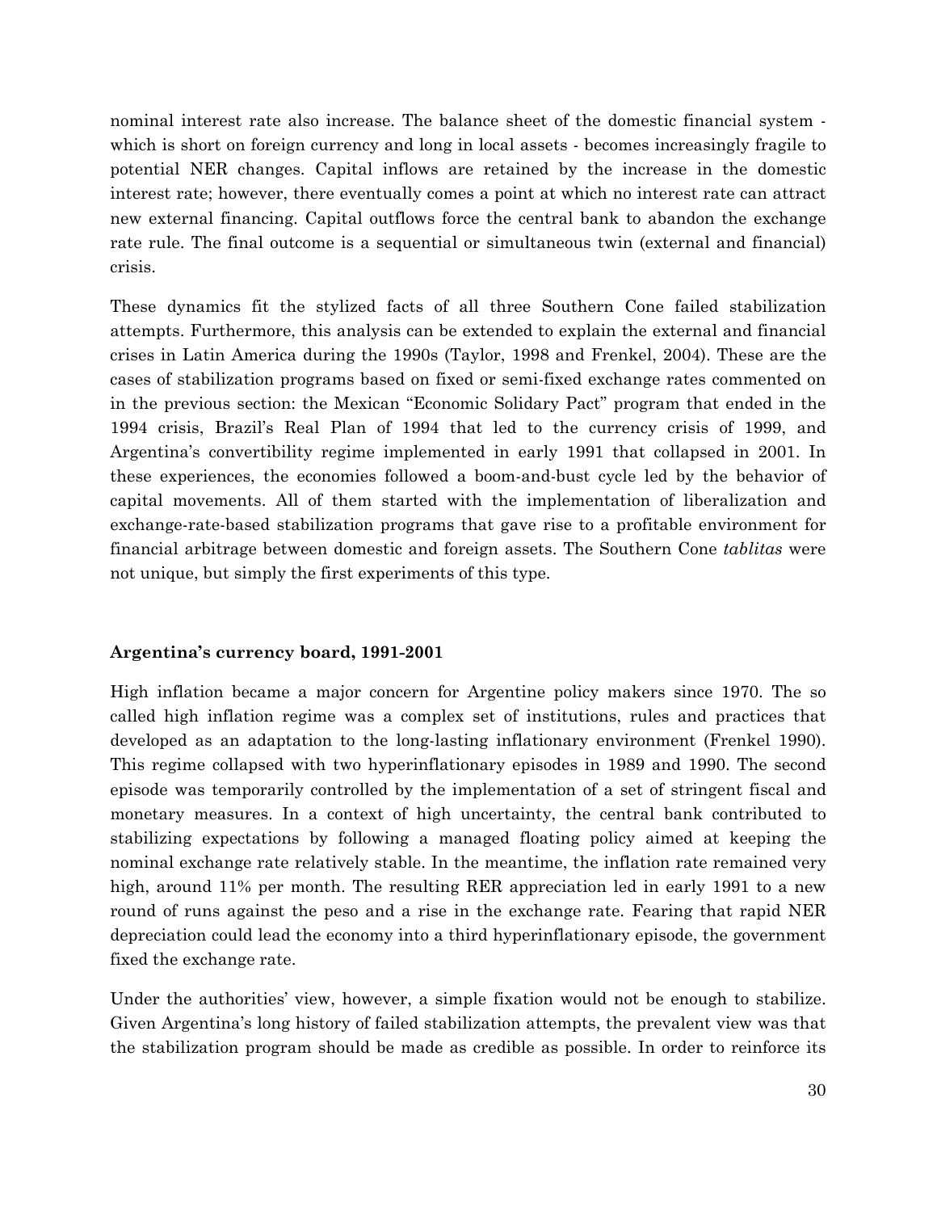nominal interest rate also increase. The balance sheet of the domestic financial system - which is short on foreign currency and long in local assets - becomes increasingly fragile to potential NER changes. Capital inflows are retained by the increase in the domestic interest rate; however, there eventually comes a point at which no interest rate can attract new external financing. Capital outflows force the central bank to abandon the exchange rate rule. The final outcome is a sequential or simultaneous twin (external and financial) crisis.

These dynamics fit the stylized facts of all three Southern Cone failed stabilization attempts. Furthermore, this analysis can be extended to explain the external and financial crises in Latin America during the 1990s (Taylor, 1998 and Frenkel, 2004). These are the cases of stabilization programs based on fixed or semi-fixed exchange rates commented on in the previous section: the Mexican "Economic Solidary Pact" program that ended in the 1994 crisis, Brazil's Real Plan of 1994 that led to the currency crisis of 1999, and Argentina's convertibility regime implemented in early 1991 that collapsed in 2001. In these experiences, the economies followed a boom-and-bust cycle led by the behavior of capital movements. All of them started with the implementation of liberalization and exchange-rate-based stabilization programs that gave rise to a profitable environment for financial arbitrage between domestic and foreign assets. The Southern Cone *tablitas* were not unique, but simply the first experiments of this type.

## Argentina's currency board, 1991-2001

High inflation became a major concern for Argentine policy makers since 1970. The so called high inflation regime was a complex set of institutions, rules and practices that developed as an adaptation to the long-lasting inflationary environment (Frenkel 1990). This regime collapsed with two hyperinflationary episodes in 1989 and 1990. The second episode was temporarily controlled by the implementation of a set of stringent fiscal and monetary measures. In a context of high uncertainty, the central bank contributed to stabilizing expectations by following a managed floating policy aimed at keeping the nominal exchange rate relatively stable. In the meantime, the inflation rate remained very high, around 11% per month. The resulting RER appreciation led in early 1991 to a new round of runs against the peso and a rise in the exchange rate. Fearing that rapid NER depreciation could lead the economy into a third hyperinflationary episode, the government fixed the exchange rate.

Under the authorities' view, however, a simple fixation would not be enough to stabilize. Given Argentina's long history of failed stabilization attempts, the prevalent view was that the stabilization program should be made as credible as possible. In order to reinforce its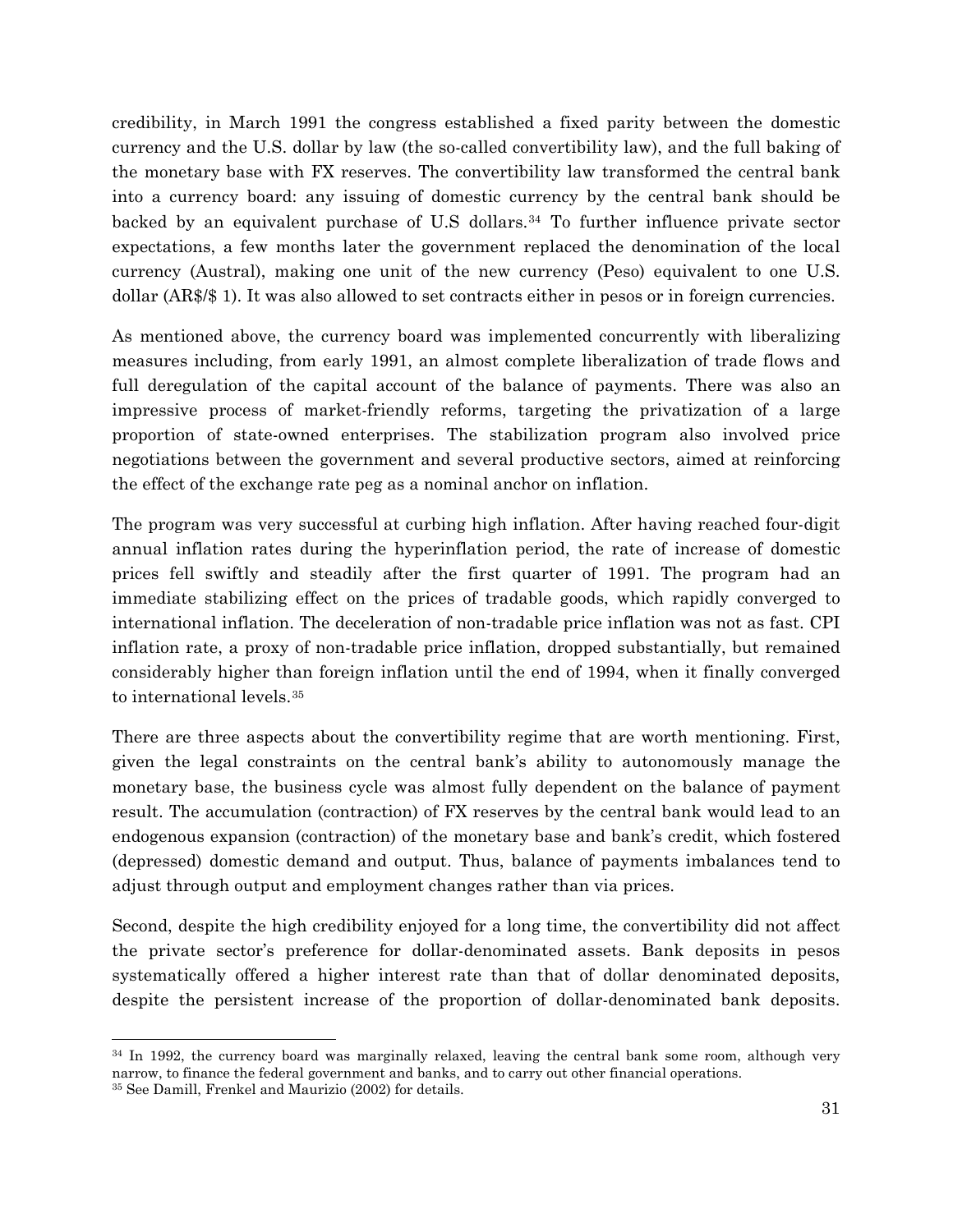credibility, in March 1991 the congress established a fixed parity between the domestic currency and the U.S. dollar by law (the so-called convertibility law), and the full baking of the monetary base with FX reserves. The convertibility law transformed the central bank into a currency board: any issuing of domestic currency by the central bank should be backed by an equivalent purchase of U.S dollars.[34] To further influence private sector expectations, a few months later the government replaced the denomination of the local currency (Austral), making one unit of the new currency (Peso) equivalent to one U.S. dollar (AR$/$ 1). It was also allowed to set contracts either in pesos or in foreign currencies.

As mentioned above, the currency board was implemented concurrently with liberalizing measures including, from early 1991, an almost complete liberalization of trade flows and full deregulation of the capital account of the balance of payments. There was also an impressive process of market-friendly reforms, targeting the privatization of a large proportion of state-owned enterprises. The stabilization program also involved price negotiations between the government and several productive sectors, aimed at reinforcing the effect of the exchange rate peg as a nominal anchor on inflation.

The program was very successful at curbing high inflation. After having reached four-digit annual inflation rates during the hyperinflation period, the rate of increase of domestic prices fell swiftly and steadily after the first quarter of 1991. The program had an immediate stabilizing effect on the prices of tradable goods, which rapidly converged to international inflation. The deceleration of non-tradable price inflation was not as fast. CPI inflation rate, a proxy of non-tradable price inflation, dropped substantially, but remained considerably higher than foreign inflation until the end of 1994, when it finally converged to international levels.[35]

There are three aspects about the convertibility regime that are worth mentioning. First, given the legal constraints on the central bank's ability to autonomously manage the monetary base, the business cycle was almost fully dependent on the balance of payment result. The accumulation (contraction) of FX reserves by the central bank would lead to an endogenous expansion (contraction) of the monetary base and bank's credit, which fostered (depressed) domestic demand and output. Thus, balance of payments imbalances tend to adjust through output and employment changes rather than via prices.

Second, despite the high credibility enjoyed for a long time, the convertibility did not affect the private sector's preference for dollar-denominated assets. Bank deposits in pesos systematically offered a higher interest rate than that of dollar denominated deposits, despite the persistent increase of the proportion of dollar-denominated bank deposits.

[34] In 1992, the currency board was marginally relaxed, leaving the central bank some room, although very narrow, to finance the federal government and banks, and to carry out other financial operations.

[35] See Damill, Frenkel and Maurizio (2002) for details.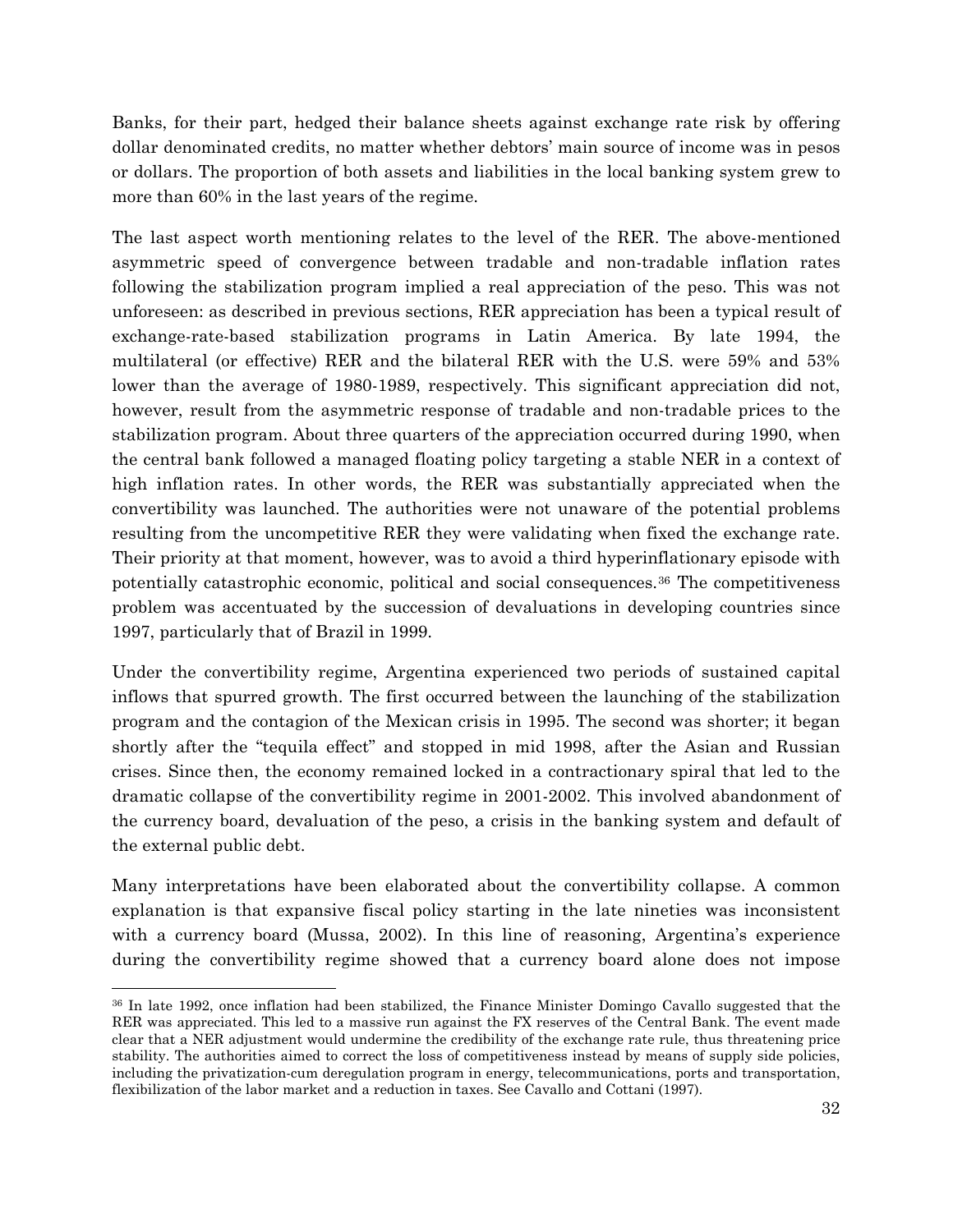Banks, for their part, hedged their balance sheets against exchange rate risk by offering dollar denominated credits, no matter whether debtors' main source of income was in pesos or dollars. The proportion of both assets and liabilities in the local banking system grew to more than 60% in the last years of the regime.

The last aspect worth mentioning relates to the level of the RER. The above-mentioned asymmetric speed of convergence between tradable and non-tradable inflation rates following the stabilization program implied a real appreciation of the peso. This was not unforeseen: as described in previous sections, RER appreciation has been a typical result of exchange-rate-based stabilization programs in Latin America. By late 1994, the multilateral (or effective) RER and the bilateral RER with the U.S. were 59% and 53% lower than the average of 1980-1989, respectively. This significant appreciation did not, however, result from the asymmetric response of tradable and non-tradable prices to the stabilization program. About three quarters of the appreciation occurred during 1990, when the central bank followed a managed floating policy targeting a stable NER in a context of high inflation rates. In other words, the RER was substantially appreciated when the convertibility was launched. The authorities were not unaware of the potential problems resulting from the uncompetitive RER they were validating when fixed the exchange rate. Their priority at that moment, however, was to avoid a third hyperinflationary episode with potentially catastrophic economic, political and social consequences.[36] The competitiveness problem was accentuated by the succession of devaluations in developing countries since 1997, particularly that of Brazil in 1999.

Under the convertibility regime, Argentina experienced two periods of sustained capital inflows that spurred growth. The first occurred between the launching of the stabilization program and the contagion of the Mexican crisis in 1995. The second was shorter; it began shortly after the "tequila effect" and stopped in mid 1998, after the Asian and Russian crises. Since then, the economy remained locked in a contractionary spiral that led to the dramatic collapse of the convertibility regime in 2001-2002. This involved abandonment of the currency board, devaluation of the peso, a crisis in the banking system and default of the external public debt.

Many interpretations have been elaborated about the convertibility collapse. A common explanation is that expansive fiscal policy starting in the late nineties was inconsistent with a currency board (Mussa, 2002). In this line of reasoning, Argentina's experience during the convertibility regime showed that a currency board alone does not impose

[36] In late 1992, once inflation had been stabilized, the Finance Minister Domingo Cavallo suggested that the RER was appreciated. This led to a massive run against the FX reserves of the Central Bank. The event made clear that a NER adjustment would undermine the credibility of the exchange rate rule, thus threatening price stability. The authorities aimed to correct the loss of competitiveness instead by means of supply side policies, including the privatization-cum deregulation program in energy, telecommunications, ports and transportation, flexibilization of the labor market and a reduction in taxes. See Cavallo and Cottani (1997).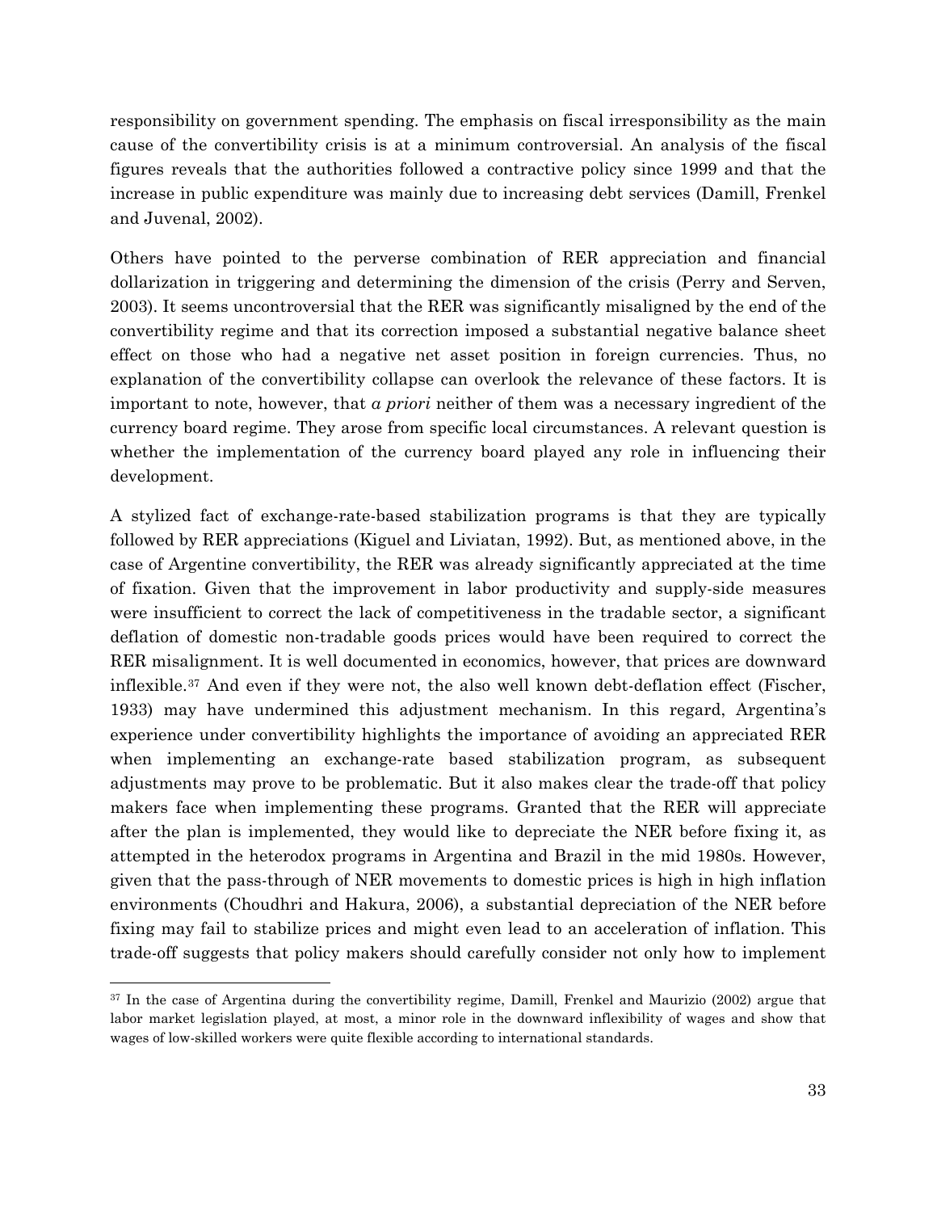responsibility on government spending. The emphasis on fiscal irresponsibility as the main cause of the convertibility crisis is at a minimum controversial. An analysis of the fiscal figures reveals that the authorities followed a contractive policy since 1999 and that the increase in public expenditure was mainly due to increasing debt services (Damill, Frenkel and Juvenal, 2002).

Others have pointed to the perverse combination of RER appreciation and financial dollarization in triggering and determining the dimension of the crisis (Perry and Serven, 2003). It seems uncontroversial that the RER was significantly misaligned by the end of the convertibility regime and that its correction imposed a substantial negative balance sheet effect on those who had a negative net asset position in foreign currencies. Thus, no explanation of the convertibility collapse can overlook the relevance of these factors. It is important to note, however, that *a priori* neither of them was a necessary ingredient of the currency board regime. They arose from specific local circumstances. A relevant question is whether the implementation of the currency board played any role in influencing their development.

A stylized fact of exchange-rate-based stabilization programs is that they are typically followed by RER appreciations (Kiguel and Liviatan, 1992). But, as mentioned above, in the case of Argentine convertibility, the RER was already significantly appreciated at the time of fixation. Given that the improvement in labor productivity and supply-side measures were insufficient to correct the lack of competitiveness in the tradable sector, a significant deflation of domestic non-tradable goods prices would have been required to correct the RER misalignment. It is well documented in economics, however, that prices are downward inflexible.[37] And even if they were not, the also well known debt-deflation effect (Fischer, 1933) may have undermined this adjustment mechanism. In this regard, Argentina's experience under convertibility highlights the importance of avoiding an appreciated RER when implementing an exchange-rate based stabilization program, as subsequent adjustments may prove to be problematic. But it also makes clear the trade-off that policy makers face when implementing these programs. Granted that the RER will appreciate after the plan is implemented, they would like to depreciate the NER before fixing it, as attempted in the heterodox programs in Argentina and Brazil in the mid 1980s. However, given that the pass-through of NER movements to domestic prices is high in high inflation environments (Choudhri and Hakura, 2006), a substantial depreciation of the NER before fixing may fail to stabilize prices and might even lead to an acceleration of inflation. This trade-off suggests that policy makers should carefully consider not only how to implement

[37] In the case of Argentina during the convertibility regime, Damill, Frenkel and Maurizio (2002) argue that labor market legislation played, at most, a minor role in the downward inflexibility of wages and show that wages of low-skilled workers were quite flexible according to international standards.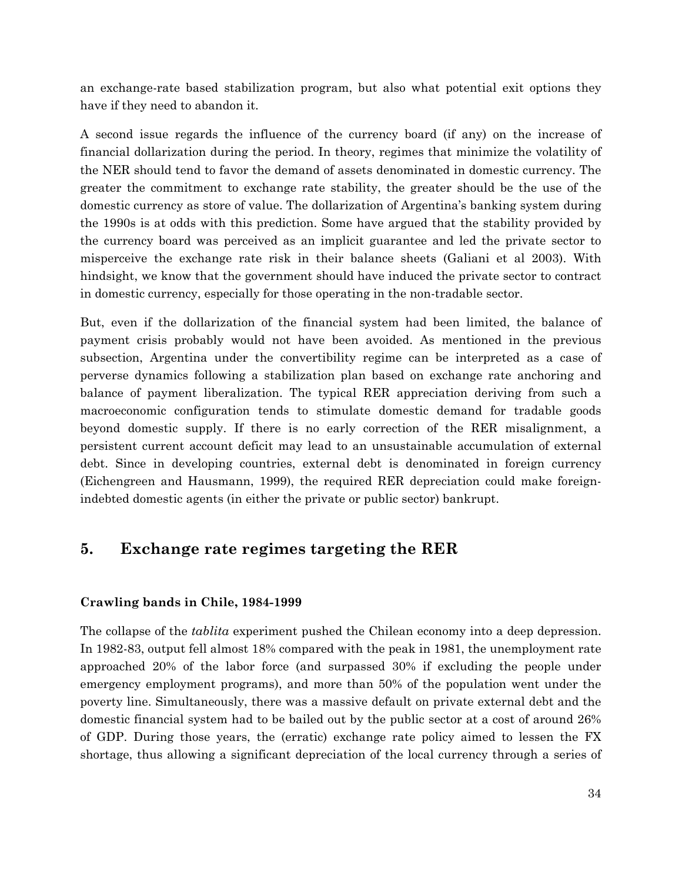an exchange-rate based stabilization program, but also what potential exit options they have if they need to abandon it.

A second issue regards the influence of the currency board (if any) on the increase of financial dollarization during the period. In theory, regimes that minimize the volatility of the NER should tend to favor the demand of assets denominated in domestic currency. The greater the commitment to exchange rate stability, the greater should be the use of the domestic currency as store of value. The dollarization of Argentina's banking system during the 1990s is at odds with this prediction. Some have argued that the stability provided by the currency board was perceived as an implicit guarantee and led the private sector to misperceive the exchange rate risk in their balance sheets (Galiani et al 2003). With hindsight, we know that the government should have induced the private sector to contract in domestic currency, especially for those operating in the non-tradable sector.

But, even if the dollarization of the financial system had been limited, the balance of payment crisis probably would not have been avoided. As mentioned in the previous subsection, Argentina under the convertibility regime can be interpreted as a case of perverse dynamics following a stabilization plan based on exchange rate anchoring and balance of payment liberalization. The typical RER appreciation deriving from such a macroeconomic configuration tends to stimulate domestic demand for tradable goods beyond domestic supply. If there is no early correction of the RER misalignment, a persistent current account deficit may lead to an unsustainable accumulation of external debt. Since in developing countries, external debt is denominated in foreign currency (Eichengreen and Hausmann, 1999), the required RER depreciation could make foreign-indebted domestic agents (in either the private or public sector) bankrupt.

## 5. Exchange rate regimes targeting the RER

### Crawling bands in Chile, 1984-1999

The collapse of the *tablita* experiment pushed the Chilean economy into a deep depression. In 1982-83, output fell almost 18% compared with the peak in 1981, the unemployment rate approached 20% of the labor force (and surpassed 30% if excluding the people under emergency employment programs), and more than 50% of the population went under the poverty line. Simultaneously, there was a massive default on private external debt and the domestic financial system had to be bailed out by the public sector at a cost of around 26% of GDP. During those years, the (erratic) exchange rate policy aimed to lessen the FX shortage, thus allowing a significant depreciation of the local currency through a series of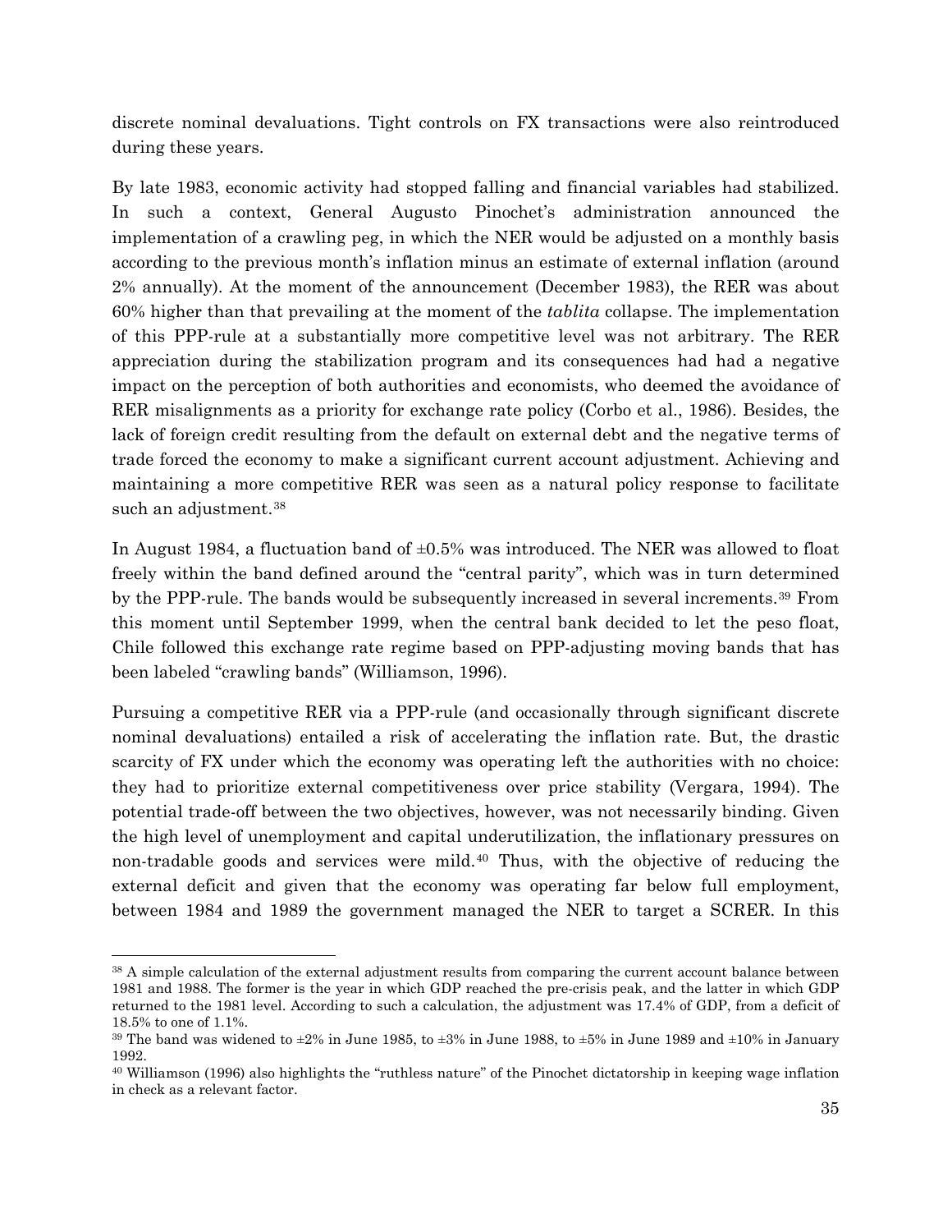discrete nominal devaluations. Tight controls on FX transactions were also reintroduced during these years.

By late 1983, economic activity had stopped falling and financial variables had stabilized. In such a context, General Augusto Pinochet's administration announced the implementation of a crawling peg, in which the NER would be adjusted on a monthly basis according to the previous month's inflation minus an estimate of external inflation (around 2% annually). At the moment of the announcement (December 1983), the RER was about 60% higher than that prevailing at the moment of the *tablita* collapse. The implementation of this PPP-rule at a substantially more competitive level was not arbitrary. The RER appreciation during the stabilization program and its consequences had had a negative impact on the perception of both authorities and economists, who deemed the avoidance of RER misalignments as a priority for exchange rate policy (Corbo et al., 1986). Besides, the lack of foreign credit resulting from the default on external debt and the negative terms of trade forced the economy to make a significant current account adjustment. Achieving and maintaining a more competitive RER was seen as a natural policy response to facilitate such an adjustment.[38]

In August 1984, a fluctuation band of ±0.5% was introduced. The NER was allowed to float freely within the band defined around the "central parity", which was in turn determined by the PPP-rule. The bands would be subsequently increased in several increments.[39] From this moment until September 1999, when the central bank decided to let the peso float, Chile followed this exchange rate regime based on PPP-adjusting moving bands that has been labeled "crawling bands" (Williamson, 1996).

Pursuing a competitive RER via a PPP-rule (and occasionally through significant discrete nominal devaluations) entailed a risk of accelerating the inflation rate. But, the drastic scarcity of FX under which the economy was operating left the authorities with no choice: they had to prioritize external competitiveness over price stability (Vergara, 1994). The potential trade-off between the two objectives, however, was not necessarily binding. Given the high level of unemployment and capital underutilization, the inflationary pressures on non-tradable goods and services were mild.[40] Thus, with the objective of reducing the external deficit and given that the economy was operating far below full employment, between 1984 and 1989 the government managed the NER to target a SCRER. In this

[38] A simple calculation of the external adjustment results from comparing the current account balance between 1981 and 1988. The former is the year in which GDP reached the pre-crisis peak, and the latter in which GDP returned to the 1981 level. According to such a calculation, the adjustment was 17.4% of GDP, from a deficit of 18.5% to one of 1.1%.

[39] The band was widened to ±2% in June 1985, to ±3% in June 1988, to ±5% in June 1989 and ±10% in January 1992.

[40] Williamson (1996) also highlights the "ruthless nature" of the Pinochet dictatorship in keeping wage inflation in check as a relevant factor.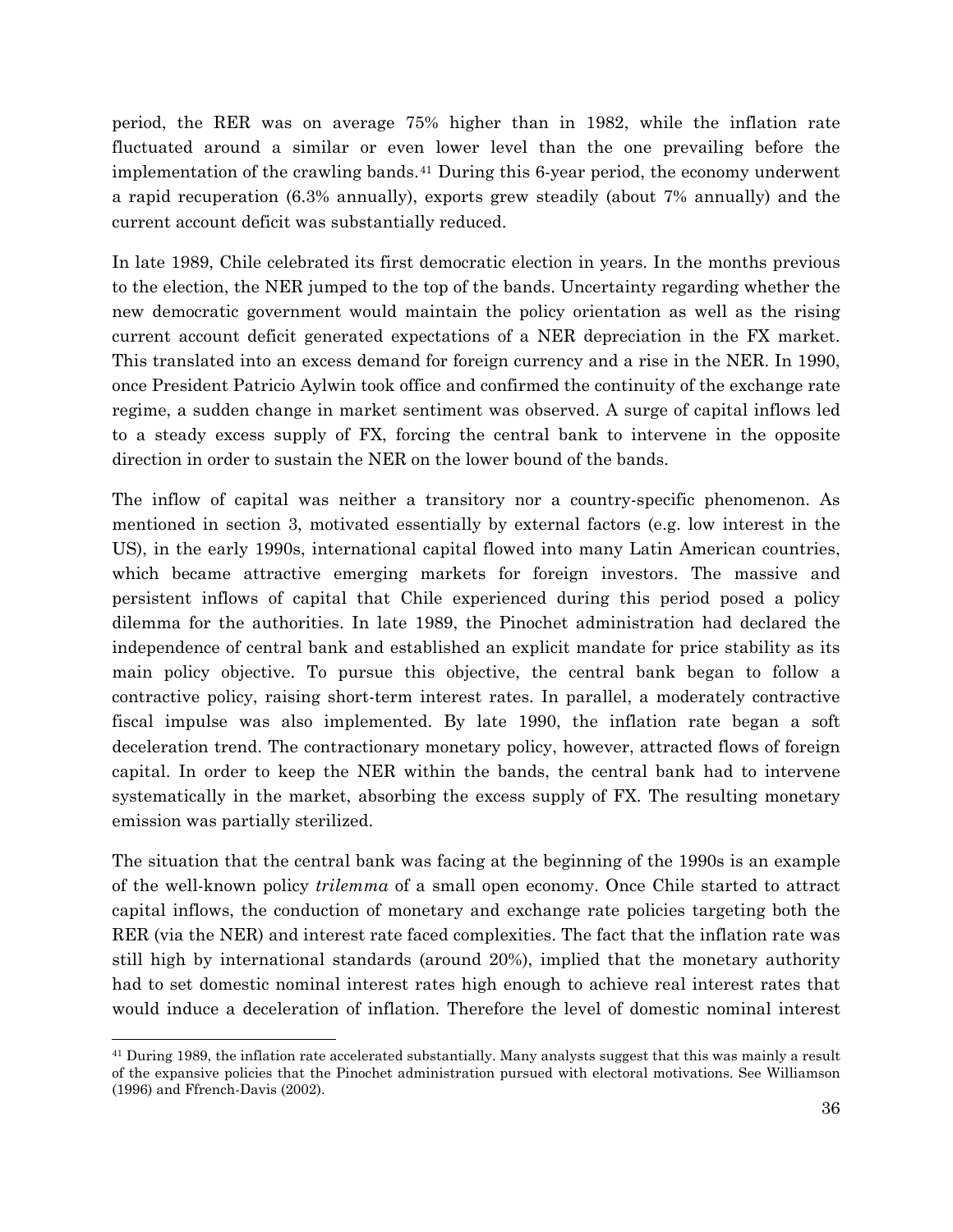period, the RER was on average 75% higher than in 1982, while the inflation rate fluctuated around a similar or even lower level than the one prevailing before the implementation of the crawling bands.[41] During this 6-year period, the economy underwent a rapid recuperation (6.3% annually), exports grew steadily (about 7% annually) and the current account deficit was substantially reduced.

In late 1989, Chile celebrated its first democratic election in years. In the months previous to the election, the NER jumped to the top of the bands. Uncertainty regarding whether the new democratic government would maintain the policy orientation as well as the rising current account deficit generated expectations of a NER depreciation in the FX market. This translated into an excess demand for foreign currency and a rise in the NER. In 1990, once President Patricio Aylwin took office and confirmed the continuity of the exchange rate regime, a sudden change in market sentiment was observed. A surge of capital inflows led to a steady excess supply of FX, forcing the central bank to intervene in the opposite direction in order to sustain the NER on the lower bound of the bands.

The inflow of capital was neither a transitory nor a country-specific phenomenon. As mentioned in section 3, motivated essentially by external factors (e.g. low interest in the US), in the early 1990s, international capital flowed into many Latin American countries, which became attractive emerging markets for foreign investors. The massive and persistent inflows of capital that Chile experienced during this period posed a policy dilemma for the authorities. In late 1989, the Pinochet administration had declared the independence of central bank and established an explicit mandate for price stability as its main policy objective. To pursue this objective, the central bank began to follow a contractive policy, raising short-term interest rates. In parallel, a moderately contractive fiscal impulse was also implemented. By late 1990, the inflation rate began a soft deceleration trend. The contractionary monetary policy, however, attracted flows of foreign capital. In order to keep the NER within the bands, the central bank had to intervene systematically in the market, absorbing the excess supply of FX. The resulting monetary emission was partially sterilized.

The situation that the central bank was facing at the beginning of the 1990s is an example of the well-known policy *trilemma* of a small open economy. Once Chile started to attract capital inflows, the conduction of monetary and exchange rate policies targeting both the RER (via the NER) and interest rate faced complexities. The fact that the inflation rate was still high by international standards (around 20%), implied that the monetary authority had to set domestic nominal interest rates high enough to achieve real interest rates that would induce a deceleration of inflation. Therefore the level of domestic nominal interest

[41] During 1989, the inflation rate accelerated substantially. Many analysts suggest that this was mainly a result of the expansive policies that the Pinochet administration pursued with electoral motivations. See Williamson (1996) and Ffrench-Davis (2002).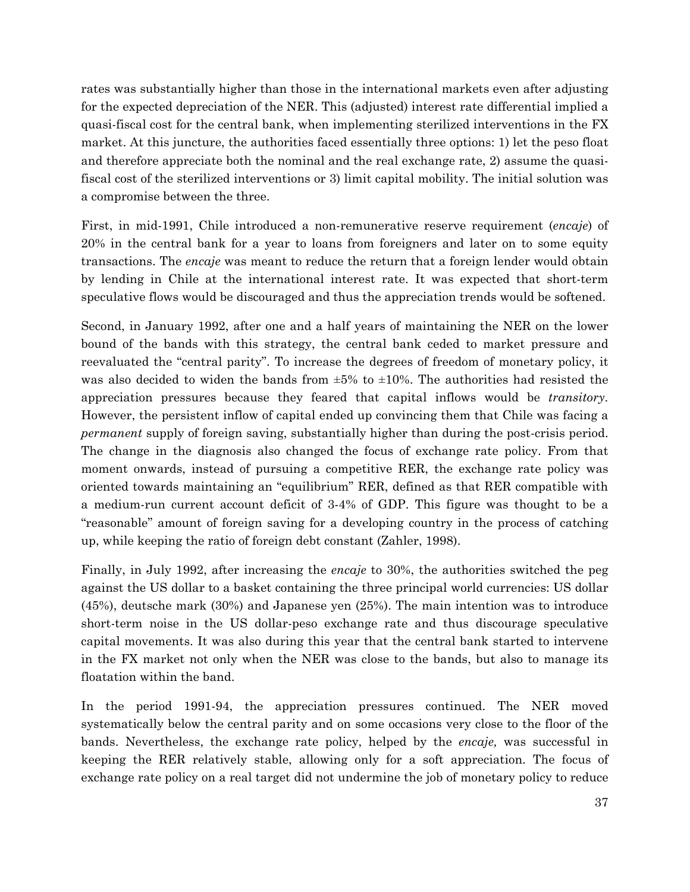rates was substantially higher than those in the international markets even after adjusting for the expected depreciation of the NER. This (adjusted) interest rate differential implied a quasi-fiscal cost for the central bank, when implementing sterilized interventions in the FX market. At this juncture, the authorities faced essentially three options: 1) let the peso float and therefore appreciate both the nominal and the real exchange rate, 2) assume the quasi-fiscal cost of the sterilized interventions or 3) limit capital mobility. The initial solution was a compromise between the three.

First, in mid-1991, Chile introduced a non-remunerative reserve requirement (*encaje*) of 20% in the central bank for a year to loans from foreigners and later on to some equity transactions. The *encaje* was meant to reduce the return that a foreign lender would obtain by lending in Chile at the international interest rate. It was expected that short-term speculative flows would be discouraged and thus the appreciation trends would be softened.

Second, in January 1992, after one and a half years of maintaining the NER on the lower bound of the bands with this strategy, the central bank ceded to market pressure and reevaluated the "central parity". To increase the degrees of freedom of monetary policy, it was also decided to widen the bands from ±5% to ±10%. The authorities had resisted the appreciation pressures because they feared that capital inflows would be *transitory*. However, the persistent inflow of capital ended up convincing them that Chile was facing a *permanent* supply of foreign saving, substantially higher than during the post-crisis period. The change in the diagnosis also changed the focus of exchange rate policy. From that moment onwards, instead of pursuing a competitive RER, the exchange rate policy was oriented towards maintaining an "equilibrium" RER, defined as that RER compatible with a medium-run current account deficit of 3-4% of GDP. This figure was thought to be a "reasonable" amount of foreign saving for a developing country in the process of catching up, while keeping the ratio of foreign debt constant (Zahler, 1998).

Finally, in July 1992, after increasing the *encaje* to 30%, the authorities switched the peg against the US dollar to a basket containing the three principal world currencies: US dollar (45%), deutsche mark (30%) and Japanese yen (25%). The main intention was to introduce short-term noise in the US dollar-peso exchange rate and thus discourage speculative capital movements. It was also during this year that the central bank started to intervene in the FX market not only when the NER was close to the bands, but also to manage its floatation within the band.

In the period 1991-94, the appreciation pressures continued. The NER moved systematically below the central parity and on some occasions very close to the floor of the bands. Nevertheless, the exchange rate policy, helped by the *encaje,* was successful in keeping the RER relatively stable, allowing only for a soft appreciation. The focus of exchange rate policy on a real target did not undermine the job of monetary policy to reduce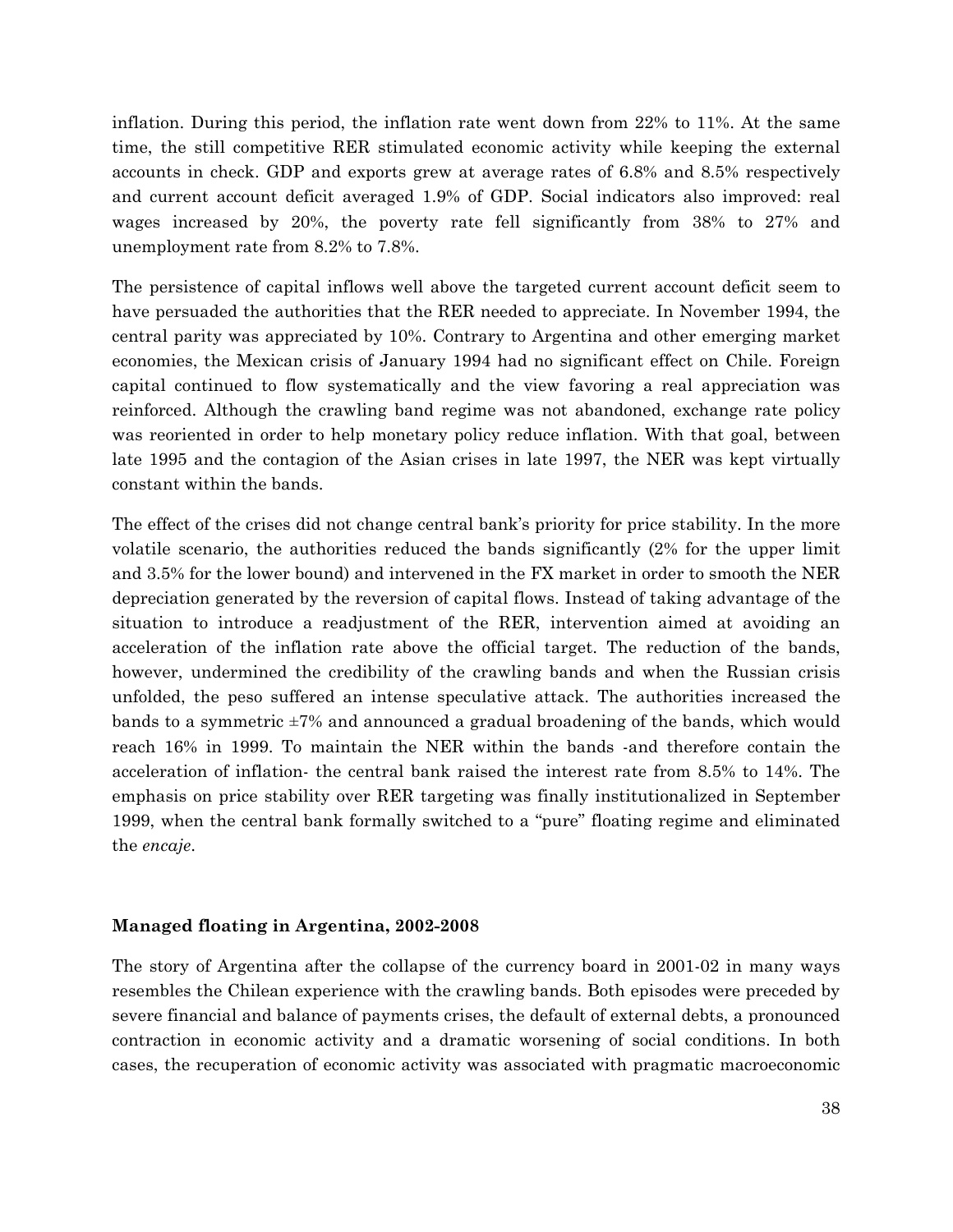inflation. During this period, the inflation rate went down from 22% to 11%. At the same time, the still competitive RER stimulated economic activity while keeping the external accounts in check. GDP and exports grew at average rates of 6.8% and 8.5% respectively and current account deficit averaged 1.9% of GDP. Social indicators also improved: real wages increased by 20%, the poverty rate fell significantly from 38% to 27% and unemployment rate from 8.2% to 7.8%.

The persistence of capital inflows well above the targeted current account deficit seem to have persuaded the authorities that the RER needed to appreciate. In November 1994, the central parity was appreciated by 10%. Contrary to Argentina and other emerging market economies, the Mexican crisis of January 1994 had no significant effect on Chile. Foreign capital continued to flow systematically and the view favoring a real appreciation was reinforced. Although the crawling band regime was not abandoned, exchange rate policy was reoriented in order to help monetary policy reduce inflation. With that goal, between late 1995 and the contagion of the Asian crises in late 1997, the NER was kept virtually constant within the bands.

The effect of the crises did not change central bank's priority for price stability. In the more volatile scenario, the authorities reduced the bands significantly (2% for the upper limit and 3.5% for the lower bound) and intervened in the FX market in order to smooth the NER depreciation generated by the reversion of capital flows. Instead of taking advantage of the situation to introduce a readjustment of the RER, intervention aimed at avoiding an acceleration of the inflation rate above the official target. The reduction of the bands, however, undermined the credibility of the crawling bands and when the Russian crisis unfolded, the peso suffered an intense speculative attack. The authorities increased the bands to a symmetric ±7% and announced a gradual broadening of the bands, which would reach 16% in 1999. To maintain the NER within the bands -and therefore contain the acceleration of inflation- the central bank raised the interest rate from 8.5% to 14%. The emphasis on price stability over RER targeting was finally institutionalized in September 1999, when the central bank formally switched to a "pure" floating regime and eliminated the *encaje*.

**Managed floating in Argentina, 2002-2008**

The story of Argentina after the collapse of the currency board in 2001-02 in many ways resembles the Chilean experience with the crawling bands. Both episodes were preceded by severe financial and balance of payments crises, the default of external debts, a pronounced contraction in economic activity and a dramatic worsening of social conditions. In both cases, the recuperation of economic activity was associated with pragmatic macroeconomic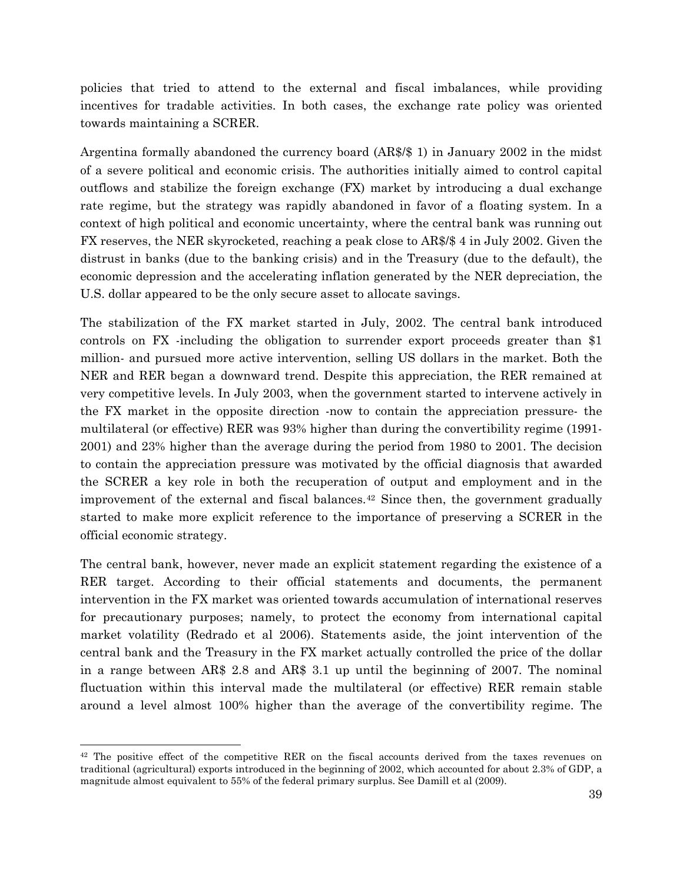policies that tried to attend to the external and fiscal imbalances, while providing incentives for tradable activities. In both cases, the exchange rate policy was oriented towards maintaining a SCRER.

Argentina formally abandoned the currency board (AR$/$ 1) in January 2002 in the midst of a severe political and economic crisis. The authorities initially aimed to control capital outflows and stabilize the foreign exchange (FX) market by introducing a dual exchange rate regime, but the strategy was rapidly abandoned in favor of a floating system. In a context of high political and economic uncertainty, where the central bank was running out FX reserves, the NER skyrocketed, reaching a peak close to AR$/$ 4 in July 2002. Given the distrust in banks (due to the banking crisis) and in the Treasury (due to the default), the economic depression and the accelerating inflation generated by the NER depreciation, the U.S. dollar appeared to be the only secure asset to allocate savings.

The stabilization of the FX market started in July, 2002. The central bank introduced controls on FX -including the obligation to surrender export proceeds greater than $1 million- and pursued more active intervention, selling US dollars in the market. Both the NER and RER began a downward trend. Despite this appreciation, the RER remained at very competitive levels. In July 2003, when the government started to intervene actively in the FX market in the opposite direction -now to contain the appreciation pressure- the multilateral (or effective) RER was 93% higher than during the convertibility regime (1991-2001) and 23% higher than the average during the period from 1980 to 2001. The decision to contain the appreciation pressure was motivated by the official diagnosis that awarded the SCRER a key role in both the recuperation of output and employment and in the improvement of the external and fiscal balances.[42] Since then, the government gradually started to make more explicit reference to the importance of preserving a SCRER in the official economic strategy.

The central bank, however, never made an explicit statement regarding the existence of a RER target. According to their official statements and documents, the permanent intervention in the FX market was oriented towards accumulation of international reserves for precautionary purposes; namely, to protect the economy from international capital market volatility (Redrado et al 2006). Statements aside, the joint intervention of the central bank and the Treasury in the FX market actually controlled the price of the dollar in a range between AR$ 2.8 and AR$ 3.1 up until the beginning of 2007. The nominal fluctuation within this interval made the multilateral (or effective) RER remain stable around a level almost 100% higher than the average of the convertibility regime. The

[42] The positive effect of the competitive RER on the fiscal accounts derived from the taxes revenues on traditional (agricultural) exports introduced in the beginning of 2002, which accounted for about 2.3% of GDP, a magnitude almost equivalent to 55% of the federal primary surplus. See Damill et al (2009).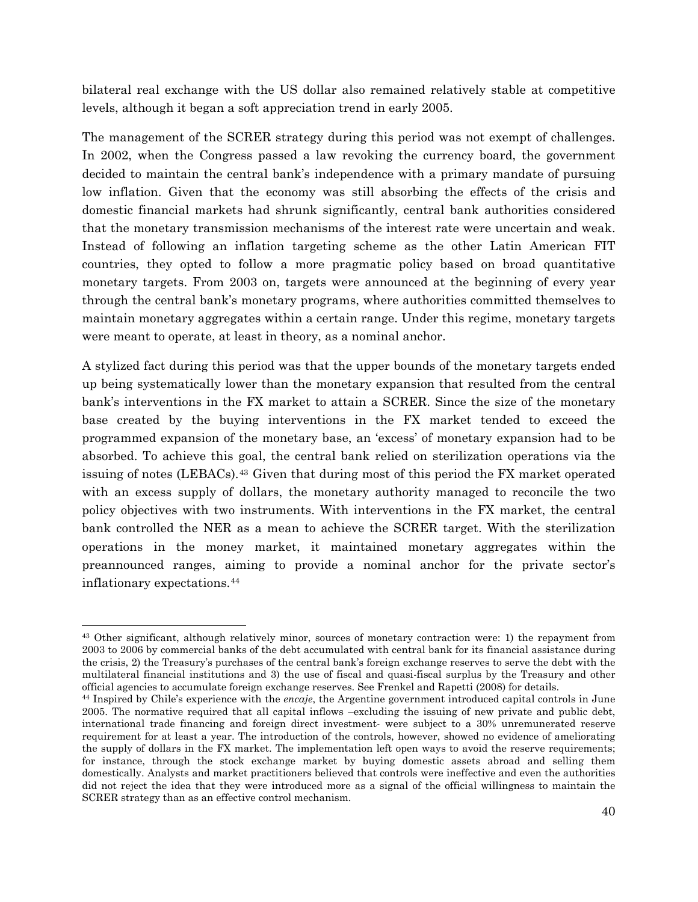bilateral real exchange with the US dollar also remained relatively stable at competitive levels, although it began a soft appreciation trend in early 2005.

The management of the SCRER strategy during this period was not exempt of challenges. In 2002, when the Congress passed a law revoking the currency board, the government decided to maintain the central bank's independence with a primary mandate of pursuing low inflation. Given that the economy was still absorbing the effects of the crisis and domestic financial markets had shrunk significantly, central bank authorities considered that the monetary transmission mechanisms of the interest rate were uncertain and weak. Instead of following an inflation targeting scheme as the other Latin American FIT countries, they opted to follow a more pragmatic policy based on broad quantitative monetary targets. From 2003 on, targets were announced at the beginning of every year through the central bank's monetary programs, where authorities committed themselves to maintain monetary aggregates within a certain range. Under this regime, monetary targets were meant to operate, at least in theory, as a nominal anchor.

A stylized fact during this period was that the upper bounds of the monetary targets ended up being systematically lower than the monetary expansion that resulted from the central bank's interventions in the FX market to attain a SCRER. Since the size of the monetary base created by the buying interventions in the FX market tended to exceed the programmed expansion of the monetary base, an 'excess' of monetary expansion had to be absorbed. To achieve this goal, the central bank relied on sterilization operations via the issuing of notes (LEBACs).[43] Given that during most of this period the FX market operated with an excess supply of dollars, the monetary authority managed to reconcile the two policy objectives with two instruments. With interventions in the FX market, the central bank controlled the NER as a mean to achieve the SCRER target. With the sterilization operations in the money market, it maintained monetary aggregates within the preannounced ranges, aiming to provide a nominal anchor for the private sector's inflationary expectations.[44]

---

[43] Other significant, although relatively minor, sources of monetary contraction were: 1) the repayment from 2003 to 2006 by commercial banks of the debt accumulated with central bank for its financial assistance during the crisis, 2) the Treasury's purchases of the central bank's foreign exchange reserves to serve the debt with the multilateral financial institutions and 3) the use of fiscal and quasi-fiscal surplus by the Treasury and other official agencies to accumulate foreign exchange reserves. See Frenkel and Rapetti (2008) for details.

[44] Inspired by Chile's experience with the *encaje*, the Argentine government introduced capital controls in June 2005. The normative required that all capital inflows –excluding the issuing of new private and public debt, international trade financing and foreign direct investment- were subject to a 30% unremunerated reserve requirement for at least a year. The introduction of the controls, however, showed no evidence of ameliorating the supply of dollars in the FX market. The implementation left open ways to avoid the reserve requirements; for instance, through the stock exchange market by buying domestic assets abroad and selling them domestically. Analysts and market practitioners believed that controls were ineffective and even the authorities did not reject the idea that they were introduced more as a signal of the official willingness to maintain the SCRER strategy than as an effective control mechanism.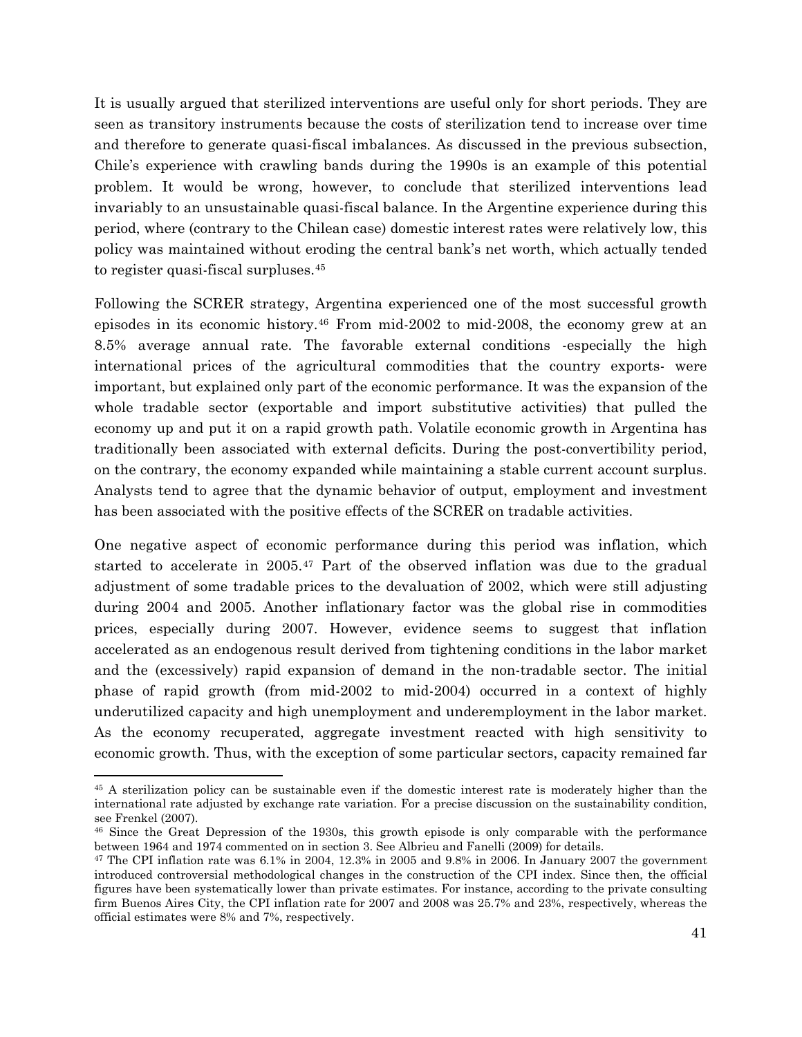It is usually argued that sterilized interventions are useful only for short periods. They are seen as transitory instruments because the costs of sterilization tend to increase over time and therefore to generate quasi-fiscal imbalances. As discussed in the previous subsection, Chile's experience with crawling bands during the 1990s is an example of this potential problem. It would be wrong, however, to conclude that sterilized interventions lead invariably to an unsustainable quasi-fiscal balance. In the Argentine experience during this period, where (contrary to the Chilean case) domestic interest rates were relatively low, this policy was maintained without eroding the central bank's net worth, which actually tended to register quasi-fiscal surpluses.[45]

Following the SCRER strategy, Argentina experienced one of the most successful growth episodes in its economic history.[46] From mid-2002 to mid-2008, the economy grew at an 8.5% average annual rate. The favorable external conditions -especially the high international prices of the agricultural commodities that the country exports- were important, but explained only part of the economic performance. It was the expansion of the whole tradable sector (exportable and import substitutive activities) that pulled the economy up and put it on a rapid growth path. Volatile economic growth in Argentina has traditionally been associated with external deficits. During the post-convertibility period, on the contrary, the economy expanded while maintaining a stable current account surplus. Analysts tend to agree that the dynamic behavior of output, employment and investment has been associated with the positive effects of the SCRER on tradable activities.

One negative aspect of economic performance during this period was inflation, which started to accelerate in 2005.[47] Part of the observed inflation was due to the gradual adjustment of some tradable prices to the devaluation of 2002, which were still adjusting during 2004 and 2005. Another inflationary factor was the global rise in commodities prices, especially during 2007. However, evidence seems to suggest that inflation accelerated as an endogenous result derived from tightening conditions in the labor market and the (excessively) rapid expansion of demand in the non-tradable sector. The initial phase of rapid growth (from mid-2002 to mid-2004) occurred in a context of highly underutilized capacity and high unemployment and underemployment in the labor market. As the economy recuperated, aggregate investment reacted with high sensitivity to economic growth. Thus, with the exception of some particular sectors, capacity remained far

---

[45] A sterilization policy can be sustainable even if the domestic interest rate is moderately higher than the international rate adjusted by exchange rate variation. For a precise discussion on the sustainability condition, see Frenkel (2007).

[46] Since the Great Depression of the 1930s, this growth episode is only comparable with the performance between 1964 and 1974 commented on in section 3. See Albrieu and Fanelli (2009) for details.

[47] The CPI inflation rate was 6.1% in 2004, 12.3% in 2005 and 9.8% in 2006. In January 2007 the government introduced controversial methodological changes in the construction of the CPI index. Since then, the official figures have been systematically lower than private estimates. For instance, according to the private consulting firm Buenos Aires City, the CPI inflation rate for 2007 and 2008 was 25.7% and 23%, respectively, whereas the official estimates were 8% and 7%, respectively.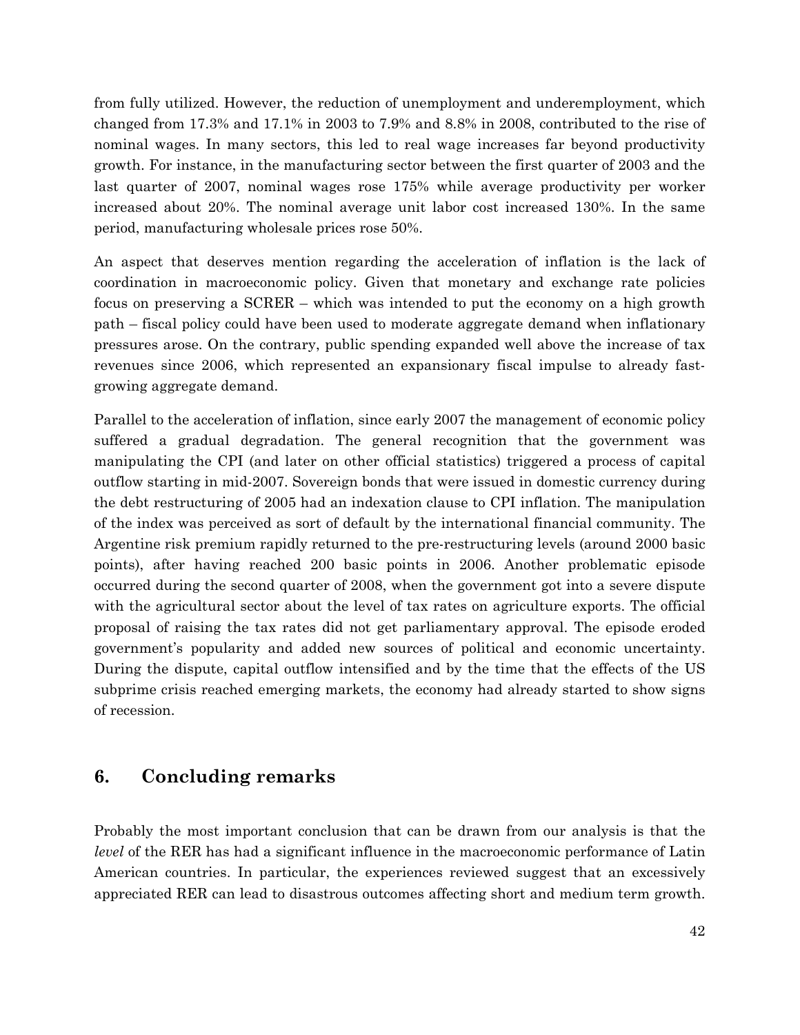from fully utilized. However, the reduction of unemployment and underemployment, which changed from 17.3% and 17.1% in 2003 to 7.9% and 8.8% in 2008, contributed to the rise of nominal wages. In many sectors, this led to real wage increases far beyond productivity growth. For instance, in the manufacturing sector between the first quarter of 2003 and the last quarter of 2007, nominal wages rose 175% while average productivity per worker increased about 20%. The nominal average unit labor cost increased 130%. In the same period, manufacturing wholesale prices rose 50%.

An aspect that deserves mention regarding the acceleration of inflation is the lack of coordination in macroeconomic policy. Given that monetary and exchange rate policies focus on preserving a SCRER – which was intended to put the economy on a high growth path – fiscal policy could have been used to moderate aggregate demand when inflationary pressures arose. On the contrary, public spending expanded well above the increase of tax revenues since 2006, which represented an expansionary fiscal impulse to already fast-growing aggregate demand.

Parallel to the acceleration of inflation, since early 2007 the management of economic policy suffered a gradual degradation. The general recognition that the government was manipulating the CPI (and later on other official statistics) triggered a process of capital outflow starting in mid-2007. Sovereign bonds that were issued in domestic currency during the debt restructuring of 2005 had an indexation clause to CPI inflation. The manipulation of the index was perceived as sort of default by the international financial community. The Argentine risk premium rapidly returned to the pre-restructuring levels (around 2000 basic points), after having reached 200 basic points in 2006. Another problematic episode occurred during the second quarter of 2008, when the government got into a severe dispute with the agricultural sector about the level of tax rates on agriculture exports. The official proposal of raising the tax rates did not get parliamentary approval. The episode eroded government's popularity and added new sources of political and economic uncertainty. During the dispute, capital outflow intensified and by the time that the effects of the US subprime crisis reached emerging markets, the economy had already started to show signs of recession.

## 6. Concluding remarks

Probably the most important conclusion that can be drawn from our analysis is that the *level* of the RER has had a significant influence in the macroeconomic performance of Latin American countries. In particular, the experiences reviewed suggest that an excessively appreciated RER can lead to disastrous outcomes affecting short and medium term growth.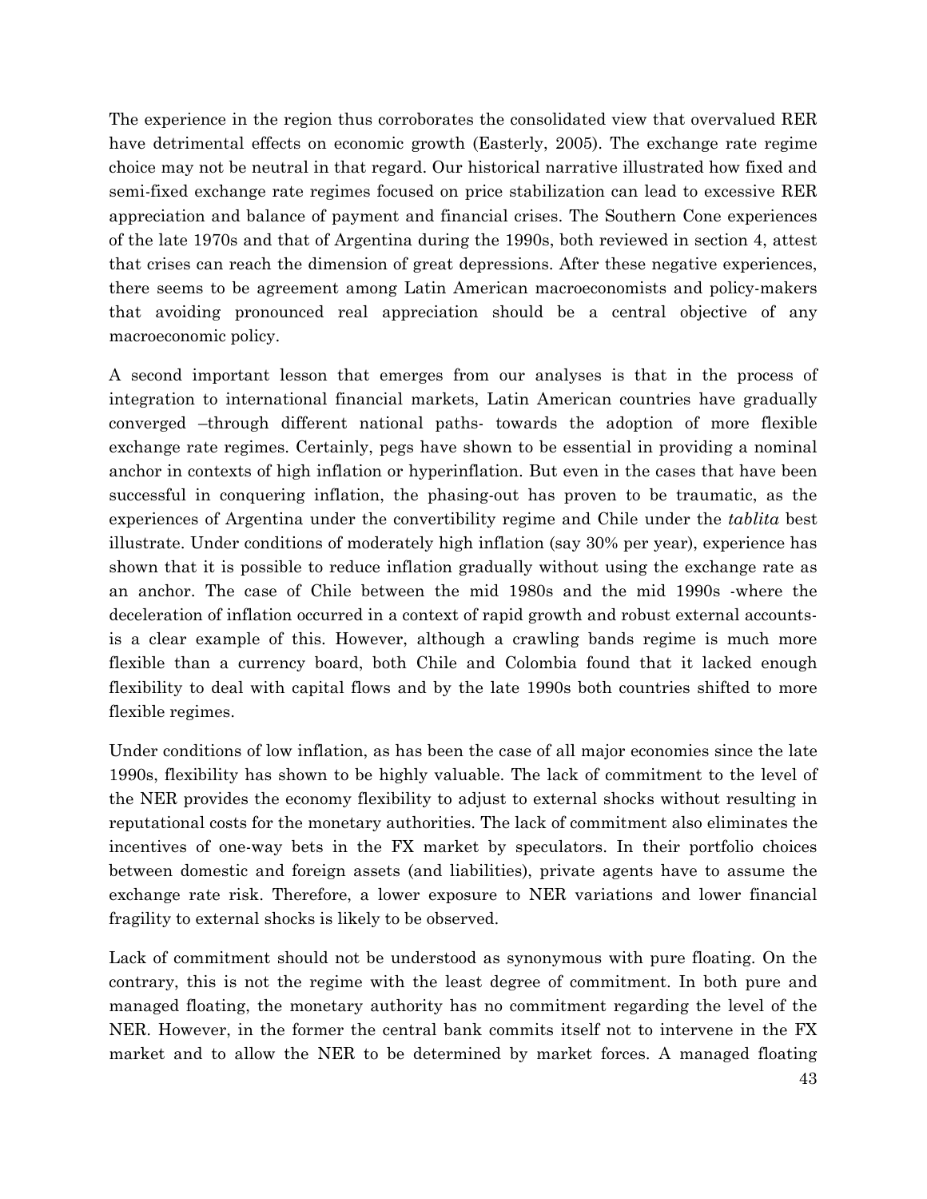The experience in the region thus corroborates the consolidated view that overvalued RER have detrimental effects on economic growth (Easterly, 2005). The exchange rate regime choice may not be neutral in that regard. Our historical narrative illustrated how fixed and semi-fixed exchange rate regimes focused on price stabilization can lead to excessive RER appreciation and balance of payment and financial crises. The Southern Cone experiences of the late 1970s and that of Argentina during the 1990s, both reviewed in section 4, attest that crises can reach the dimension of great depressions. After these negative experiences, there seems to be agreement among Latin American macroeconomists and policy-makers that avoiding pronounced real appreciation should be a central objective of any macroeconomic policy.

A second important lesson that emerges from our analyses is that in the process of integration to international financial markets, Latin American countries have gradually converged –through different national paths- towards the adoption of more flexible exchange rate regimes. Certainly, pegs have shown to be essential in providing a nominal anchor in contexts of high inflation or hyperinflation. But even in the cases that have been successful in conquering inflation, the phasing-out has proven to be traumatic, as the experiences of Argentina under the convertibility regime and Chile under the *tablita* best illustrate. Under conditions of moderately high inflation (say 30% per year), experience has shown that it is possible to reduce inflation gradually without using the exchange rate as an anchor. The case of Chile between the mid 1980s and the mid 1990s -where the deceleration of inflation occurred in a context of rapid growth and robust external accounts- is a clear example of this. However, although a crawling bands regime is much more flexible than a currency board, both Chile and Colombia found that it lacked enough flexibility to deal with capital flows and by the late 1990s both countries shifted to more flexible regimes.

Under conditions of low inflation, as has been the case of all major economies since the late 1990s, flexibility has shown to be highly valuable. The lack of commitment to the level of the NER provides the economy flexibility to adjust to external shocks without resulting in reputational costs for the monetary authorities. The lack of commitment also eliminates the incentives of one-way bets in the FX market by speculators. In their portfolio choices between domestic and foreign assets (and liabilities), private agents have to assume the exchange rate risk. Therefore, a lower exposure to NER variations and lower financial fragility to external shocks is likely to be observed.

Lack of commitment should not be understood as synonymous with pure floating. On the contrary, this is not the regime with the least degree of commitment. In both pure and managed floating, the monetary authority has no commitment regarding the level of the NER. However, in the former the central bank commits itself not to intervene in the FX market and to allow the NER to be determined by market forces. A managed floating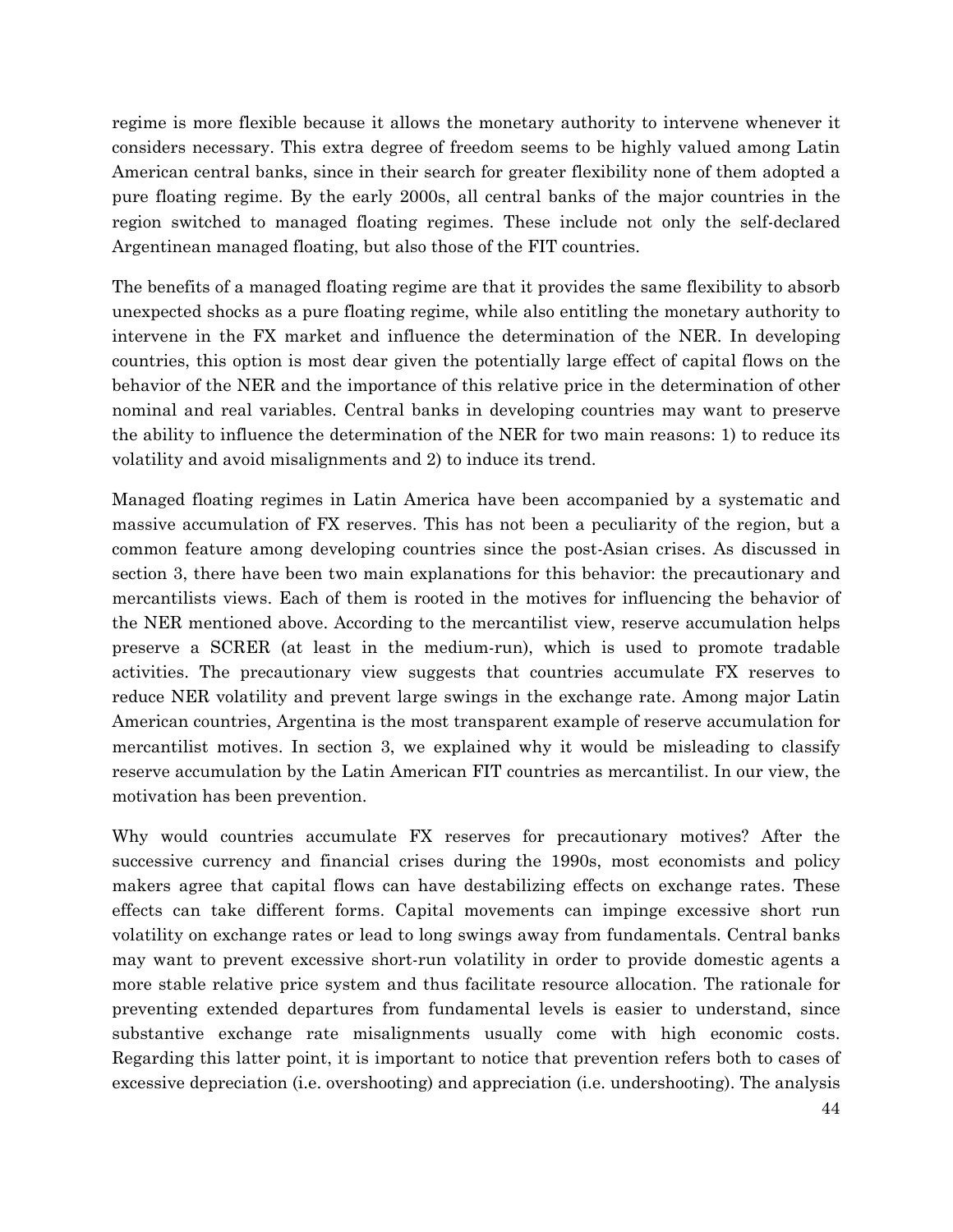regime is more flexible because it allows the monetary authority to intervene whenever it considers necessary. This extra degree of freedom seems to be highly valued among Latin American central banks, since in their search for greater flexibility none of them adopted a pure floating regime. By the early 2000s, all central banks of the major countries in the region switched to managed floating regimes. These include not only the self-declared Argentinean managed floating, but also those of the FIT countries.

The benefits of a managed floating regime are that it provides the same flexibility to absorb unexpected shocks as a pure floating regime, while also entitling the monetary authority to intervene in the FX market and influence the determination of the NER. In developing countries, this option is most dear given the potentially large effect of capital flows on the behavior of the NER and the importance of this relative price in the determination of other nominal and real variables. Central banks in developing countries may want to preserve the ability to influence the determination of the NER for two main reasons: 1) to reduce its volatility and avoid misalignments and 2) to induce its trend.

Managed floating regimes in Latin America have been accompanied by a systematic and massive accumulation of FX reserves. This has not been a peculiarity of the region, but a common feature among developing countries since the post-Asian crises. As discussed in section 3, there have been two main explanations for this behavior: the precautionary and mercantilists views. Each of them is rooted in the motives for influencing the behavior of the NER mentioned above. According to the mercantilist view, reserve accumulation helps preserve a SCRER (at least in the medium-run), which is used to promote tradable activities. The precautionary view suggests that countries accumulate FX reserves to reduce NER volatility and prevent large swings in the exchange rate. Among major Latin American countries, Argentina is the most transparent example of reserve accumulation for mercantilist motives. In section 3, we explained why it would be misleading to classify reserve accumulation by the Latin American FIT countries as mercantilist. In our view, the motivation has been prevention.

Why would countries accumulate FX reserves for precautionary motives? After the successive currency and financial crises during the 1990s, most economists and policy makers agree that capital flows can have destabilizing effects on exchange rates. These effects can take different forms. Capital movements can impinge excessive short run volatility on exchange rates or lead to long swings away from fundamentals. Central banks may want to prevent excessive short-run volatility in order to provide domestic agents a more stable relative price system and thus facilitate resource allocation. The rationale for preventing extended departures from fundamental levels is easier to understand, since substantive exchange rate misalignments usually come with high economic costs. Regarding this latter point, it is important to notice that prevention refers both to cases of excessive depreciation (i.e. overshooting) and appreciation (i.e. undershooting). The analysis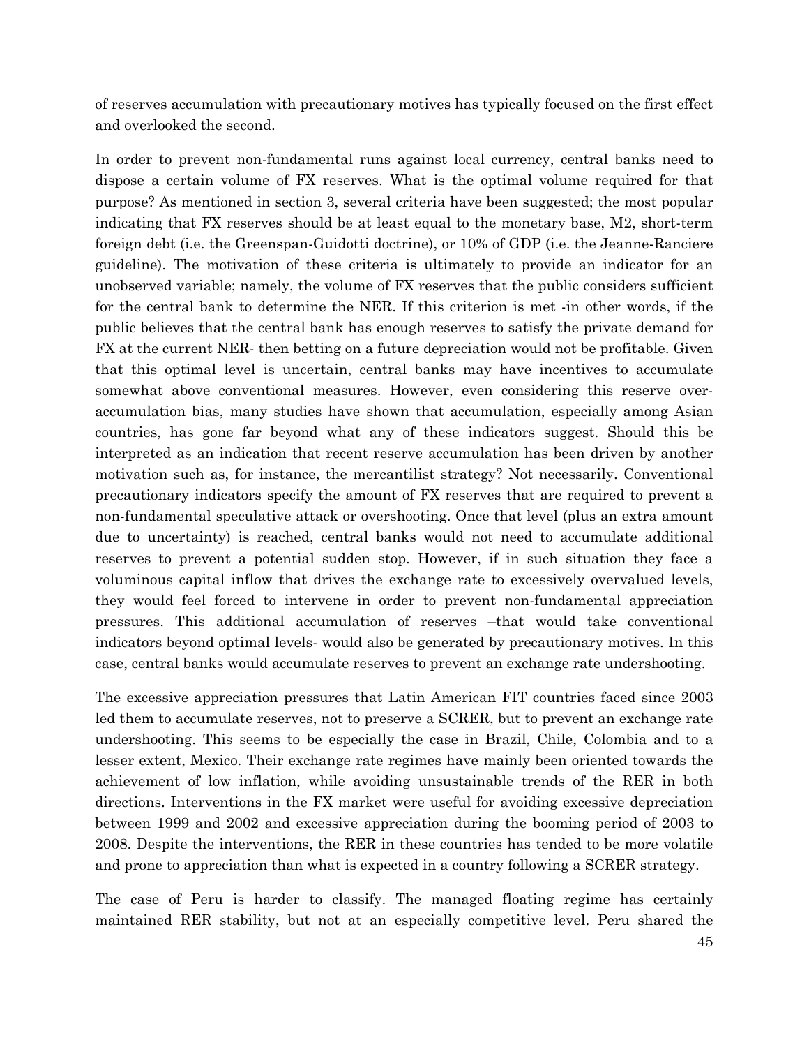of reserves accumulation with precautionary motives has typically focused on the first effect and overlooked the second.

In order to prevent non-fundamental runs against local currency, central banks need to dispose a certain volume of FX reserves. What is the optimal volume required for that purpose? As mentioned in section 3, several criteria have been suggested; the most popular indicating that FX reserves should be at least equal to the monetary base, M2, short-term foreign debt (i.e. the Greenspan-Guidotti doctrine), or 10% of GDP (i.e. the Jeanne-Ranciere guideline). The motivation of these criteria is ultimately to provide an indicator for an unobserved variable; namely, the volume of FX reserves that the public considers sufficient for the central bank to determine the NER. If this criterion is met -in other words, if the public believes that the central bank has enough reserves to satisfy the private demand for FX at the current NER- then betting on a future depreciation would not be profitable. Given that this optimal level is uncertain, central banks may have incentives to accumulate somewhat above conventional measures. However, even considering this reserve over-accumulation bias, many studies have shown that accumulation, especially among Asian countries, has gone far beyond what any of these indicators suggest. Should this be interpreted as an indication that recent reserve accumulation has been driven by another motivation such as, for instance, the mercantilist strategy? Not necessarily. Conventional precautionary indicators specify the amount of FX reserves that are required to prevent a non-fundamental speculative attack or overshooting. Once that level (plus an extra amount due to uncertainty) is reached, central banks would not need to accumulate additional reserves to prevent a potential sudden stop. However, if in such situation they face a voluminous capital inflow that drives the exchange rate to excessively overvalued levels, they would feel forced to intervene in order to prevent non-fundamental appreciation pressures. This additional accumulation of reserves –that would take conventional indicators beyond optimal levels- would also be generated by precautionary motives. In this case, central banks would accumulate reserves to prevent an exchange rate undershooting.

The excessive appreciation pressures that Latin American FIT countries faced since 2003 led them to accumulate reserves, not to preserve a SCRER, but to prevent an exchange rate undershooting. This seems to be especially the case in Brazil, Chile, Colombia and to a lesser extent, Mexico. Their exchange rate regimes have mainly been oriented towards the achievement of low inflation, while avoiding unsustainable trends of the RER in both directions. Interventions in the FX market were useful for avoiding excessive depreciation between 1999 and 2002 and excessive appreciation during the booming period of 2003 to 2008. Despite the interventions, the RER in these countries has tended to be more volatile and prone to appreciation than what is expected in a country following a SCRER strategy.

The case of Peru is harder to classify. The managed floating regime has certainly maintained RER stability, but not at an especially competitive level. Peru shared the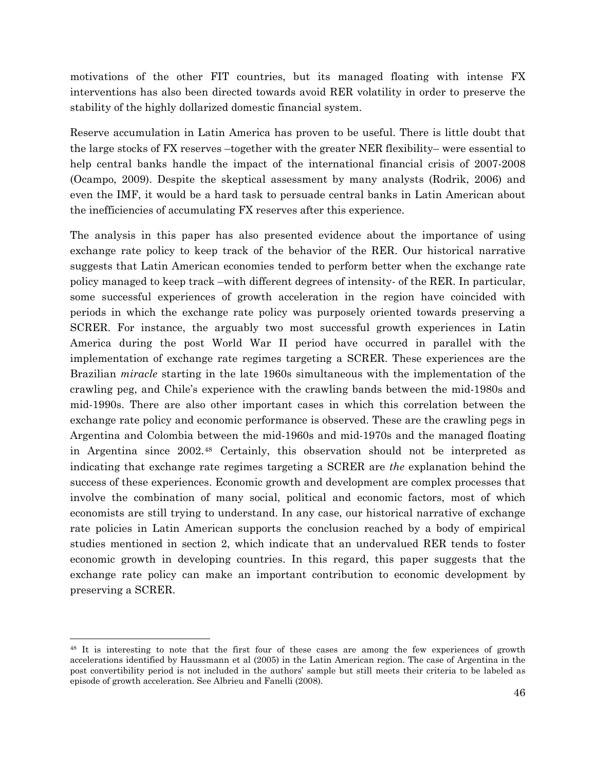motivations of the other FIT countries, but its managed floating with intense FX interventions has also been directed towards avoid RER volatility in order to preserve the stability of the highly dollarized domestic financial system.

Reserve accumulation in Latin America has proven to be useful. There is little doubt that the large stocks of FX reserves –together with the greater NER flexibility– were essential to help central banks handle the impact of the international financial crisis of 2007-2008 (Ocampo, 2009). Despite the skeptical assessment by many analysts (Rodrik, 2006) and even the IMF, it would be a hard task to persuade central banks in Latin American about the inefficiencies of accumulating FX reserves after this experience.

The analysis in this paper has also presented evidence about the importance of using exchange rate policy to keep track of the behavior of the RER. Our historical narrative suggests that Latin American economies tended to perform better when the exchange rate policy managed to keep track –with different degrees of intensity- of the RER. In particular, some successful experiences of growth acceleration in the region have coincided with periods in which the exchange rate policy was purposely oriented towards preserving a SCRER. For instance, the arguably two most successful growth experiences in Latin America during the post World War II period have occurred in parallel with the implementation of exchange rate regimes targeting a SCRER. These experiences are the Brazilian *miracle* starting in the late 1960s simultaneous with the implementation of the crawling peg, and Chile's experience with the crawling bands between the mid-1980s and mid-1990s. There are also other important cases in which this correlation between the exchange rate policy and economic performance is observed. These are the crawling pegs in Argentina and Colombia between the mid-1960s and mid-1970s and the managed floating in Argentina since 2002.[48] Certainly, this observation should not be interpreted as indicating that exchange rate regimes targeting a SCRER are *the* explanation behind the success of these experiences. Economic growth and development are complex processes that involve the combination of many social, political and economic factors, most of which economists are still trying to understand. In any case, our historical narrative of exchange rate policies in Latin American supports the conclusion reached by a body of empirical studies mentioned in section 2, which indicate that an undervalued RER tends to foster economic growth in developing countries. In this regard, this paper suggests that the exchange rate policy can make an important contribution to economic development by preserving a SCRER.

[48] It is interesting to note that the first four of these cases are among the few experiences of growth accelerations identified by Haussmann et al (2005) in the Latin American region. The case of Argentina in the post convertibility period is not included in the authors' sample but still meets their criteria to be labeled as episode of growth acceleration. See Albrieu and Fanelli (2008).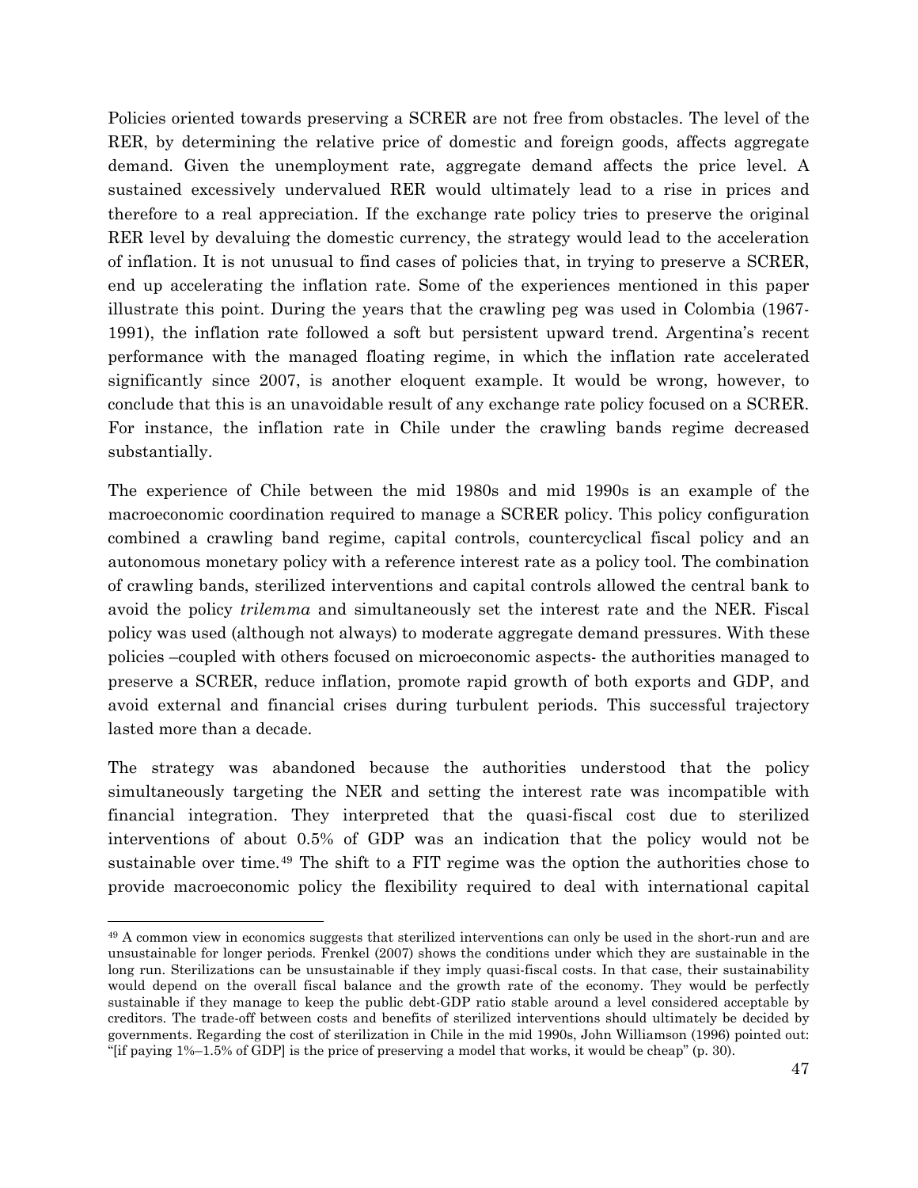Policies oriented towards preserving a SCRER are not free from obstacles. The level of the RER, by determining the relative price of domestic and foreign goods, affects aggregate demand. Given the unemployment rate, aggregate demand affects the price level. A sustained excessively undervalued RER would ultimately lead to a rise in prices and therefore to a real appreciation. If the exchange rate policy tries to preserve the original RER level by devaluing the domestic currency, the strategy would lead to the acceleration of inflation. It is not unusual to find cases of policies that, in trying to preserve a SCRER, end up accelerating the inflation rate. Some of the experiences mentioned in this paper illustrate this point. During the years that the crawling peg was used in Colombia (1967-1991), the inflation rate followed a soft but persistent upward trend. Argentina's recent performance with the managed floating regime, in which the inflation rate accelerated significantly since 2007, is another eloquent example. It would be wrong, however, to conclude that this is an unavoidable result of any exchange rate policy focused on a SCRER. For instance, the inflation rate in Chile under the crawling bands regime decreased substantially.

The experience of Chile between the mid 1980s and mid 1990s is an example of the macroeconomic coordination required to manage a SCRER policy. This policy configuration combined a crawling band regime, capital controls, countercyclical fiscal policy and an autonomous monetary policy with a reference interest rate as a policy tool. The combination of crawling bands, sterilized interventions and capital controls allowed the central bank to avoid the policy *trilemma* and simultaneously set the interest rate and the NER. Fiscal policy was used (although not always) to moderate aggregate demand pressures. With these policies –coupled with others focused on microeconomic aspects- the authorities managed to preserve a SCRER, reduce inflation, promote rapid growth of both exports and GDP, and avoid external and financial crises during turbulent periods. This successful trajectory lasted more than a decade.

The strategy was abandoned because the authorities understood that the policy simultaneously targeting the NER and setting the interest rate was incompatible with financial integration. They interpreted that the quasi-fiscal cost due to sterilized interventions of about 0.5% of GDP was an indication that the policy would not be sustainable over time.[49] The shift to a FIT regime was the option the authorities chose to provide macroeconomic policy the flexibility required to deal with international capital

[49] A common view in economics suggests that sterilized interventions can only be used in the short-run and are unsustainable for longer periods. Frenkel (2007) shows the conditions under which they are sustainable in the long run. Sterilizations can be unsustainable if they imply quasi-fiscal costs. In that case, their sustainability would depend on the overall fiscal balance and the growth rate of the economy. They would be perfectly sustainable if they manage to keep the public debt-GDP ratio stable around a level considered acceptable by creditors. The trade-off between costs and benefits of sterilized interventions should ultimately be decided by governments. Regarding the cost of sterilization in Chile in the mid 1990s, John Williamson (1996) pointed out: "[if paying 1%–1.5% of GDP] is the price of preserving a model that works, it would be cheap" (p. 30).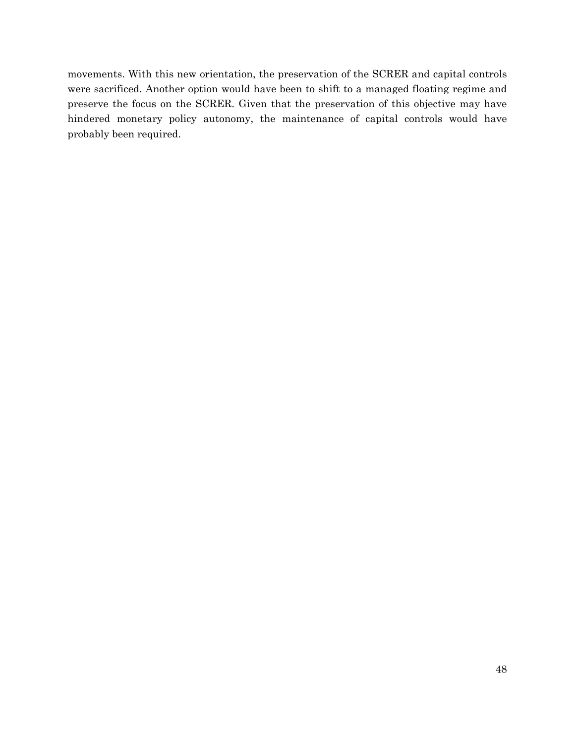movements. With this new orientation, the preservation of the SCRER and capital controls were sacrificed. Another option would have been to shift to a managed floating regime and preserve the focus on the SCRER. Given that the preservation of this objective may have hindered monetary policy autonomy, the maintenance of capital controls would have probably been required.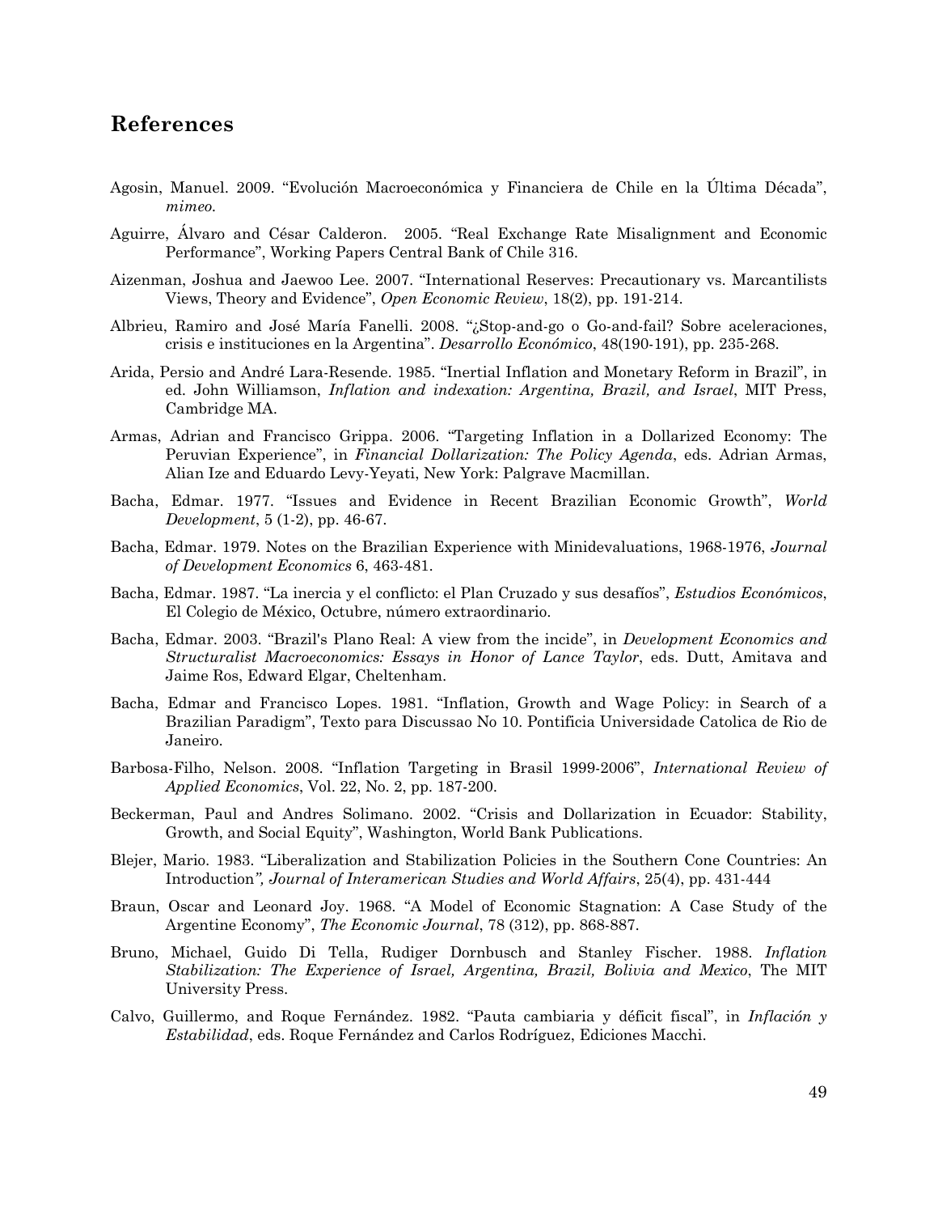## References

Agosin, Manuel. 2009. "Evolución Macroeconómica y Financiera de Chile en la Última Década", *mimeo.*

Aguirre, Álvaro and César Calderon. 2005. "Real Exchange Rate Misalignment and Economic Performance", Working Papers Central Bank of Chile 316.

Aizenman, Joshua and Jaewoo Lee. 2007. "International Reserves: Precautionary vs. Marcantilists Views, Theory and Evidence", *Open Economic Review*, 18(2), pp. 191-214.

Albrieu, Ramiro and José María Fanelli. 2008. "¿Stop-and-go o Go-and-fail? Sobre aceleraciones, crisis e instituciones en la Argentina". *Desarrollo Económico*, 48(190-191), pp. 235-268.

Arida, Persio and André Lara-Resende. 1985. "Inertial Inflation and Monetary Reform in Brazil", in ed. John Williamson, *Inflation and indexation: Argentina, Brazil, and Israel*, MIT Press, Cambridge MA.

Armas, Adrian and Francisco Grippa. 2006. "Targeting Inflation in a Dollarized Economy: The Peruvian Experience", in *Financial Dollarization: The Policy Agenda*, eds. Adrian Armas, Alian Ize and Eduardo Levy-Yeyati, New York: Palgrave Macmillan.

Bacha, Edmar. 1977. "Issues and Evidence in Recent Brazilian Economic Growth", *World Development*, 5 (1-2), pp. 46-67.

Bacha, Edmar. 1979. Notes on the Brazilian Experience with Minidevaluations, 1968-1976, *Journal of Development Economics* 6, 463-481.

Bacha, Edmar. 1987. "La inercia y el conflicto: el Plan Cruzado y sus desafíos", *Estudios Económicos*, El Colegio de México, Octubre, número extraordinario.

Bacha, Edmar. 2003. "Brazil's Plano Real: A view from the incide", in *Development Economics and Structuralist Macroeconomics: Essays in Honor of Lance Taylor*, eds. Dutt, Amitava and Jaime Ros, Edward Elgar, Cheltenham.

Bacha, Edmar and Francisco Lopes. 1981. "Inflation, Growth and Wage Policy: in Search of a Brazilian Paradigm", Texto para Discussao No 10. Pontificia Universidade Catolica de Rio de Janeiro.

Barbosa-Filho, Nelson. 2008. "Inflation Targeting in Brasil 1999-2006", *International Review of Applied Economics*, Vol. 22, No. 2, pp. 187-200.

Beckerman, Paul and Andres Solimano. 2002. "Crisis and Dollarization in Ecuador: Stability, Growth, and Social Equity", Washington, World Bank Publications.

Blejer, Mario. 1983. "Liberalization and Stabilization Policies in the Southern Cone Countries: An Introduction*", Journal of Interamerican Studies and World Affairs*, 25(4), pp. 431-444

Braun, Oscar and Leonard Joy. 1968. "A Model of Economic Stagnation: A Case Study of the Argentine Economy", *The Economic Journal*, 78 (312), pp. 868-887.

Bruno, Michael, Guido Di Tella, Rudiger Dornbusch and Stanley Fischer. 1988. *Inflation Stabilization: The Experience of Israel, Argentina, Brazil, Bolivia and Mexico*, The MIT University Press.

Calvo, Guillermo, and Roque Fernández. 1982. "Pauta cambiaria y déficit fiscal", in *Inflación y Estabilidad*, eds. Roque Fernández and Carlos Rodríguez, Ediciones Macchi.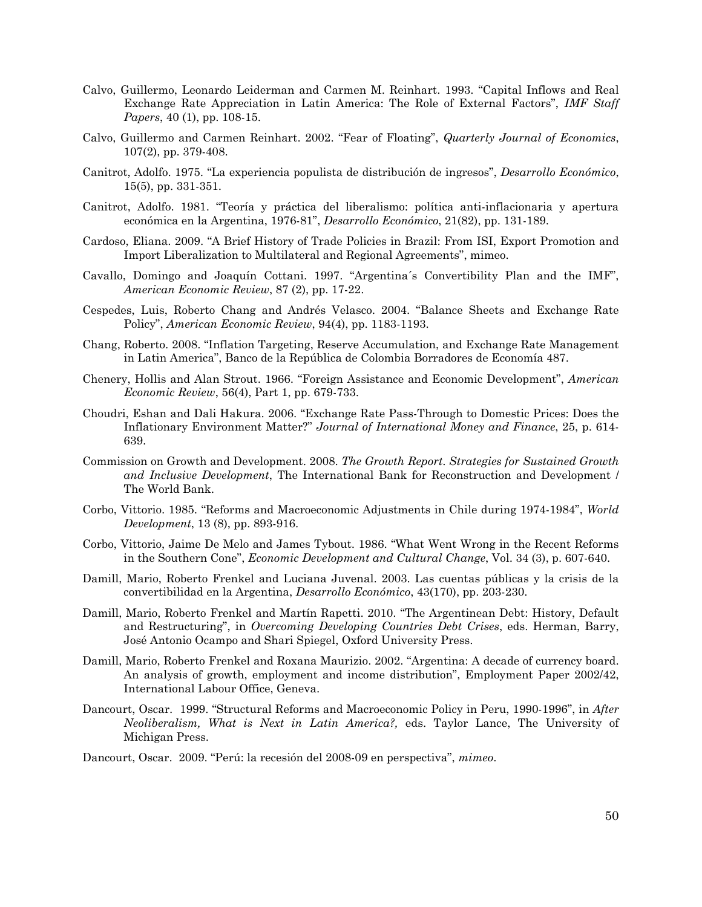Calvo, Guillermo, Leonardo Leiderman and Carmen M. Reinhart. 1993. "Capital Inflows and Real Exchange Rate Appreciation in Latin America: The Role of External Factors", *IMF Staff Papers*, 40 (1), pp. 108-15.

Calvo, Guillermo and Carmen Reinhart. 2002. "Fear of Floating", *Quarterly Journal of Economics*, 107(2), pp. 379-408.

Canitrot, Adolfo. 1975. "La experiencia populista de distribución de ingresos", *Desarrollo Económico*, 15(5), pp. 331-351.

Canitrot, Adolfo. 1981. "Teoría y práctica del liberalismo: política anti-inflacionaria y apertura económica en la Argentina, 1976-81", *Desarrollo Económico*, 21(82), pp. 131-189.

Cardoso, Eliana. 2009. "A Brief History of Trade Policies in Brazil: From ISI, Export Promotion and Import Liberalization to Multilateral and Regional Agreements", mimeo.

Cavallo, Domingo and Joaquín Cottani. 1997. "Argentina´s Convertibility Plan and the IMF", *American Economic Review*, 87 (2), pp. 17-22.

Cespedes, Luis, Roberto Chang and Andrés Velasco. 2004. "Balance Sheets and Exchange Rate Policy", *American Economic Review*, 94(4), pp. 1183-1193.

Chang, Roberto. 2008. "Inflation Targeting, Reserve Accumulation, and Exchange Rate Management in Latin America", Banco de la República de Colombia Borradores de Economía 487.

Chenery, Hollis and Alan Strout. 1966. "Foreign Assistance and Economic Development", *American Economic Review*, 56(4), Part 1, pp. 679-733.

Choudri, Eshan and Dali Hakura. 2006. "Exchange Rate Pass-Through to Domestic Prices: Does the Inflationary Environment Matter?" *Journal of International Money and Finance*, 25, p. 614-639.

Commission on Growth and Development. 2008. *The Growth Report. Strategies for Sustained Growth and Inclusive Development*, The International Bank for Reconstruction and Development / The World Bank.

Corbo, Vittorio. 1985. "Reforms and Macroeconomic Adjustments in Chile during 1974-1984", *World Development*, 13 (8), pp. 893-916.

Corbo, Vittorio, Jaime De Melo and James Tybout. 1986. "What Went Wrong in the Recent Reforms in the Southern Cone", *Economic Development and Cultural Change*, Vol. 34 (3), p. 607-640.

Damill, Mario, Roberto Frenkel and Luciana Juvenal. 2003. Las cuentas públicas y la crisis de la convertibilidad en la Argentina, *Desarrollo Económico*, 43(170), pp. 203-230.

Damill, Mario, Roberto Frenkel and Martín Rapetti. 2010. "The Argentinean Debt: History, Default and Restructuring", in *Overcoming Developing Countries Debt Crises*, eds. Herman, Barry, José Antonio Ocampo and Shari Spiegel, Oxford University Press.

Damill, Mario, Roberto Frenkel and Roxana Maurizio. 2002. "Argentina: A decade of currency board. An analysis of growth, employment and income distribution", Employment Paper 2002/42, International Labour Office, Geneva.

Dancourt, Oscar. 1999. "Structural Reforms and Macroeconomic Policy in Peru, 1990-1996", in *After Neoliberalism, What is Next in Latin America?,* eds. Taylor Lance, The University of Michigan Press.

Dancourt, Oscar. 2009. "Perú: la recesión del 2008-09 en perspectiva", *mimeo*.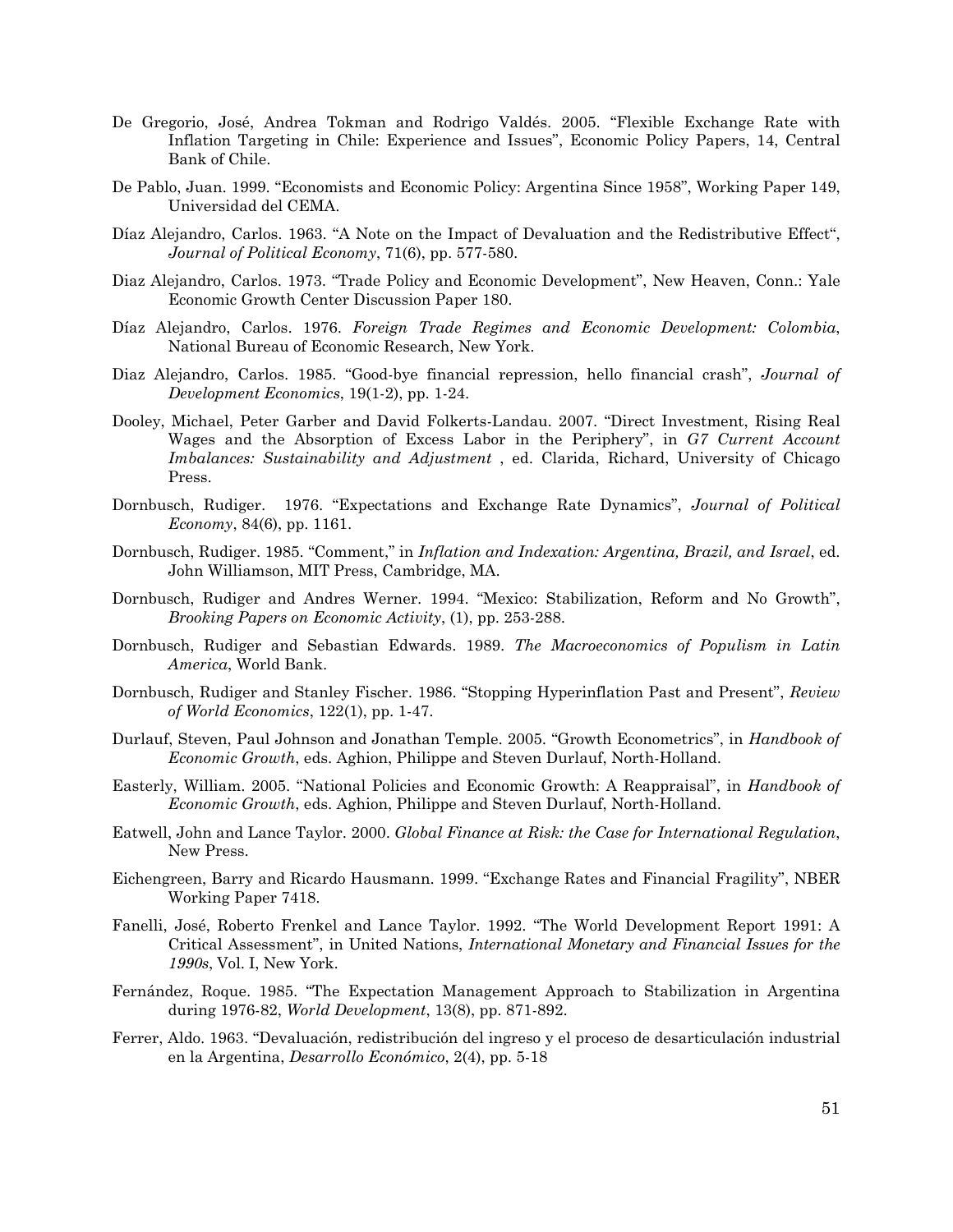De Gregorio, José, Andrea Tokman and Rodrigo Valdés. 2005. "Flexible Exchange Rate with Inflation Targeting in Chile: Experience and Issues", Economic Policy Papers, 14, Central Bank of Chile.

De Pablo, Juan. 1999. "Economists and Economic Policy: Argentina Since 1958", Working Paper 149, Universidad del CEMA.

Díaz Alejandro, Carlos. 1963. "A Note on the Impact of Devaluation and the Redistributive Effect", *Journal of Political Economy*, 71(6), pp. 577-580.

Diaz Alejandro, Carlos. 1973. "Trade Policy and Economic Development", New Heaven, Conn.: Yale Economic Growth Center Discussion Paper 180.

Díaz Alejandro, Carlos. 1976. *Foreign Trade Regimes and Economic Development: Colombia*, National Bureau of Economic Research, New York.

Diaz Alejandro, Carlos. 1985. "Good-bye financial repression, hello financial crash", *Journal of Development Economics*, 19(1-2), pp. 1-24.

Dooley, Michael, Peter Garber and David Folkerts-Landau. 2007. "Direct Investment, Rising Real Wages and the Absorption of Excess Labor in the Periphery", in *G7 Current Account Imbalances: Sustainability and Adjustment* , ed. Clarida, Richard, University of Chicago Press.

Dornbusch, Rudiger. 1976. "Expectations and Exchange Rate Dynamics", *Journal of Political Economy*, 84(6), pp. 1161.

Dornbusch, Rudiger. 1985. "Comment," in *Inflation and Indexation: Argentina, Brazil, and Israel*, ed. John Williamson, MIT Press, Cambridge, MA.

Dornbusch, Rudiger and Andres Werner. 1994. "Mexico: Stabilization, Reform and No Growth", *Brooking Papers on Economic Activity*, (1), pp. 253-288.

Dornbusch, Rudiger and Sebastian Edwards. 1989. *The Macroeconomics of Populism in Latin America*, World Bank.

Dornbusch, Rudiger and Stanley Fischer. 1986. "Stopping Hyperinflation Past and Present", *Review of World Economics*, 122(1), pp. 1-47.

Durlauf, Steven, Paul Johnson and Jonathan Temple. 2005. "Growth Econometrics", in *Handbook of Economic Growth*, eds. Aghion, Philippe and Steven Durlauf, North-Holland.

Easterly, William. 2005. "National Policies and Economic Growth: A Reappraisal", in *Handbook of Economic Growth*, eds. Aghion, Philippe and Steven Durlauf, North-Holland.

Eatwell, John and Lance Taylor. 2000. *Global Finance at Risk: the Case for International Regulation*, New Press.

Eichengreen, Barry and Ricardo Hausmann. 1999. "Exchange Rates and Financial Fragility", NBER Working Paper 7418.

Fanelli, José, Roberto Frenkel and Lance Taylor. 1992. "The World Development Report 1991: A Critical Assessment", in United Nations, *International Monetary and Financial Issues for the 1990s*, Vol. I, New York.

Fernández, Roque. 1985. "The Expectation Management Approach to Stabilization in Argentina during 1976-82, *World Development*, 13(8), pp. 871-892.

Ferrer, Aldo. 1963. "Devaluación, redistribución del ingreso y el proceso de desarticulación industrial en la Argentina, *Desarrollo Económico*, 2(4), pp. 5-18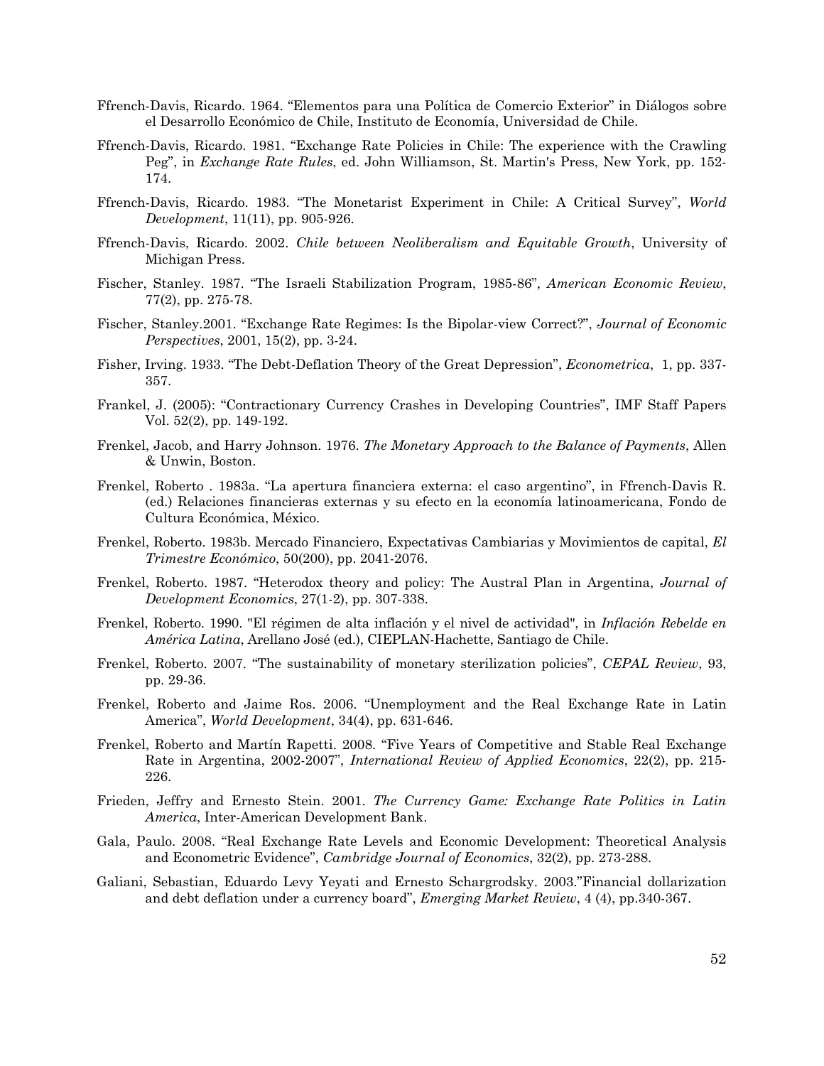Ffrench-Davis, Ricardo. 1964. "Elementos para una Política de Comercio Exterior" in Diálogos sobre el Desarrollo Económico de Chile, Instituto de Economía, Universidad de Chile.

Ffrench-Davis, Ricardo. 1981. "Exchange Rate Policies in Chile: The experience with the Crawling Peg", in *Exchange Rate Rules*, ed. John Williamson, St. Martin's Press, New York, pp. 152-174.

Ffrench-Davis, Ricardo. 1983. "The Monetarist Experiment in Chile: A Critical Survey", *World Development*, 11(11), pp. 905-926.

Ffrench-Davis, Ricardo. 2002. *Chile between Neoliberalism and Equitable Growth*, University of Michigan Press.

Fischer, Stanley. 1987. "The Israeli Stabilization Program, 1985-86", *American Economic Review*, 77(2), pp. 275-78.

Fischer, Stanley.2001. "Exchange Rate Regimes: Is the Bipolar-view Correct?", *Journal of Economic Perspectives*, 2001, 15(2), pp. 3-24.

Fisher, Irving. 1933. "The Debt-Deflation Theory of the Great Depression", *Econometrica*, 1, pp. 337-357.

Frankel, J. (2005): "Contractionary Currency Crashes in Developing Countries", IMF Staff Papers Vol. 52(2), pp. 149-192.

Frenkel, Jacob, and Harry Johnson. 1976. *The Monetary Approach to the Balance of Payments*, Allen & Unwin, Boston.

Frenkel, Roberto . 1983a. "La apertura financiera externa: el caso argentino", in Ffrench-Davis R. (ed.) Relaciones financieras externas y su efecto en la economía latinoamericana, Fondo de Cultura Económica, México.

Frenkel, Roberto. 1983b. Mercado Financiero, Expectativas Cambiarias y Movimientos de capital, *El Trimestre Económico*, 50(200), pp. 2041-2076.

Frenkel, Roberto. 1987. "Heterodox theory and policy: The Austral Plan in Argentina, *Journal of Development Economics*, 27(1-2), pp. 307-338.

Frenkel, Roberto. 1990. "El régimen de alta inflación y el nivel de actividad", in *Inflación Rebelde en América Latina*, Arellano José (ed.), CIEPLAN-Hachette, Santiago de Chile.

Frenkel, Roberto. 2007. "The sustainability of monetary sterilization policies", *CEPAL Review*, 93, pp. 29-36.

Frenkel, Roberto and Jaime Ros. 2006. "Unemployment and the Real Exchange Rate in Latin America", *World Development*, 34(4), pp. 631-646.

Frenkel, Roberto and Martín Rapetti. 2008. "Five Years of Competitive and Stable Real Exchange Rate in Argentina, 2002-2007", *International Review of Applied Economics*, 22(2), pp. 215-226.

Frieden, Jeffry and Ernesto Stein. 2001. *The Currency Game: Exchange Rate Politics in Latin America*, Inter-American Development Bank.

Gala, Paulo. 2008. "Real Exchange Rate Levels and Economic Development: Theoretical Analysis and Econometric Evidence", *Cambridge Journal of Economics*, 32(2), pp. 273-288.

Galiani, Sebastian, Eduardo Levy Yeyati and Ernesto Schargrodsky. 2003."Financial dollarization and debt deflation under a currency board", *Emerging Market Review*, 4 (4), pp.340-367.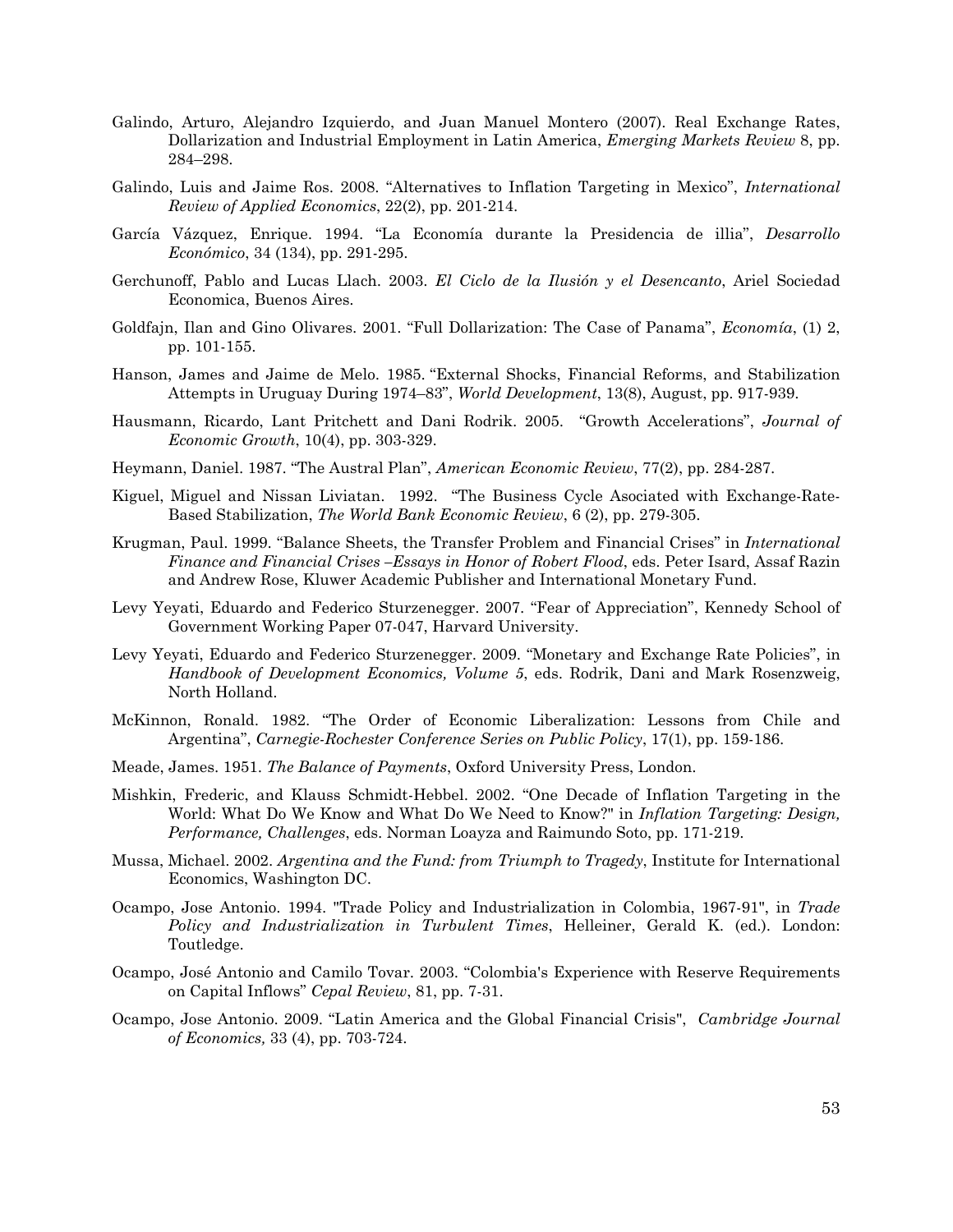Galindo, Arturo, Alejandro Izquierdo, and Juan Manuel Montero (2007). Real Exchange Rates, Dollarization and Industrial Employment in Latin America, *Emerging Markets Review* 8, pp. 284–298.

Galindo, Luis and Jaime Ros. 2008. "Alternatives to Inflation Targeting in Mexico", *International Review of Applied Economics*, 22(2), pp. 201-214.

García Vázquez, Enrique. 1994. "La Economía durante la Presidencia de illia", *Desarrollo Económico*, 34 (134), pp. 291-295.

Gerchunoff, Pablo and Lucas Llach. 2003. *El Ciclo de la Ilusión y el Desencanto*, Ariel Sociedad Economica, Buenos Aires.

Goldfajn, Ilan and Gino Olivares. 2001. "Full Dollarization: The Case of Panama", *Economía*, (1) 2, pp. 101-155.

Hanson, James and Jaime de Melo. 1985. "External Shocks, Financial Reforms, and Stabilization Attempts in Uruguay During 1974–83", *World Development*, 13(8), August, pp. 917-939.

Hausmann, Ricardo, Lant Pritchett and Dani Rodrik. 2005. "Growth Accelerations", *Journal of Economic Growth*, 10(4), pp. 303-329.

Heymann, Daniel. 1987. "The Austral Plan", *American Economic Review*, 77(2), pp. 284-287.

Kiguel, Miguel and Nissan Liviatan. 1992. "The Business Cycle Asociated with Exchange-Rate-Based Stabilization, *The World Bank Economic Review*, 6 (2), pp. 279-305.

Krugman, Paul. 1999. "Balance Sheets, the Transfer Problem and Financial Crises" in *International Finance and Financial Crises –Essays in Honor of Robert Flood*, eds. Peter Isard, Assaf Razin and Andrew Rose, Kluwer Academic Publisher and International Monetary Fund.

Levy Yeyati, Eduardo and Federico Sturzenegger. 2007. "Fear of Appreciation", Kennedy School of Government Working Paper 07-047, Harvard University.

Levy Yeyati, Eduardo and Federico Sturzenegger. 2009. "Monetary and Exchange Rate Policies", in *Handbook of Development Economics, Volume 5*, eds. Rodrik, Dani and Mark Rosenzweig, North Holland.

McKinnon, Ronald. 1982. "The Order of Economic Liberalization: Lessons from Chile and Argentina", *Carnegie-Rochester Conference Series on Public Policy*, 17(1), pp. 159-186.

Meade, James. 1951. *The Balance of Payments*, Oxford University Press, London.

Mishkin, Frederic, and Klauss Schmidt-Hebbel. 2002. "One Decade of Inflation Targeting in the World: What Do We Know and What Do We Need to Know?" in *Inflation Targeting: Design, Performance, Challenges*, eds. Norman Loayza and Raimundo Soto, pp. 171-219.

Mussa, Michael. 2002. *Argentina and the Fund: from Triumph to Tragedy*, Institute for International Economics, Washington DC.

Ocampo, Jose Antonio. 1994. "Trade Policy and Industrialization in Colombia, 1967-91", in *Trade Policy and Industrialization in Turbulent Times*, Helleiner, Gerald K. (ed.). London: Toutledge.

Ocampo, José Antonio and Camilo Tovar. 2003. "Colombia's Experience with Reserve Requirements on Capital Inflows" *Cepal Review*, 81, pp. 7-31.

Ocampo, Jose Antonio. 2009. "Latin America and the Global Financial Crisis", *Cambridge Journal of Economics,* 33 (4), pp. 703-724.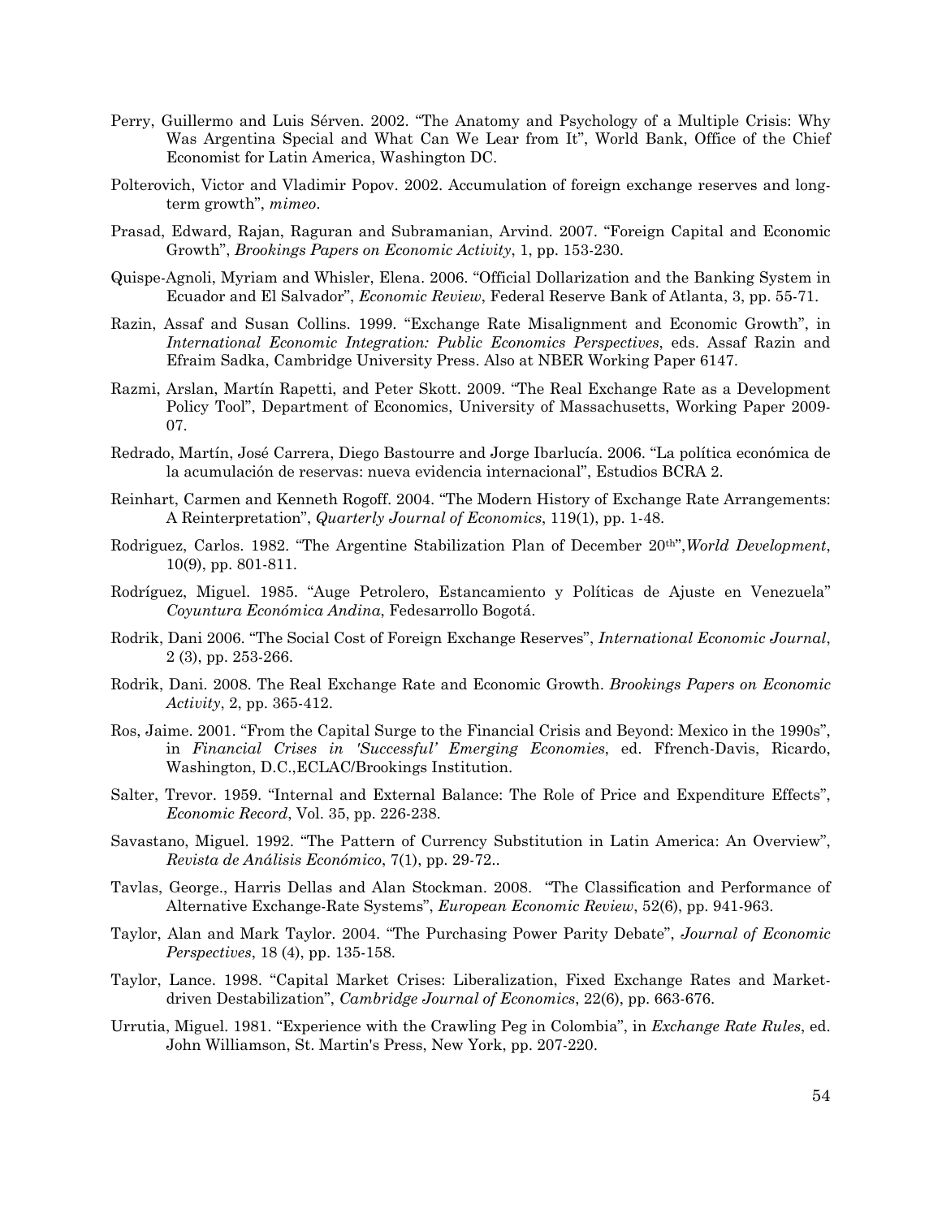Perry, Guillermo and Luis Sérven. 2002. "The Anatomy and Psychology of a Multiple Crisis: Why Was Argentina Special and What Can We Lear from It", World Bank, Office of the Chief Economist for Latin America, Washington DC.

Polterovich, Victor and Vladimir Popov. 2002. Accumulation of foreign exchange reserves and long-term growth", *mimeo*.

Prasad, Edward, Rajan, Raguran and Subramanian, Arvind. 2007. "Foreign Capital and Economic Growth", *Brookings Papers on Economic Activity*, 1, pp. 153-230.

Quispe-Agnoli, Myriam and Whisler, Elena. 2006. "Official Dollarization and the Banking System in Ecuador and El Salvador", *Economic Review*, Federal Reserve Bank of Atlanta, 3, pp. 55-71.

Razin, Assaf and Susan Collins. 1999. "Exchange Rate Misalignment and Economic Growth", in *International Economic Integration: Public Economics Perspectives*, eds. Assaf Razin and Efraim Sadka, Cambridge University Press. Also at NBER Working Paper 6147.

Razmi, Arslan, Martín Rapetti, and Peter Skott. 2009. "The Real Exchange Rate as a Development Policy Tool", Department of Economics, University of Massachusetts, Working Paper 2009-07.

Redrado, Martín, José Carrera, Diego Bastourre and Jorge Ibarlucía. 2006. "La política económica de la acumulación de reservas: nueva evidencia internacional", Estudios BCRA 2.

Reinhart, Carmen and Kenneth Rogoff. 2004. "The Modern History of Exchange Rate Arrangements: A Reinterpretation", *Quarterly Journal of Economics*, 119(1), pp. 1-48.

Rodriguez, Carlos. 1982. "The Argentine Stabilization Plan of December 20th",*World Development*, 10(9), pp. 801-811.

Rodríguez, Miguel. 1985. "Auge Petrolero, Estancamiento y Políticas de Ajuste en Venezuela" *Coyuntura Económica Andina*, Fedesarrollo Bogotá.

Rodrik, Dani 2006. "The Social Cost of Foreign Exchange Reserves", *International Economic Journal*, 2 (3), pp. 253-266.

Rodrik, Dani. 2008. The Real Exchange Rate and Economic Growth. *Brookings Papers on Economic Activity*, 2, pp. 365-412.

Ros, Jaime. 2001. "From the Capital Surge to the Financial Crisis and Beyond: Mexico in the 1990s", in *Financial Crises in 'Successful' Emerging Economies*, ed. Ffrench-Davis, Ricardo, Washington, D.C.,ECLAC/Brookings Institution.

Salter, Trevor. 1959. "Internal and External Balance: The Role of Price and Expenditure Effects", *Economic Record*, Vol. 35, pp. 226-238.

Savastano, Miguel. 1992. "The Pattern of Currency Substitution in Latin America: An Overview", *Revista de Análisis Económico*, 7(1), pp. 29-72..

Tavlas, George., Harris Dellas and Alan Stockman. 2008. "The Classification and Performance of Alternative Exchange-Rate Systems", *European Economic Review*, 52(6), pp. 941-963.

Taylor, Alan and Mark Taylor. 2004. "The Purchasing Power Parity Debate", *Journal of Economic Perspectives*, 18 (4), pp. 135-158.

Taylor, Lance. 1998. "Capital Market Crises: Liberalization, Fixed Exchange Rates and Market-driven Destabilization", *Cambridge Journal of Economics*, 22(6), pp. 663-676.

Urrutia, Miguel. 1981. "Experience with the Crawling Peg in Colombia", in *Exchange Rate Rules*, ed. John Williamson, St. Martin's Press, New York, pp. 207-220.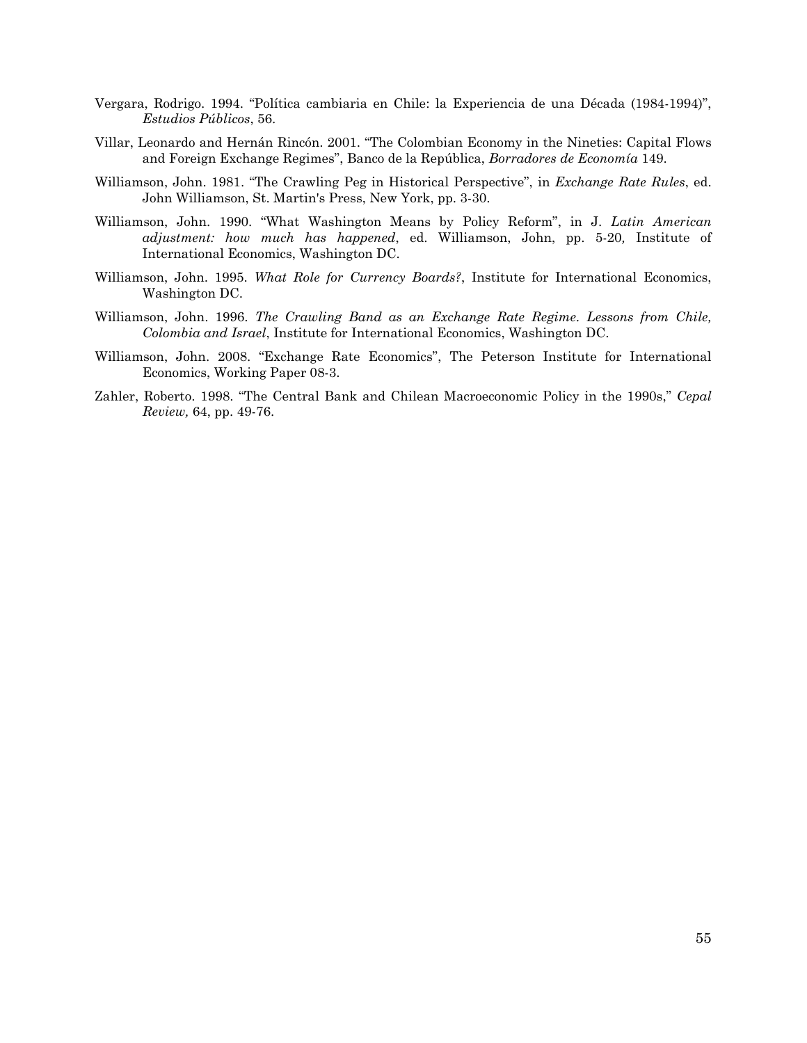Vergara, Rodrigo. 1994. "Política cambiaria en Chile: la Experiencia de una Década (1984-1994)", *Estudios Públicos*, 56.

Villar, Leonardo and Hernán Rincón. 2001. "The Colombian Economy in the Nineties: Capital Flows and Foreign Exchange Regimes", Banco de la República, *Borradores de Economía* 149.

Williamson, John. 1981. "The Crawling Peg in Historical Perspective", in *Exchange Rate Rules*, ed. John Williamson, St. Martin's Press, New York, pp. 3-30.

Williamson, John. 1990. "What Washington Means by Policy Reform", in J. *Latin American adjustment: how much has happened*, ed. Williamson, John, pp. 5-20, Institute of International Economics, Washington DC.

Williamson, John. 1995. *What Role for Currency Boards?*, Institute for International Economics, Washington DC.

Williamson, John. 1996. *The Crawling Band as an Exchange Rate Regime. Lessons from Chile, Colombia and Israel*, Institute for International Economics, Washington DC.

Williamson, John. 2008. "Exchange Rate Economics", The Peterson Institute for International Economics, Working Paper 08-3.

Zahler, Roberto. 1998. "The Central Bank and Chilean Macroeconomic Policy in the 1990s," *Cepal Review,* 64, pp. 49-76.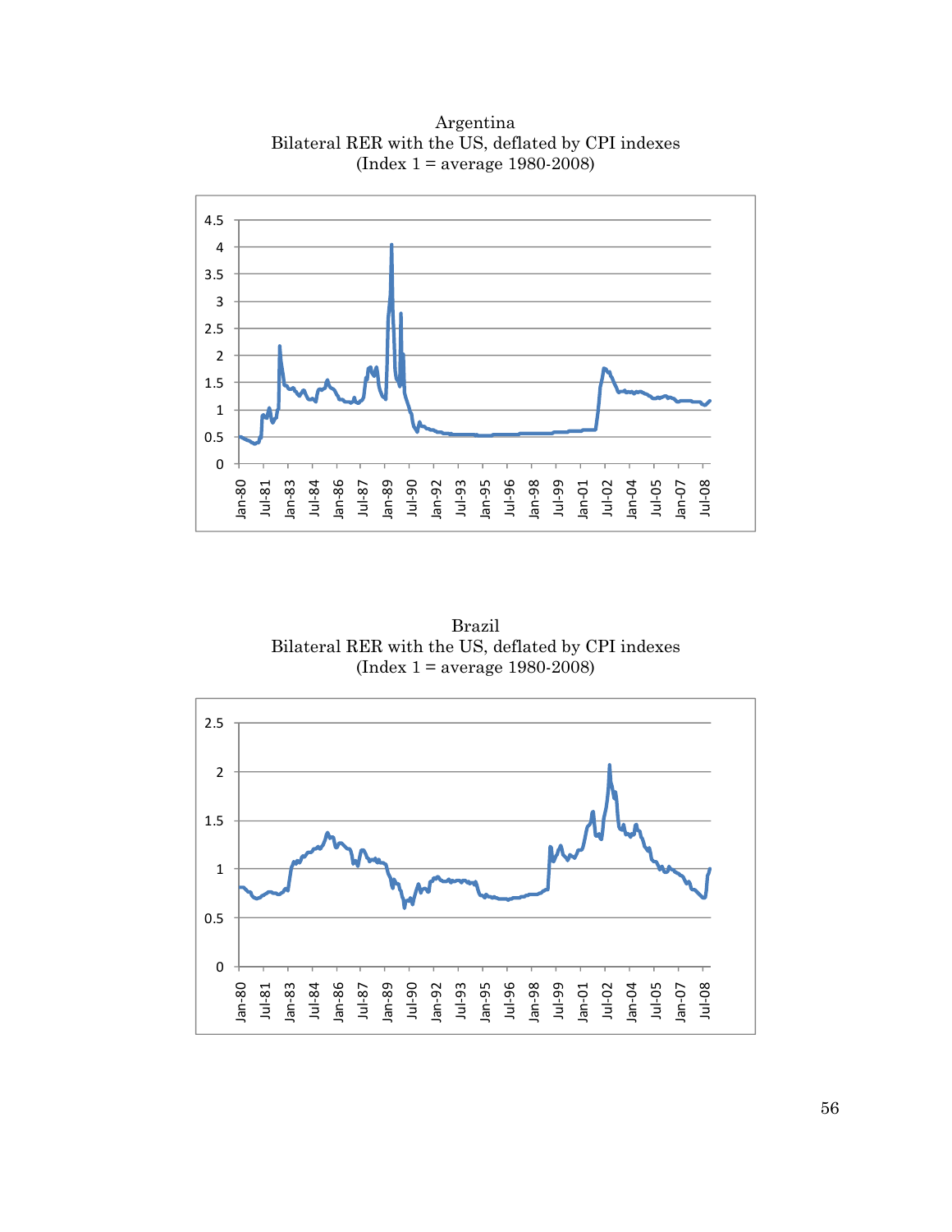Argentina
Bilateral RER with the US, deflated by CPI indexes
(Index 1 = average 1980-2008)

4.5
4
3.5
3
2.5
2
1.5
1
0.5
0

Jan-80
Jul-81
Jan-83
Jul-84
Jan-86
Jul-87
Jan-89
Jul-90
Jan-92
Jul-93
Jan-95
Jul-96
Jan-98
Jul-99
Jan-01
Jul-02
Jan-04
Jul-05
Jan-07
Jul-08

Brazil
Bilateral RER with the US, deflated by CPI indexes
(Index 1 = average 1980-2008)

2.5
2
1.5
1
0.5
0

Jan-80
Jul-81
Jan-83
Jul-84
Jan-86
Jul-87
Jan-89
Jul-90
Jan-92
Jul-93
Jan-95
Jul-96
Jan-98
Jul-99
Jan-01
Jul-02
Jan-04
Jul-05
Jan-07
Jul-08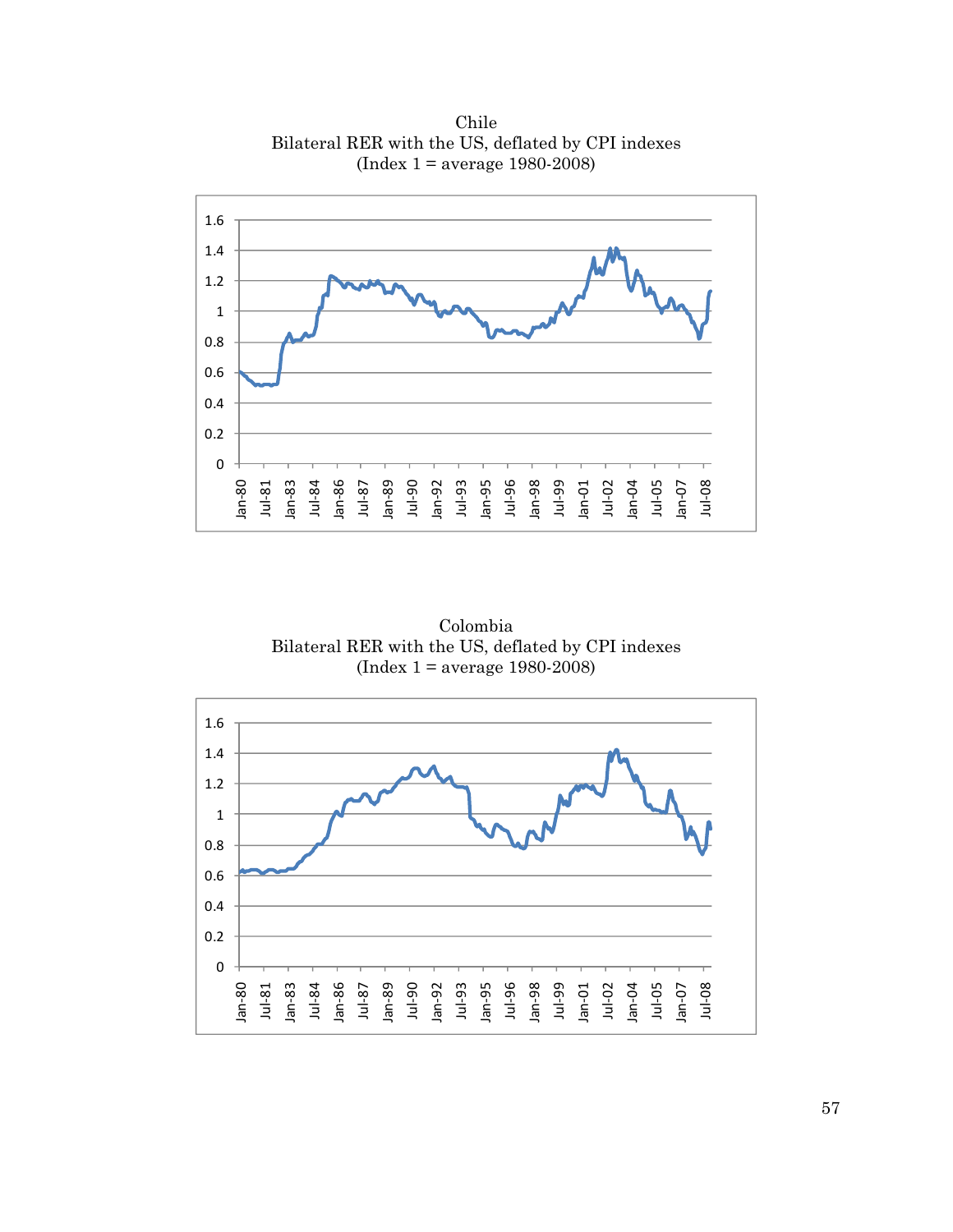Chile
Bilateral RER with the US, deflated by CPI indexes
(Index 1 = average 1980-2008)

1.6
1.4
1.2
1
0.8
0.6
0.4
0.2
0

Jan-80
Jul-81
Jan-83
Jul-84
Jan-86
Jul-87
Jan-89
Jul-90
Jan-92
Jul-93
Jan-95
Jul-96
Jan-98
Jul-99
Jan-01
Jul-02
Jan-04
Jul-05
Jan-07
Jul-08

Colombia
Bilateral RER with the US, deflated by CPI indexes
(Index 1 = average 1980-2008)

1.6
1.4
1.2
1
0.8
0.6
0.4
0.2
0

Jan-80
Jul-81
Jan-83
Jul-84
Jan-86
Jul-87
Jan-89
Jul-90
Jan-92
Jul-93
Jan-95
Jul-96
Jan-98
Jul-99
Jan-01
Jul-02
Jan-04
Jul-05
Jan-07
Jul-08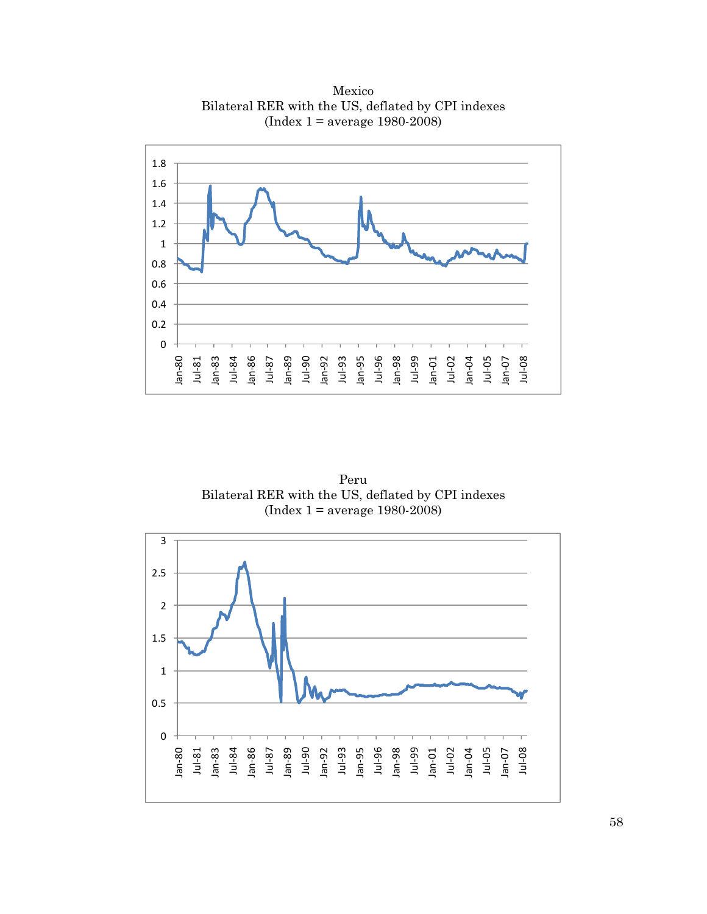Mexico
Bilateral RER with the US, deflated by CPI indexes
(Index 1 = average 1980-2008)

1.8
1.6
1.4
1.2
1
0.8
0.6
0.4
0.2
0

Jan-80 Jul-81 Jan-83 Jul-84 Jan-86 Jul-87 Jan-89 Jul-90 Jan-92 Jul-93 Jan-95 Jul-96 Jan-98 Jul-99 Jan-01 Jul-02 Jan-04 Jul-05 Jan-07 Jul-08

Peru
Bilateral RER with the US, deflated by CPI indexes
(Index 1 = average 1980-2008)

3
2.5
2
1.5
1
0.5
0

Jan-80 Jul-81 Jan-83 Jul-84 Jan-86 Jul-87 Jan-89 Jul-90 Jan-92 Jul-93 Jan-95 Jul-96 Jan-98 Jul-99 Jan-01 Jul-02 Jan-04 Jul-05 Jan-07 Jul-08